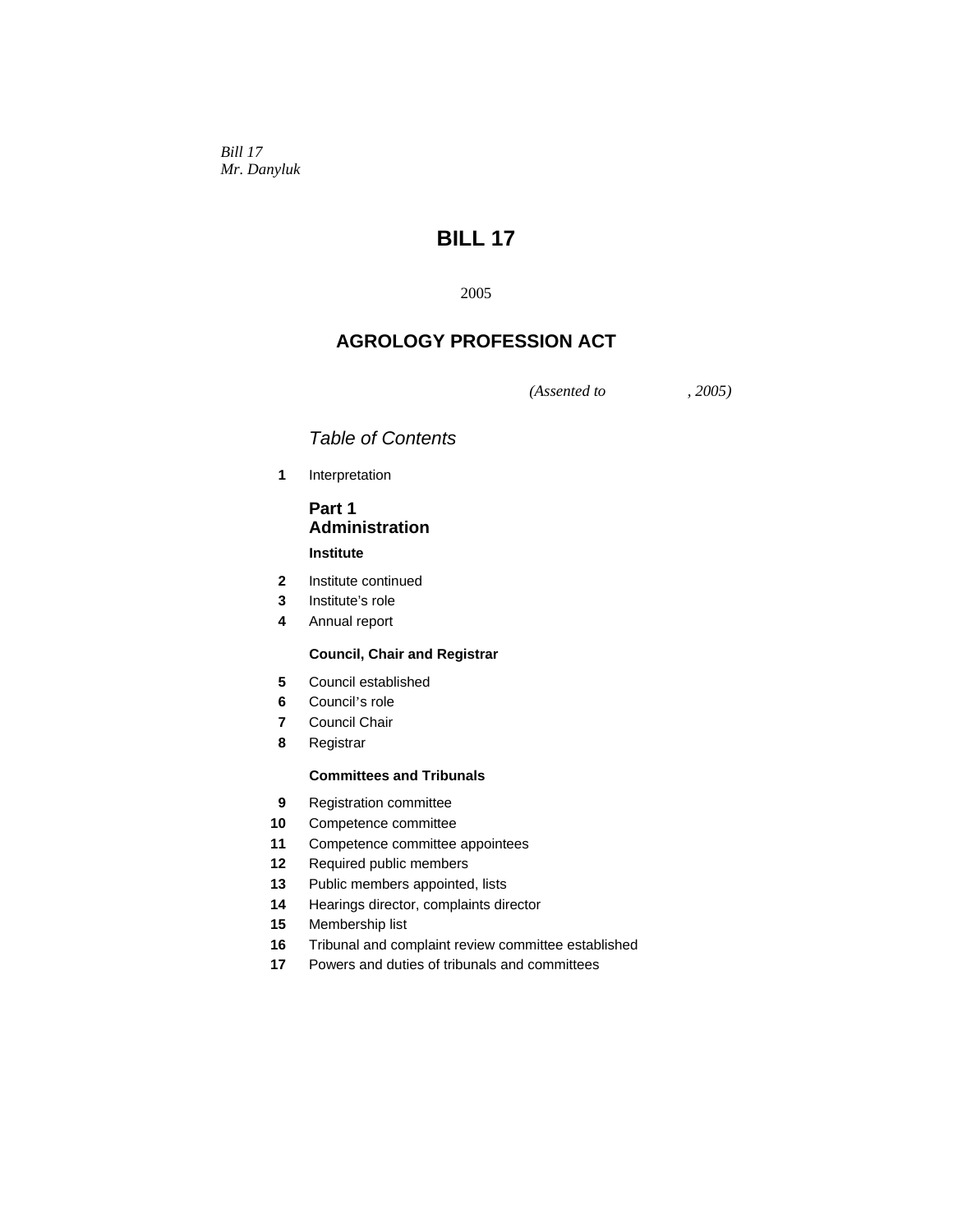*Bill 17*
*Mr. Danyluk*

# BILL 17

2005

## AGROLOGY PROFESSION ACT

*(Assented to , 2005)*

*Table of Contents*

**1** Interpretation

### Part 1 Administration

**Institute**

**2** Institute continued
**3** Institute's role
**4** Annual report

**Council, Chair and Registrar**

**5** Council established
**6** Council's role
**7** Council Chair
**8** Registrar

**Committees and Tribunals**

**9** Registration committee
**10** Competence committee
**11** Competence committee appointees
**12** Required public members
**13** Public members appointed, lists
**14** Hearings director, complaints director
**15** Membership list
**16** Tribunal and complaint review committee established
**17** Powers and duties of tribunals and committees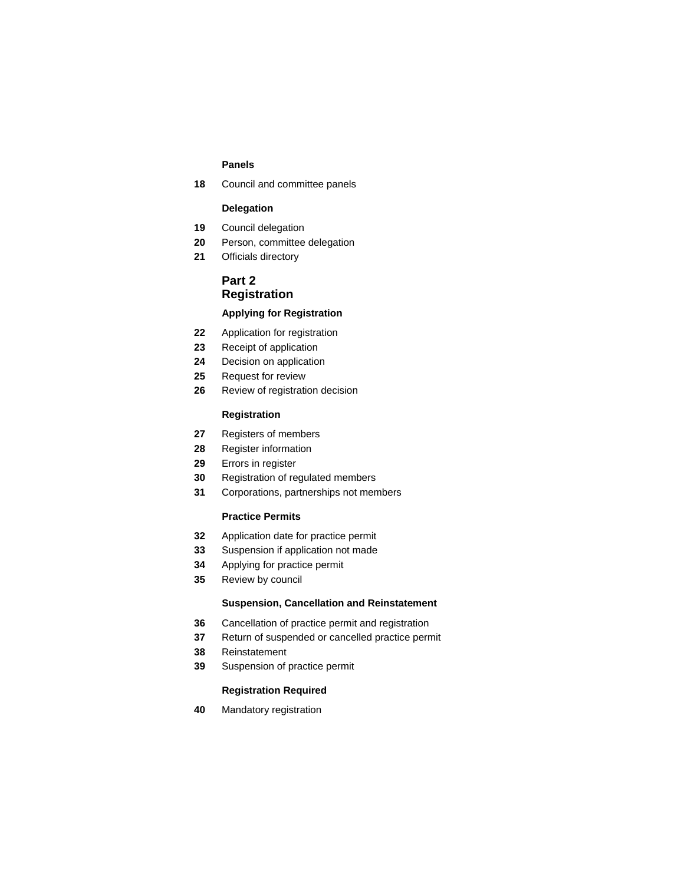**Panels**

**18** Council and committee panels

**Delegation**

**19** Council delegation
**20** Person, committee delegation
**21** Officials directory

## Part 2
## Registration

**Applying for Registration**

**22** Application for registration
**23** Receipt of application
**24** Decision on application
**25** Request for review
**26** Review of registration decision

**Registration**

**27** Registers of members
**28** Register information
**29** Errors in register
**30** Registration of regulated members
**31** Corporations, partnerships not members

**Practice Permits**

**32** Application date for practice permit
**33** Suspension if application not made
**34** Applying for practice permit
**35** Review by council

**Suspension, Cancellation and Reinstatement**

**36** Cancellation of practice permit and registration
**37** Return of suspended or cancelled practice permit
**38** Reinstatement
**39** Suspension of practice permit

**Registration Required**

**40** Mandatory registration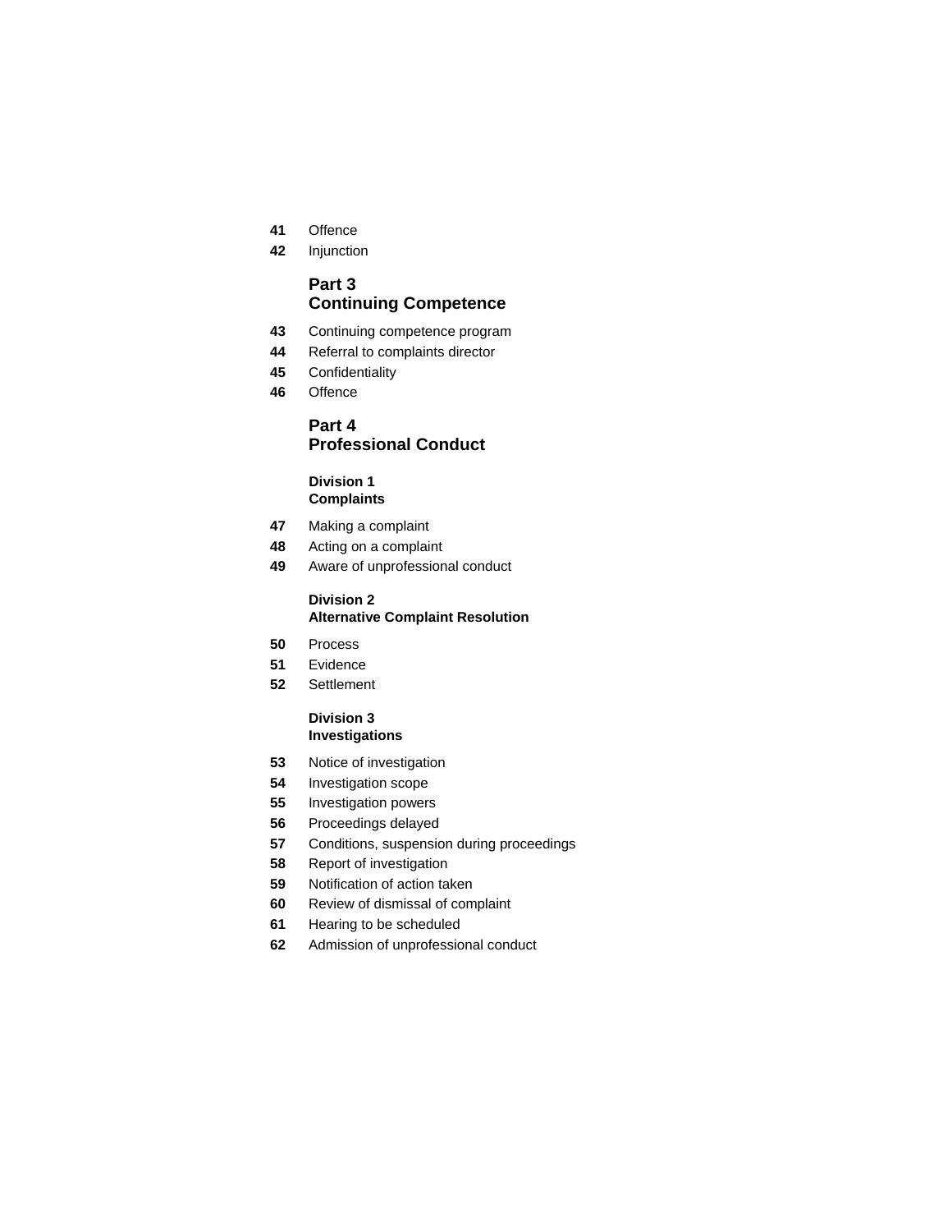**41** Offence

**42** Injunction

## Part 3
## Continuing Competence

**43** Continuing competence program

**44** Referral to complaints director

**45** Confidentiality

**46** Offence

## Part 4
## Professional Conduct

### Division 1
### Complaints

**47** Making a complaint

**48** Acting on a complaint

**49** Aware of unprofessional conduct

### Division 2
### Alternative Complaint Resolution

**50** Process

**51** Evidence

**52** Settlement

### Division 3
### Investigations

**53** Notice of investigation

**54** Investigation scope

**55** Investigation powers

**56** Proceedings delayed

**57** Conditions, suspension during proceedings

**58** Report of investigation

**59** Notification of action taken

**60** Review of dismissal of complaint

**61** Hearing to be scheduled

**62** Admission of unprofessional conduct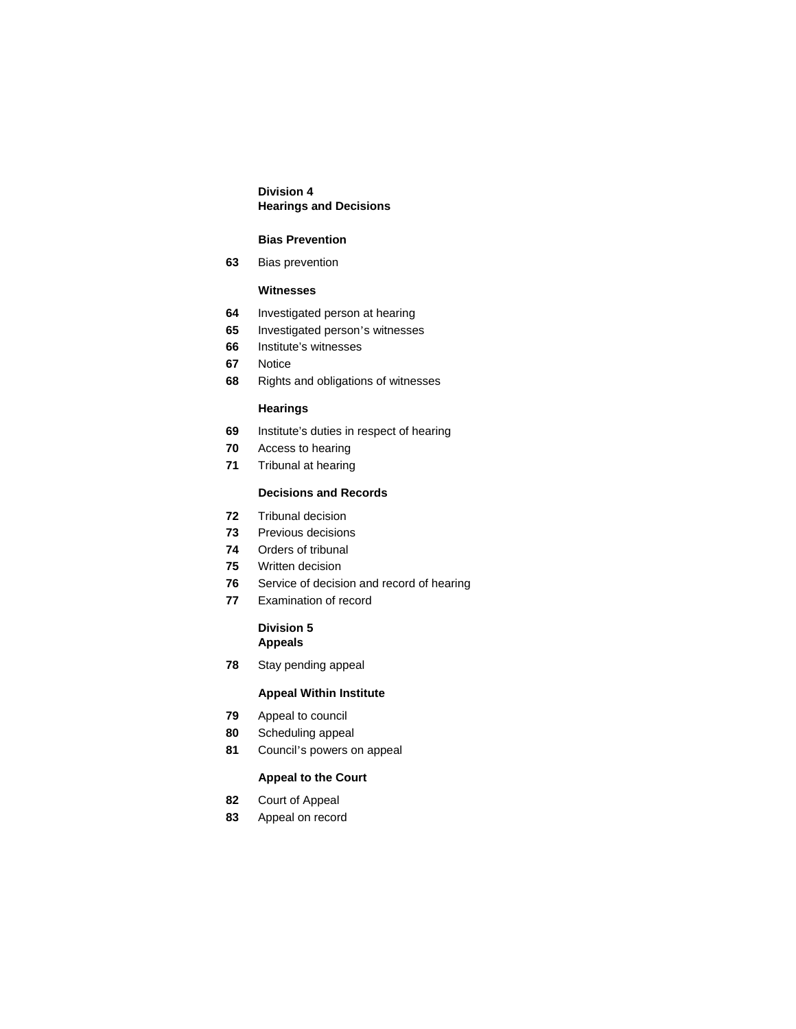**Division 4**
**Hearings and Decisions**

**Bias Prevention**

**63** Bias prevention

**Witnesses**

**64** Investigated person at hearing

**65** Investigated person's witnesses

**66** Institute's witnesses

**67** Notice

**68** Rights and obligations of witnesses

**Hearings**

**69** Institute's duties in respect of hearing

**70** Access to hearing

**71** Tribunal at hearing

**Decisions and Records**

**72** Tribunal decision

**73** Previous decisions

**74** Orders of tribunal

**75** Written decision

**76** Service of decision and record of hearing

**77** Examination of record

**Division 5**
**Appeals**

**78** Stay pending appeal

**Appeal Within Institute**

**79** Appeal to council

**80** Scheduling appeal

**81** Council's powers on appeal

**Appeal to the Court**

**82** Court of Appeal

**83** Appeal on record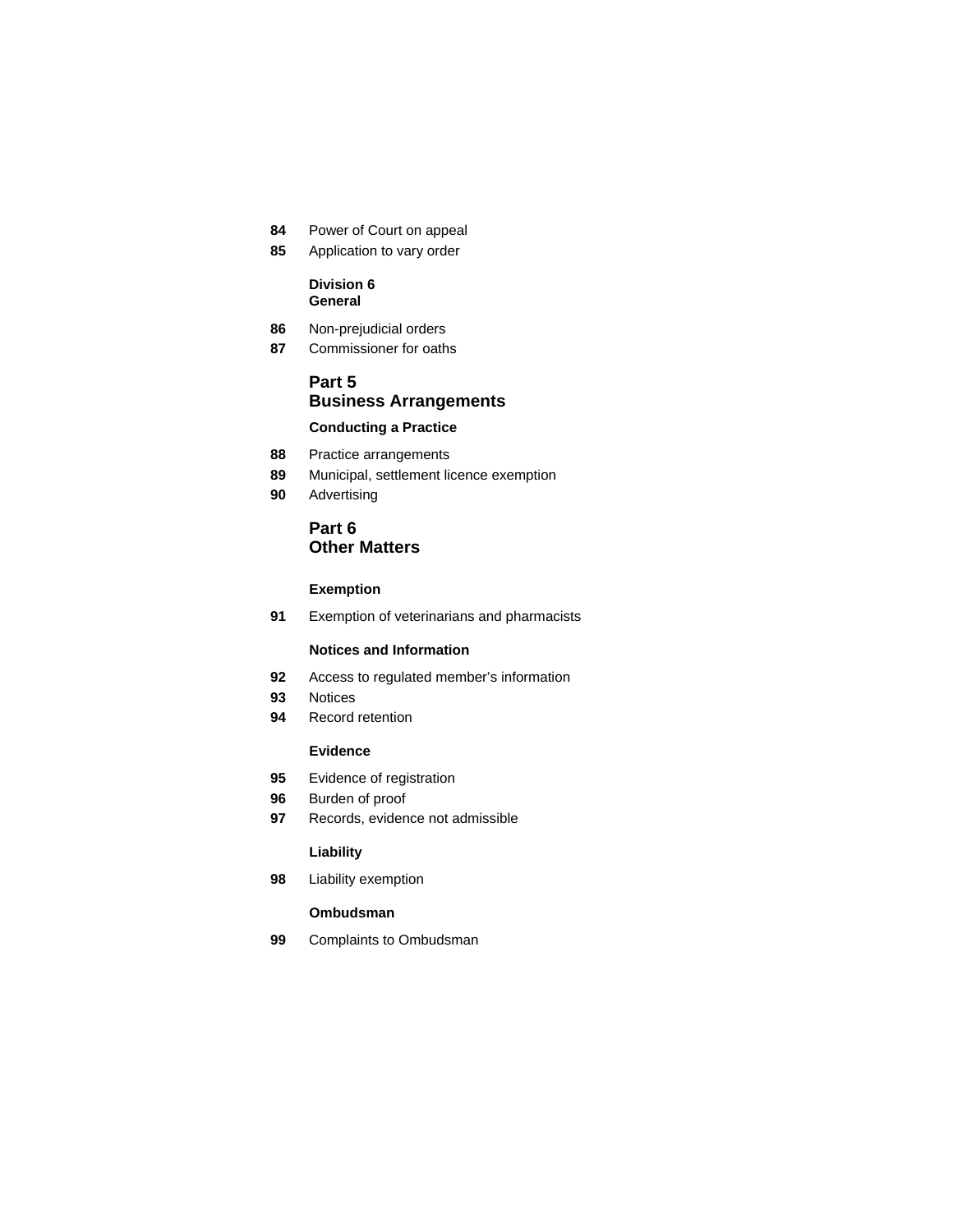**84** Power of Court on appeal

**85** Application to vary order

**Division 6**
**General**

**86** Non-prejudicial orders

**87** Commissioner for oaths

## Part 5
## Business Arrangements

**Conducting a Practice**

**88** Practice arrangements

**89** Municipal, settlement licence exemption

**90** Advertising

## Part 6
## Other Matters

**Exemption**

**91** Exemption of veterinarians and pharmacists

**Notices and Information**

**92** Access to regulated member's information

**93** Notices

**94** Record retention

**Evidence**

**95** Evidence of registration

**96** Burden of proof

**97** Records, evidence not admissible

**Liability**

**98** Liability exemption

**Ombudsman**

**99** Complaints to Ombudsman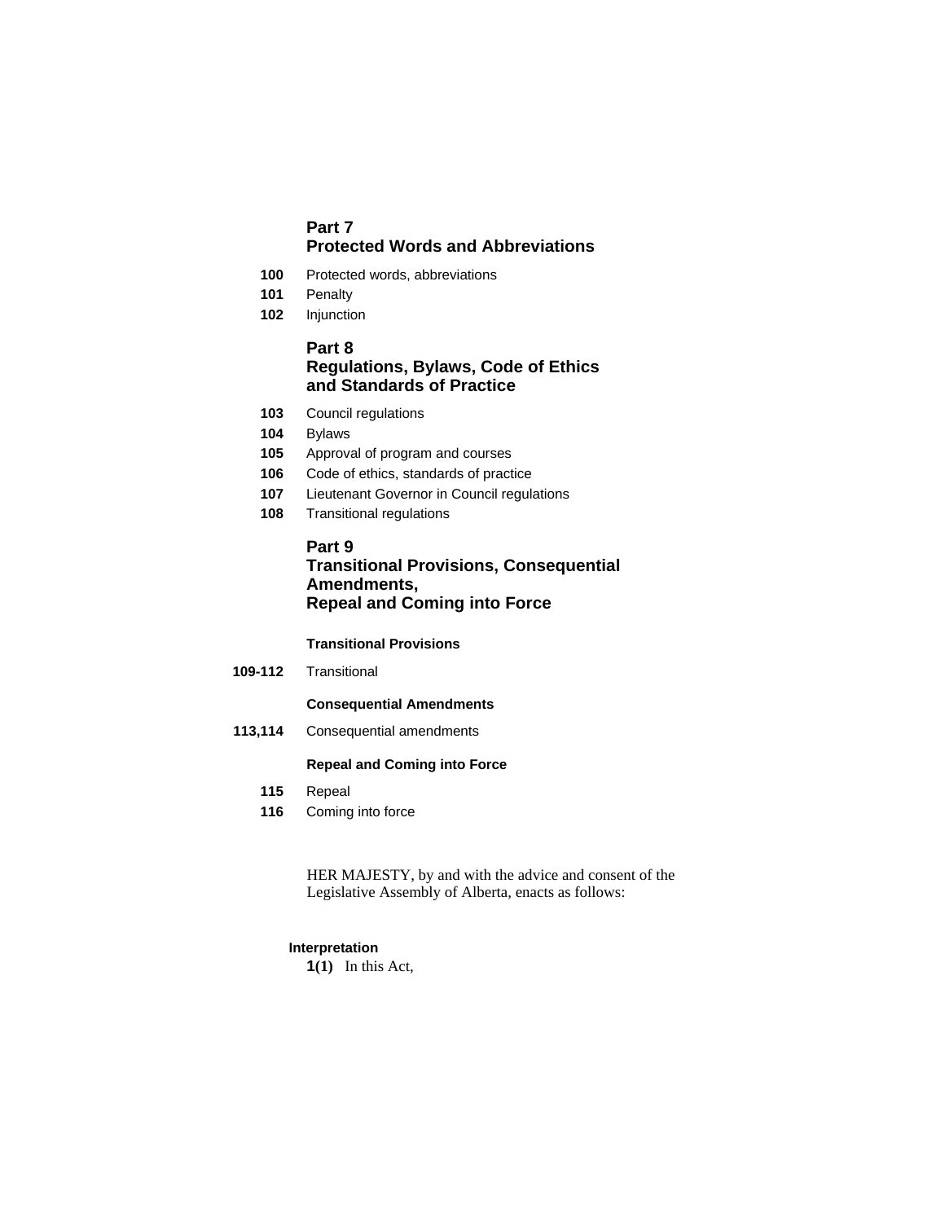## Part 7
## Protected Words and Abbreviations

**100** Protected words, abbreviations

**101** Penalty

**102** Injunction

## Part 8
## Regulations, Bylaws, Code of Ethics and Standards of Practice

**103** Council regulations

**104** Bylaws

**105** Approval of program and courses

**106** Code of ethics, standards of practice

**107** Lieutenant Governor in Council regulations

**108** Transitional regulations

## Part 9
## Transitional Provisions, Consequential Amendments, Repeal and Coming into Force

### Transitional Provisions

**109-112** Transitional

### Consequential Amendments

**113,114** Consequential amendments

### Repeal and Coming into Force

**115** Repeal

**116** Coming into force

HER MAJESTY, by and with the advice and consent of the Legislative Assembly of Alberta, enacts as follows:

**Interpretation**

**1(1)** In this Act,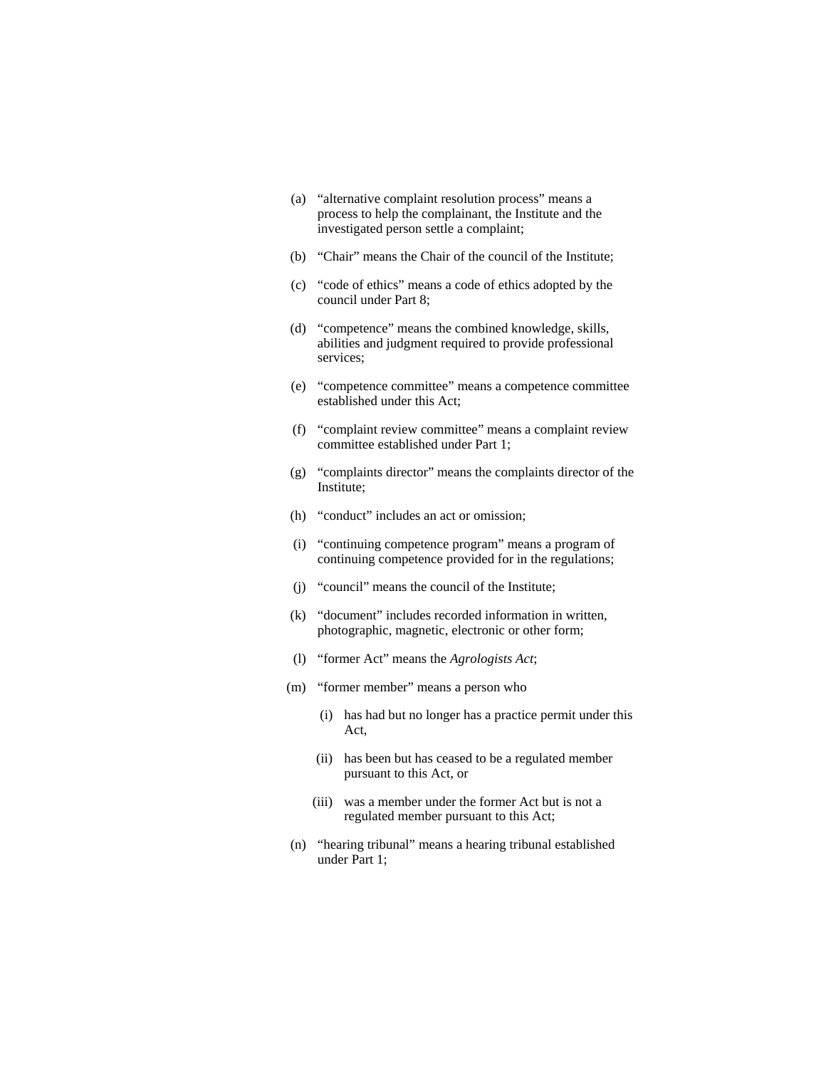(a) “alternative complaint resolution process” means a process to help the complainant, the Institute and the investigated person settle a complaint;

(b) “Chair” means the Chair of the council of the Institute;

(c) “code of ethics” means a code of ethics adopted by the council under Part 8;

(d) “competence” means the combined knowledge, skills, abilities and judgment required to provide professional services;

(e) “competence committee” means a competence committee established under this Act;

(f) “complaint review committee” means a complaint review committee established under Part 1;

(g) “complaints director” means the complaints director of the Institute;

(h) “conduct” includes an act or omission;

(i) “continuing competence program” means a program of continuing competence provided for in the regulations;

(j) “council” means the council of the Institute;

(k) “document” includes recorded information in written, photographic, magnetic, electronic or other form;

(l) “former Act” means the *Agrologists Act*;

(m) “former member” means a person who

(i) has had but no longer has a practice permit under this Act,

(ii) has been but has ceased to be a regulated member pursuant to this Act, or

(iii) was a member under the former Act but is not a regulated member pursuant to this Act;

(n) “hearing tribunal” means a hearing tribunal established under Part 1;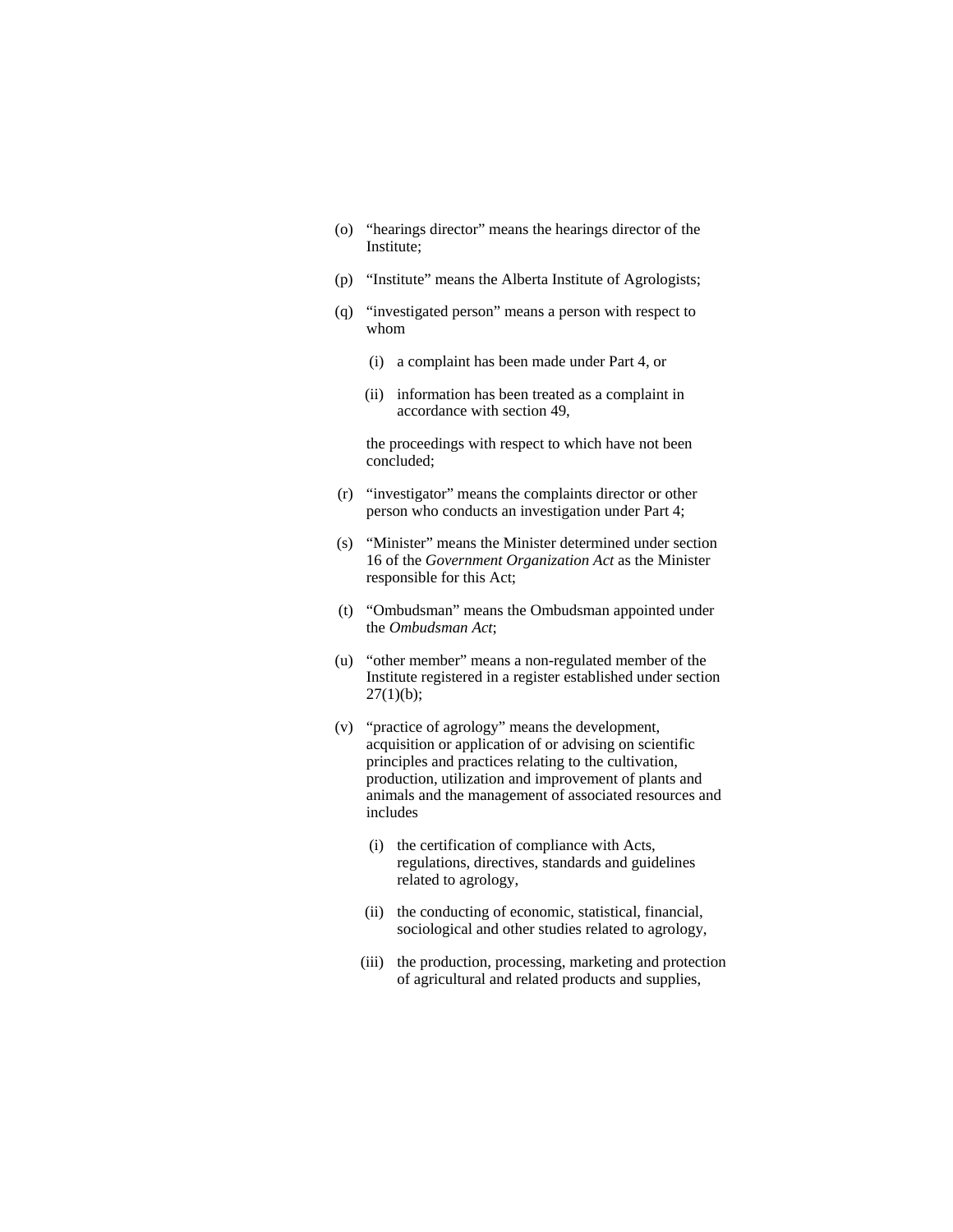(o) "hearings director" means the hearings director of the Institute;

(p) "Institute" means the Alberta Institute of Agrologists;

(q) "investigated person" means a person with respect to whom

  (i) a complaint has been made under Part 4, or

  (ii) information has been treated as a complaint in accordance with section 49,

  the proceedings with respect to which have not been concluded;

(r) "investigator" means the complaints director or other person who conducts an investigation under Part 4;

(s) "Minister" means the Minister determined under section 16 of the *Government Organization Act* as the Minister responsible for this Act;

(t) "Ombudsman" means the Ombudsman appointed under the *Ombudsman Act*;

(u) "other member" means a non-regulated member of the Institute registered in a register established under section 27(1)(b);

(v) "practice of agrology" means the development, acquisition or application of or advising on scientific principles and practices relating to the cultivation, production, utilization and improvement of plants and animals and the management of associated resources and includes

  (i) the certification of compliance with Acts, regulations, directives, standards and guidelines related to agrology,

  (ii) the conducting of economic, statistical, financial, sociological and other studies related to agrology,

  (iii) the production, processing, marketing and protection of agricultural and related products and supplies,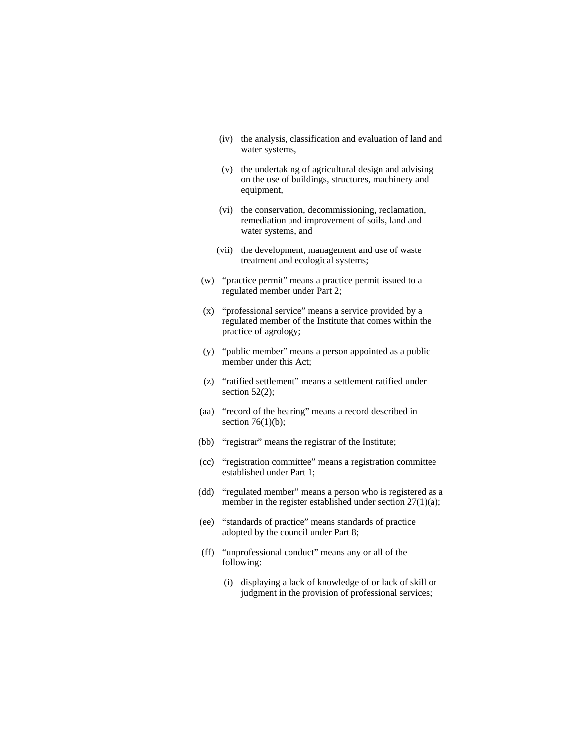(iv) the analysis, classification and evaluation of land and water systems,

(v) the undertaking of agricultural design and advising on the use of buildings, structures, machinery and equipment,

(vi) the conservation, decommissioning, reclamation, remediation and improvement of soils, land and water systems, and

(vii) the development, management and use of waste treatment and ecological systems;

(w) "practice permit" means a practice permit issued to a regulated member under Part 2;

(x) "professional service" means a service provided by a regulated member of the Institute that comes within the practice of agrology;

(y) "public member" means a person appointed as a public member under this Act;

(z) "ratified settlement" means a settlement ratified under section 52(2);

(aa) "record of the hearing" means a record described in section 76(1)(b);

(bb) "registrar" means the registrar of the Institute;

(cc) "registration committee" means a registration committee established under Part 1;

(dd) "regulated member" means a person who is registered as a member in the register established under section 27(1)(a);

(ee) "standards of practice" means standards of practice adopted by the council under Part 8;

(ff) "unprofessional conduct" means any or all of the following:

(i) displaying a lack of knowledge of or lack of skill or judgment in the provision of professional services;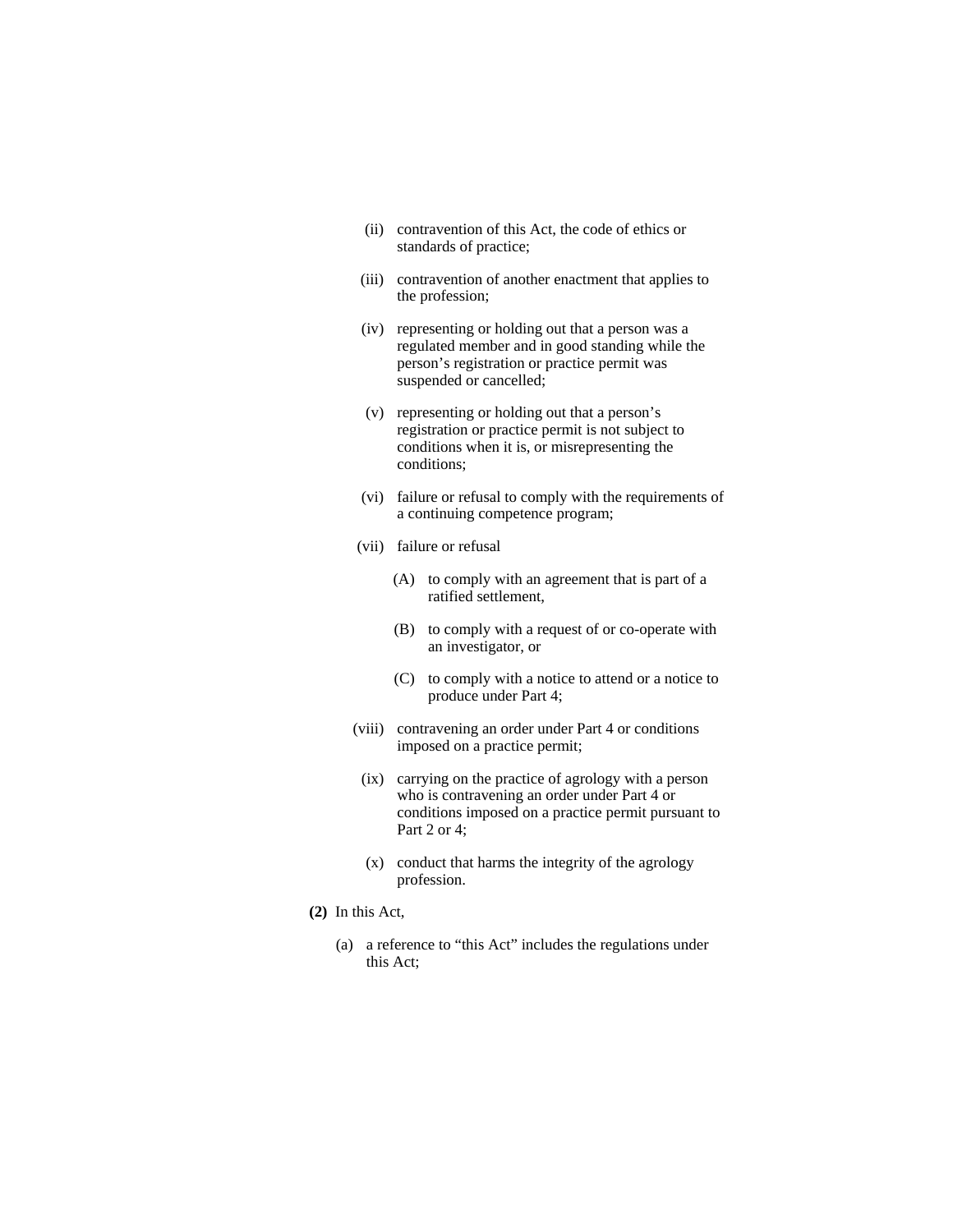(ii) contravention of this Act, the code of ethics or standards of practice;

(iii) contravention of another enactment that applies to the profession;

(iv) representing or holding out that a person was a regulated member and in good standing while the person's registration or practice permit was suspended or cancelled;

(v) representing or holding out that a person's registration or practice permit is not subject to conditions when it is, or misrepresenting the conditions;

(vi) failure or refusal to comply with the requirements of a continuing competence program;

(vii) failure or refusal

(A) to comply with an agreement that is part of a ratified settlement,

(B) to comply with a request of or co-operate with an investigator, or

(C) to comply with a notice to attend or a notice to produce under Part 4;

(viii) contravening an order under Part 4 or conditions imposed on a practice permit;

(ix) carrying on the practice of agrology with a person who is contravening an order under Part 4 or conditions imposed on a practice permit pursuant to Part 2 or 4;

(x) conduct that harms the integrity of the agrology profession.

**(2)** In this Act,

(a) a reference to "this Act" includes the regulations under this Act;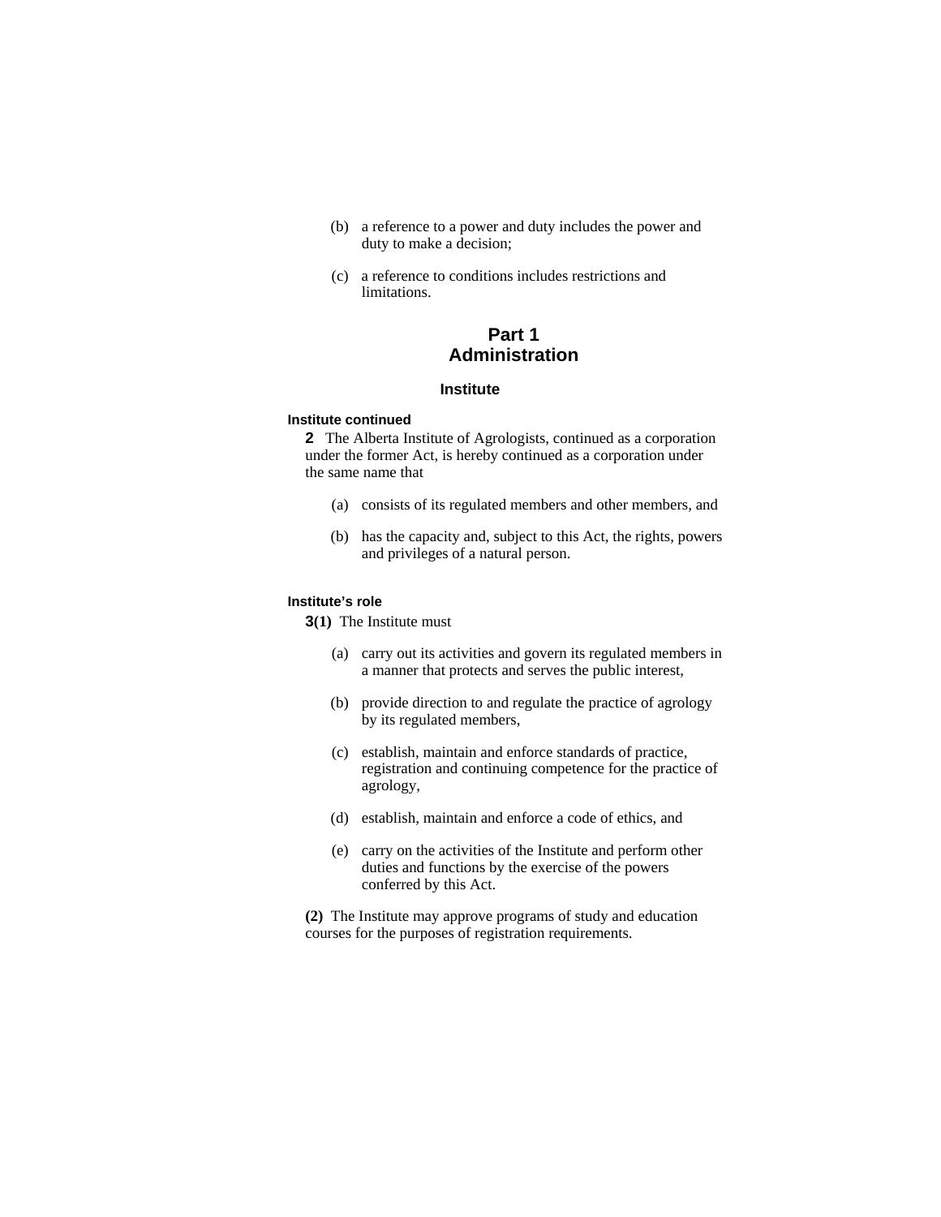(b) a reference to a power and duty includes the power and duty to make a decision;

(c) a reference to conditions includes restrictions and limitations.

# Part 1
# Administration

## Institute

**Institute continued**

**2** The Alberta Institute of Agrologists, continued as a corporation under the former Act, is hereby continued as a corporation under the same name that

(a) consists of its regulated members and other members, and

(b) has the capacity and, subject to this Act, the rights, powers and privileges of a natural person.

**Institute's role**

**3(1)** The Institute must

(a) carry out its activities and govern its regulated members in a manner that protects and serves the public interest,

(b) provide direction to and regulate the practice of agrology by its regulated members,

(c) establish, maintain and enforce standards of practice, registration and continuing competence for the practice of agrology,

(d) establish, maintain and enforce a code of ethics, and

(e) carry on the activities of the Institute and perform other duties and functions by the exercise of the powers conferred by this Act.

**(2)** The Institute may approve programs of study and education courses for the purposes of registration requirements.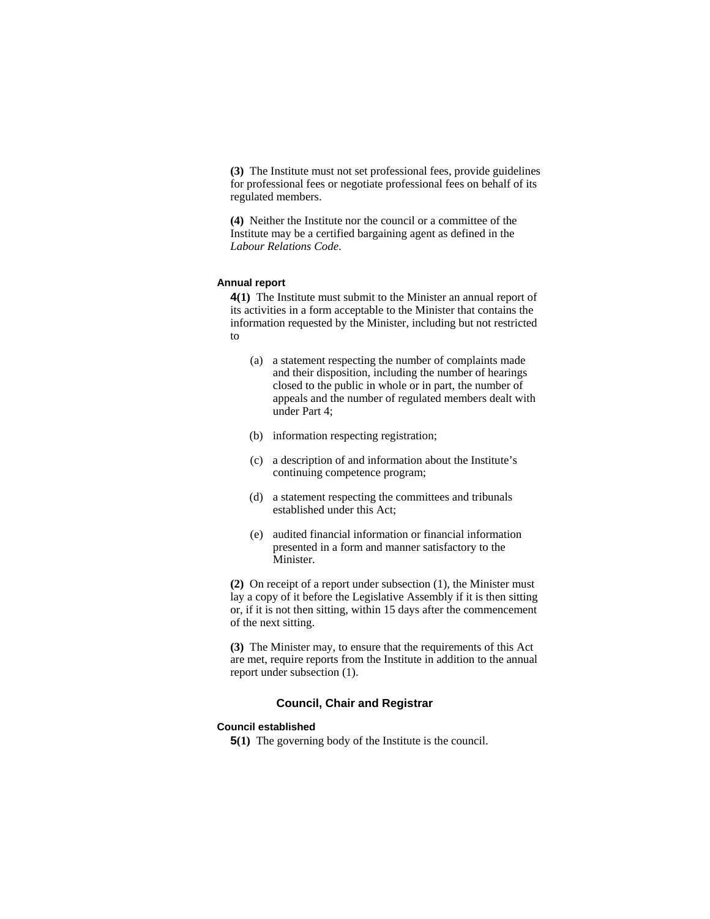**(3)** The Institute must not set professional fees, provide guidelines for professional fees or negotiate professional fees on behalf of its regulated members.

**(4)** Neither the Institute nor the council or a committee of the Institute may be a certified bargaining agent as defined in the *Labour Relations Code*.

#### Annual report

**4(1)** The Institute must submit to the Minister an annual report of its activities in a form acceptable to the Minister that contains the information requested by the Minister, including but not restricted to

(a) a statement respecting the number of complaints made and their disposition, including the number of hearings closed to the public in whole or in part, the number of appeals and the number of regulated members dealt with under Part 4;

(b) information respecting registration;

(c) a description of and information about the Institute's continuing competence program;

(d) a statement respecting the committees and tribunals established under this Act;

(e) audited financial information or financial information presented in a form and manner satisfactory to the Minister.

**(2)** On receipt of a report under subsection (1), the Minister must lay a copy of it before the Legislative Assembly if it is then sitting or, if it is not then sitting, within 15 days after the commencement of the next sitting.

**(3)** The Minister may, to ensure that the requirements of this Act are met, require reports from the Institute in addition to the annual report under subsection (1).

### Council, Chair and Registrar

#### Council established

**5(1)** The governing body of the Institute is the council.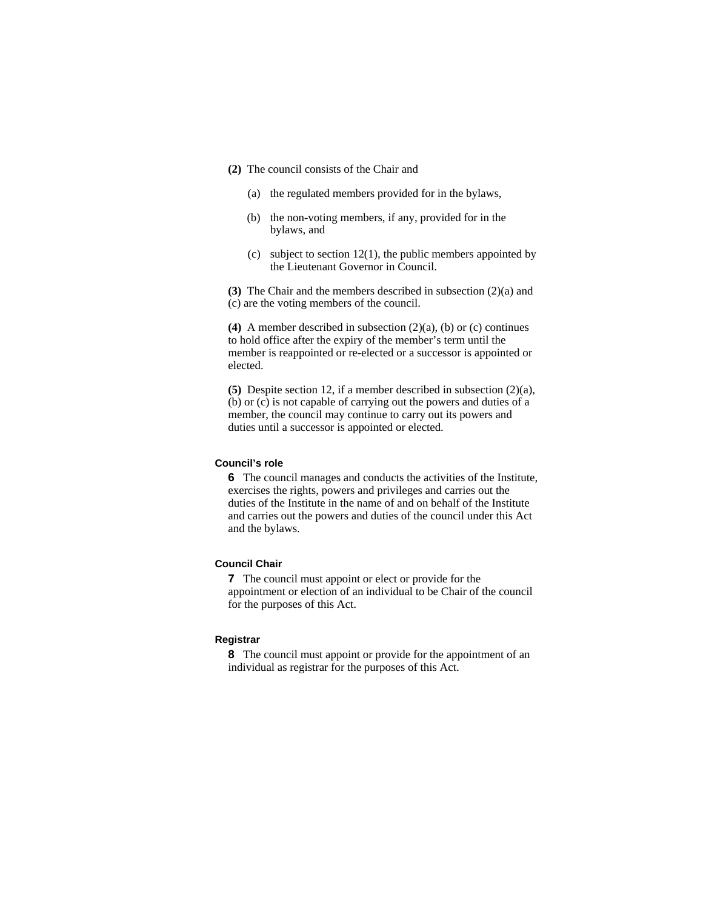**(2)** The council consists of the Chair and

(a) the regulated members provided for in the bylaws,

(b) the non-voting members, if any, provided for in the bylaws, and

(c) subject to section 12(1), the public members appointed by the Lieutenant Governor in Council.

**(3)** The Chair and the members described in subsection (2)(a) and (c) are the voting members of the council.

**(4)** A member described in subsection (2)(a), (b) or (c) continues to hold office after the expiry of the member's term until the member is reappointed or re-elected or a successor is appointed or elected.

**(5)** Despite section 12, if a member described in subsection (2)(a), (b) or (c) is not capable of carrying out the powers and duties of a member, the council may continue to carry out its powers and duties until a successor is appointed or elected.

#### Council's role

**6** The council manages and conducts the activities of the Institute, exercises the rights, powers and privileges and carries out the duties of the Institute in the name of and on behalf of the Institute and carries out the powers and duties of the council under this Act and the bylaws.

#### Council Chair

**7** The council must appoint or elect or provide for the appointment or election of an individual to be Chair of the council for the purposes of this Act.

#### Registrar

**8** The council must appoint or provide for the appointment of an individual as registrar for the purposes of this Act.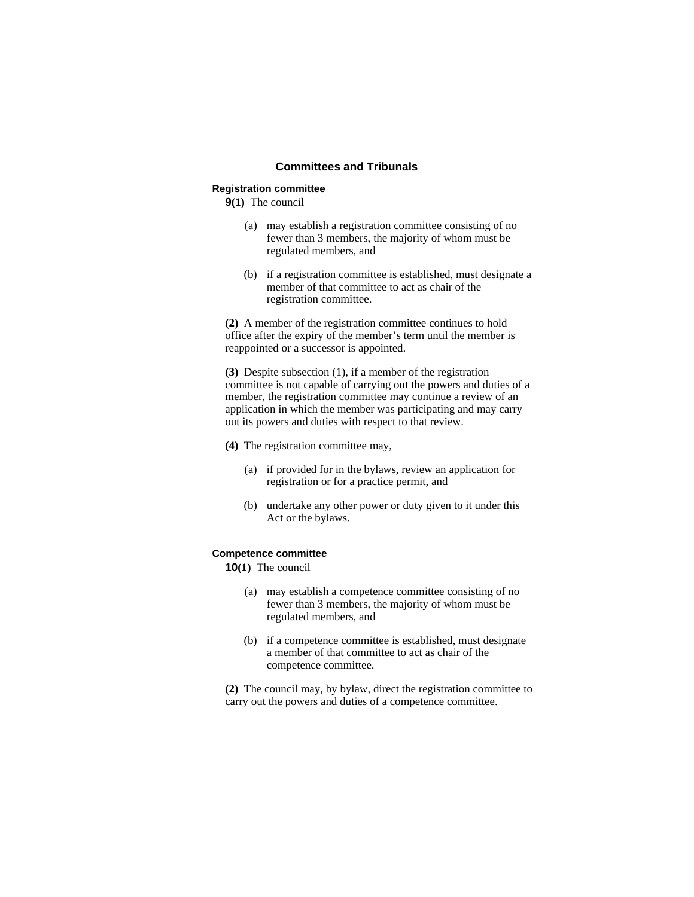## Committees and Tribunals

### Registration committee

**9(1)** The council

(a) may establish a registration committee consisting of no fewer than 3 members, the majority of whom must be regulated members, and

(b) if a registration committee is established, must designate a member of that committee to act as chair of the registration committee.

**(2)** A member of the registration committee continues to hold office after the expiry of the member's term until the member is reappointed or a successor is appointed.

**(3)** Despite subsection (1), if a member of the registration committee is not capable of carrying out the powers and duties of a member, the registration committee may continue a review of an application in which the member was participating and may carry out its powers and duties with respect to that review.

**(4)** The registration committee may,

(a) if provided for in the bylaws, review an application for registration or for a practice permit, and

(b) undertake any other power or duty given to it under this Act or the bylaws.

### Competence committee

**10(1)** The council

(a) may establish a competence committee consisting of no fewer than 3 members, the majority of whom must be regulated members, and

(b) if a competence committee is established, must designate a member of that committee to act as chair of the competence committee.

**(2)** The council may, by bylaw, direct the registration committee to carry out the powers and duties of a competence committee.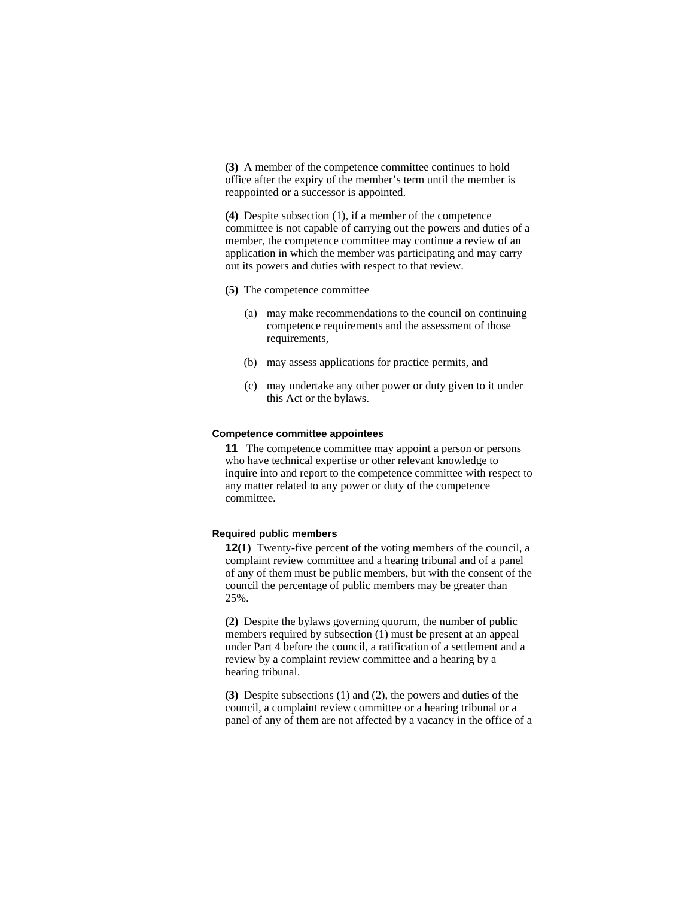**(3)** A member of the competence committee continues to hold office after the expiry of the member's term until the member is reappointed or a successor is appointed.

**(4)** Despite subsection (1), if a member of the competence committee is not capable of carrying out the powers and duties of a member, the competence committee may continue a review of an application in which the member was participating and may carry out its powers and duties with respect to that review.

**(5)** The competence committee

(a) may make recommendations to the council on continuing competence requirements and the assessment of those requirements,

(b) may assess applications for practice permits, and

(c) may undertake any other power or duty given to it under this Act or the bylaws.

### Competence committee appointees

**11** The competence committee may appoint a person or persons who have technical expertise or other relevant knowledge to inquire into and report to the competence committee with respect to any matter related to any power or duty of the competence committee.

### Required public members

**12(1)** Twenty-five percent of the voting members of the council, a complaint review committee and a hearing tribunal and of a panel of any of them must be public members, but with the consent of the council the percentage of public members may be greater than 25%.

**(2)** Despite the bylaws governing quorum, the number of public members required by subsection (1) must be present at an appeal under Part 4 before the council, a ratification of a settlement and a review by a complaint review committee and a hearing by a hearing tribunal.

**(3)** Despite subsections (1) and (2), the powers and duties of the council, a complaint review committee or a hearing tribunal or a panel of any of them are not affected by a vacancy in the office of a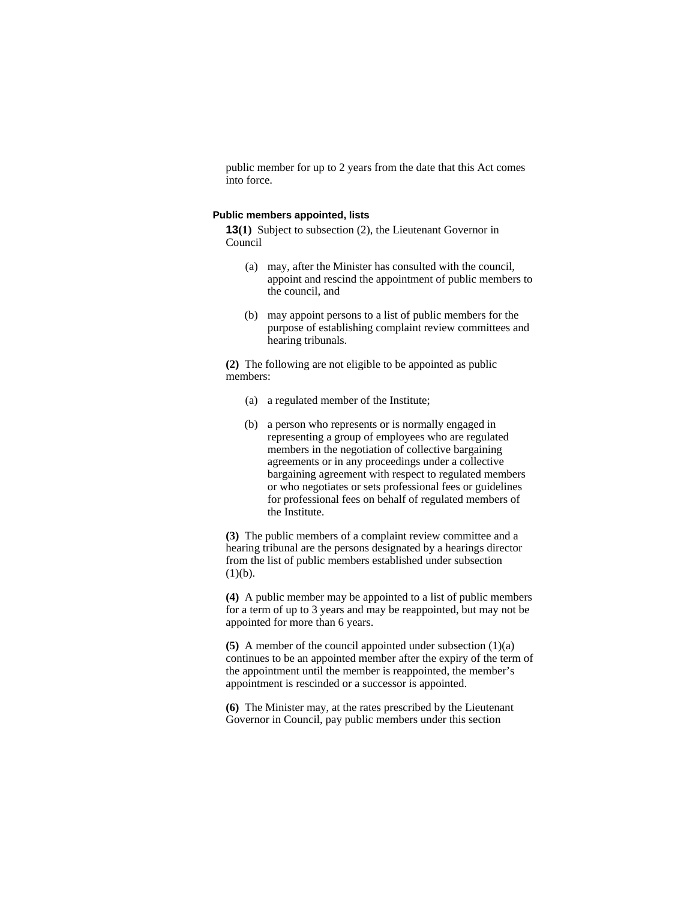public member for up to 2 years from the date that this Act comes into force.

### Public members appointed, lists

**13(1)** Subject to subsection (2), the Lieutenant Governor in Council

(a) may, after the Minister has consulted with the council, appoint and rescind the appointment of public members to the council, and

(b) may appoint persons to a list of public members for the purpose of establishing complaint review committees and hearing tribunals.

**(2)** The following are not eligible to be appointed as public members:

(a) a regulated member of the Institute;

(b) a person who represents or is normally engaged in representing a group of employees who are regulated members in the negotiation of collective bargaining agreements or in any proceedings under a collective bargaining agreement with respect to regulated members or who negotiates or sets professional fees or guidelines for professional fees on behalf of regulated members of the Institute.

**(3)** The public members of a complaint review committee and a hearing tribunal are the persons designated by a hearings director from the list of public members established under subsection (1)(b).

**(4)** A public member may be appointed to a list of public members for a term of up to 3 years and may be reappointed, but may not be appointed for more than 6 years.

**(5)** A member of the council appointed under subsection (1)(a) continues to be an appointed member after the expiry of the term of the appointment until the member is reappointed, the member's appointment is rescinded or a successor is appointed.

**(6)** The Minister may, at the rates prescribed by the Lieutenant Governor in Council, pay public members under this section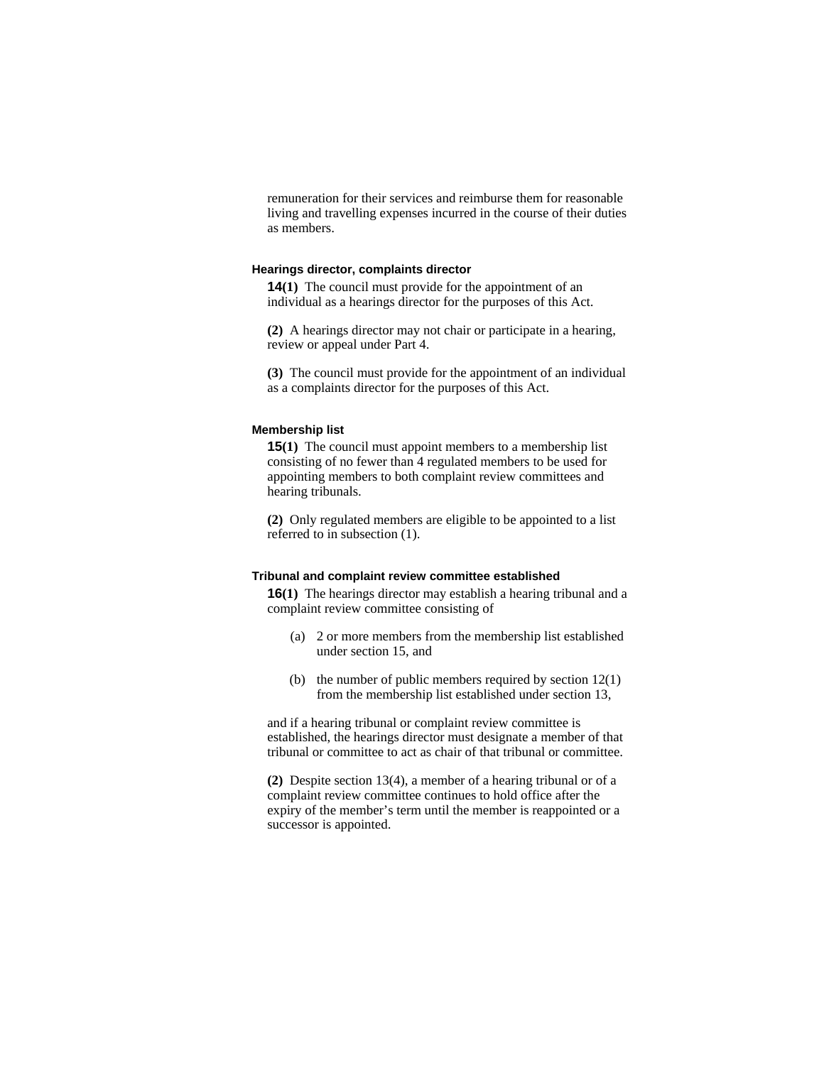remuneration for their services and reimburse them for reasonable living and travelling expenses incurred in the course of their duties as members.

### Hearings director, complaints director

**14(1)** The council must provide for the appointment of an individual as a hearings director for the purposes of this Act.

**(2)** A hearings director may not chair or participate in a hearing, review or appeal under Part 4.

**(3)** The council must provide for the appointment of an individual as a complaints director for the purposes of this Act.

### Membership list

**15(1)** The council must appoint members to a membership list consisting of no fewer than 4 regulated members to be used for appointing members to both complaint review committees and hearing tribunals.

**(2)** Only regulated members are eligible to be appointed to a list referred to in subsection (1).

### Tribunal and complaint review committee established

**16(1)** The hearings director may establish a hearing tribunal and a complaint review committee consisting of

- (a) 2 or more members from the membership list established under section 15, and
- (b) the number of public members required by section 12(1) from the membership list established under section 13,

and if a hearing tribunal or complaint review committee is established, the hearings director must designate a member of that tribunal or committee to act as chair of that tribunal or committee.

**(2)** Despite section 13(4), a member of a hearing tribunal or of a complaint review committee continues to hold office after the expiry of the member's term until the member is reappointed or a successor is appointed.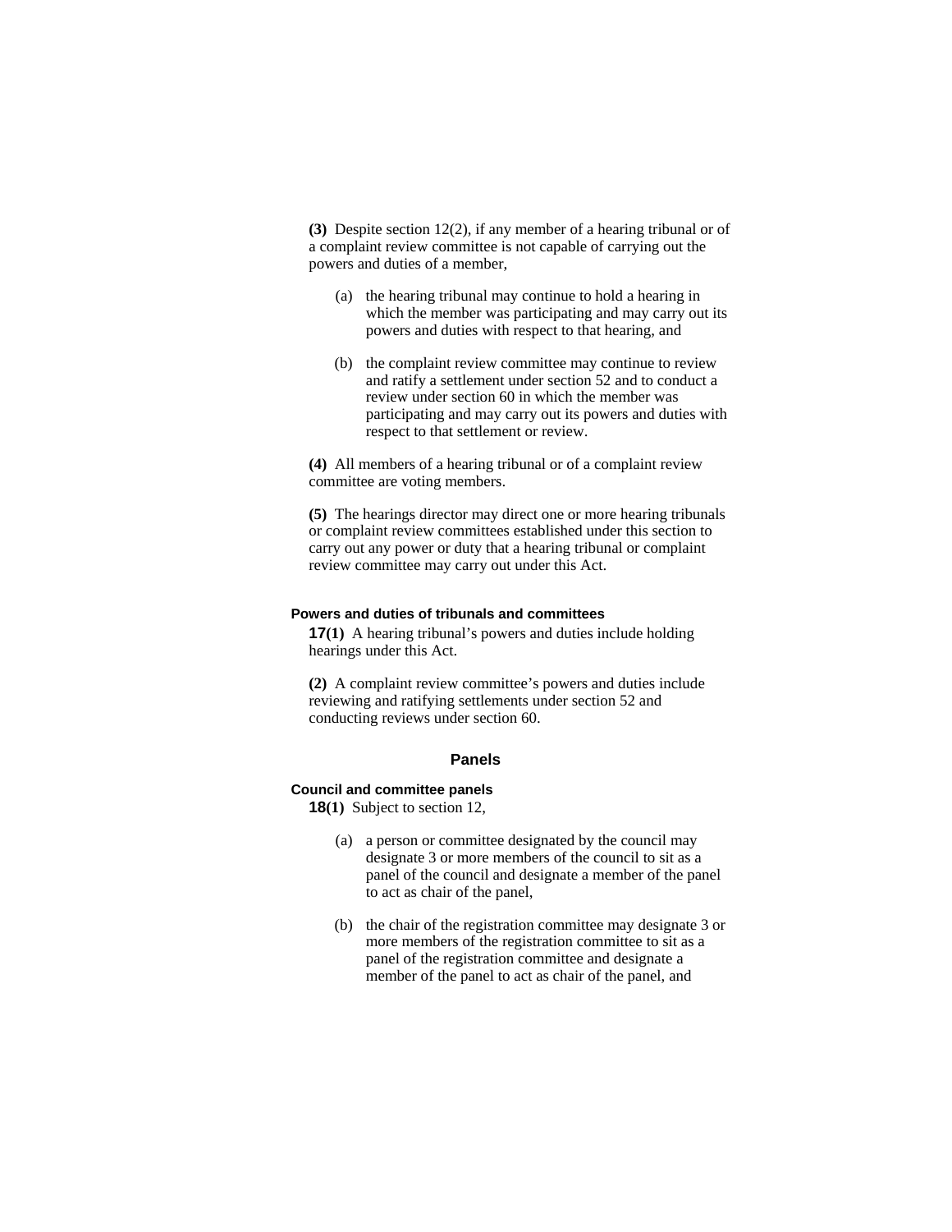**(3)** Despite section 12(2), if any member of a hearing tribunal or of a complaint review committee is not capable of carrying out the powers and duties of a member,

(a) the hearing tribunal may continue to hold a hearing in which the member was participating and may carry out its powers and duties with respect to that hearing, and

(b) the complaint review committee may continue to review and ratify a settlement under section 52 and to conduct a review under section 60 in which the member was participating and may carry out its powers and duties with respect to that settlement or review.

**(4)** All members of a hearing tribunal or of a complaint review committee are voting members.

**(5)** The hearings director may direct one or more hearing tribunals or complaint review committees established under this section to carry out any power or duty that a hearing tribunal or complaint review committee may carry out under this Act.

#### Powers and duties of tribunals and committees

**17(1)** A hearing tribunal's powers and duties include holding hearings under this Act.

**(2)** A complaint review committee's powers and duties include reviewing and ratifying settlements under section 52 and conducting reviews under section 60.

### Panels

#### Council and committee panels

**18(1)** Subject to section 12,

(a) a person or committee designated by the council may designate 3 or more members of the council to sit as a panel of the council and designate a member of the panel to act as chair of the panel,

(b) the chair of the registration committee may designate 3 or more members of the registration committee to sit as a panel of the registration committee and designate a member of the panel to act as chair of the panel, and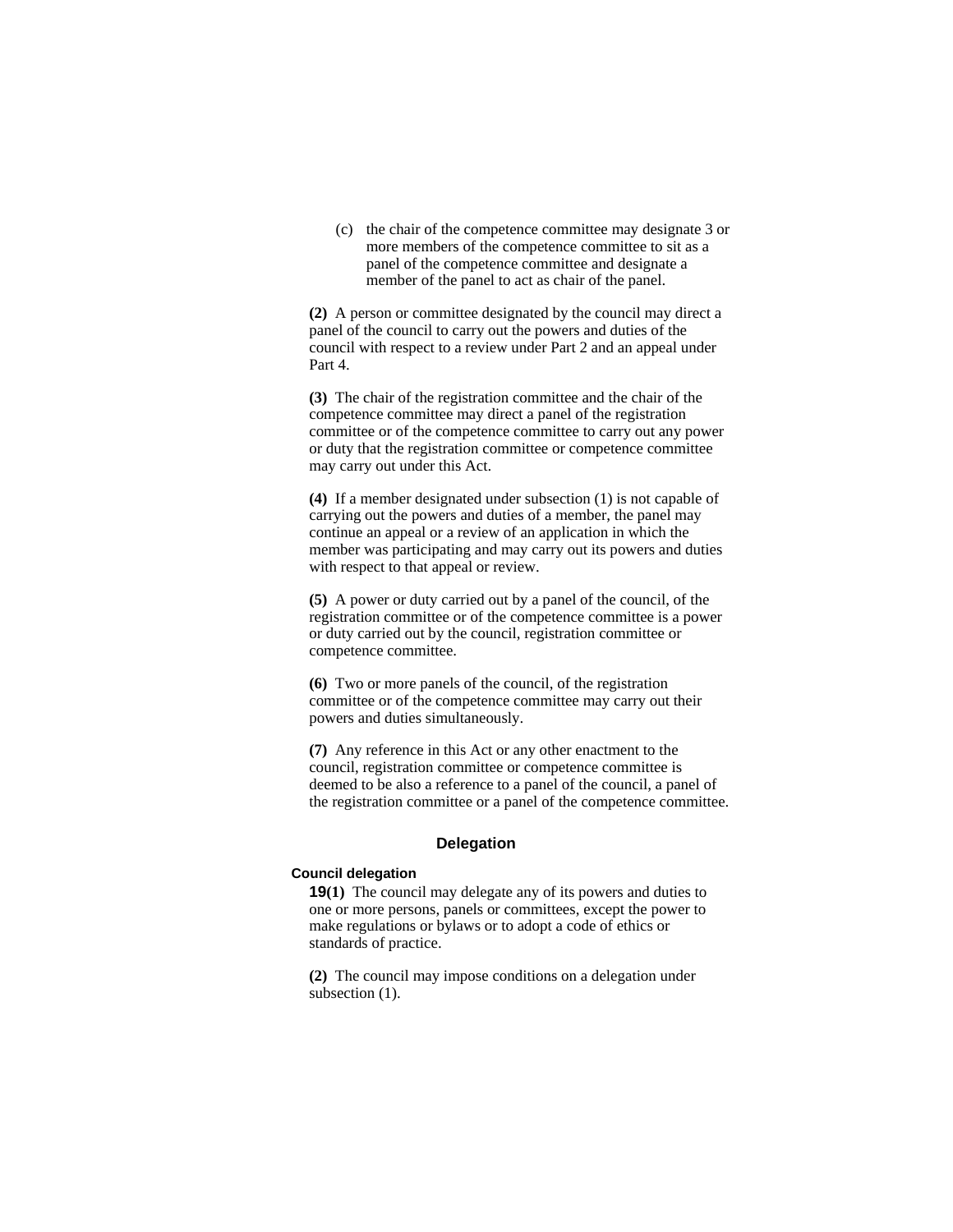(c) the chair of the competence committee may designate 3 or more members of the competence committee to sit as a panel of the competence committee and designate a member of the panel to act as chair of the panel.

**(2)** A person or committee designated by the council may direct a panel of the council to carry out the powers and duties of the council with respect to a review under Part 2 and an appeal under Part 4.

**(3)** The chair of the registration committee and the chair of the competence committee may direct a panel of the registration committee or of the competence committee to carry out any power or duty that the registration committee or competence committee may carry out under this Act.

**(4)** If a member designated under subsection (1) is not capable of carrying out the powers and duties of a member, the panel may continue an appeal or a review of an application in which the member was participating and may carry out its powers and duties with respect to that appeal or review.

**(5)** A power or duty carried out by a panel of the council, of the registration committee or of the competence committee is a power or duty carried out by the council, registration committee or competence committee.

**(6)** Two or more panels of the council, of the registration committee or of the competence committee may carry out their powers and duties simultaneously.

**(7)** Any reference in this Act or any other enactment to the council, registration committee or competence committee is deemed to be also a reference to a panel of the council, a panel of the registration committee or a panel of the competence committee.

## Delegation

### Council delegation

**19(1)** The council may delegate any of its powers and duties to one or more persons, panels or committees, except the power to make regulations or bylaws or to adopt a code of ethics or standards of practice.

**(2)** The council may impose conditions on a delegation under subsection (1).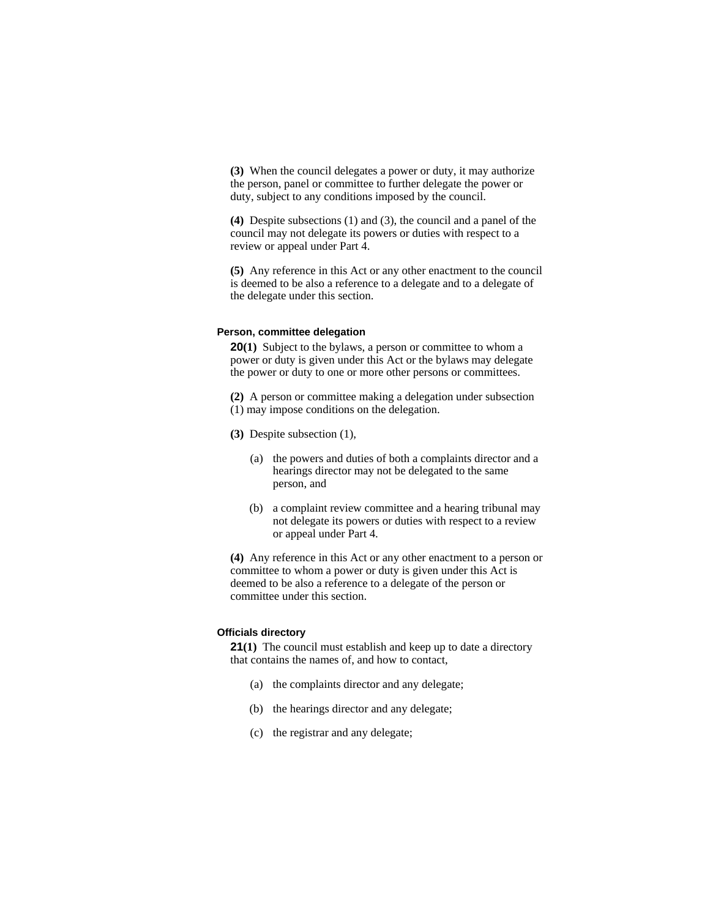**(3)** When the council delegates a power or duty, it may authorize the person, panel or committee to further delegate the power or duty, subject to any conditions imposed by the council.

**(4)** Despite subsections (1) and (3), the council and a panel of the council may not delegate its powers or duties with respect to a review or appeal under Part 4.

**(5)** Any reference in this Act or any other enactment to the council is deemed to be also a reference to a delegate and to a delegate of the delegate under this section.

#### Person, committee delegation

**20(1)** Subject to the bylaws, a person or committee to whom a power or duty is given under this Act or the bylaws may delegate the power or duty to one or more other persons or committees.

**(2)** A person or committee making a delegation under subsection (1) may impose conditions on the delegation.

**(3)** Despite subsection (1),

(a) the powers and duties of both a complaints director and a hearings director may not be delegated to the same person, and

(b) a complaint review committee and a hearing tribunal may not delegate its powers or duties with respect to a review or appeal under Part 4.

**(4)** Any reference in this Act or any other enactment to a person or committee to whom a power or duty is given under this Act is deemed to be also a reference to a delegate of the person or committee under this section.

#### Officials directory

**21(1)** The council must establish and keep up to date a directory that contains the names of, and how to contact,

(a) the complaints director and any delegate;

(b) the hearings director and any delegate;

(c) the registrar and any delegate;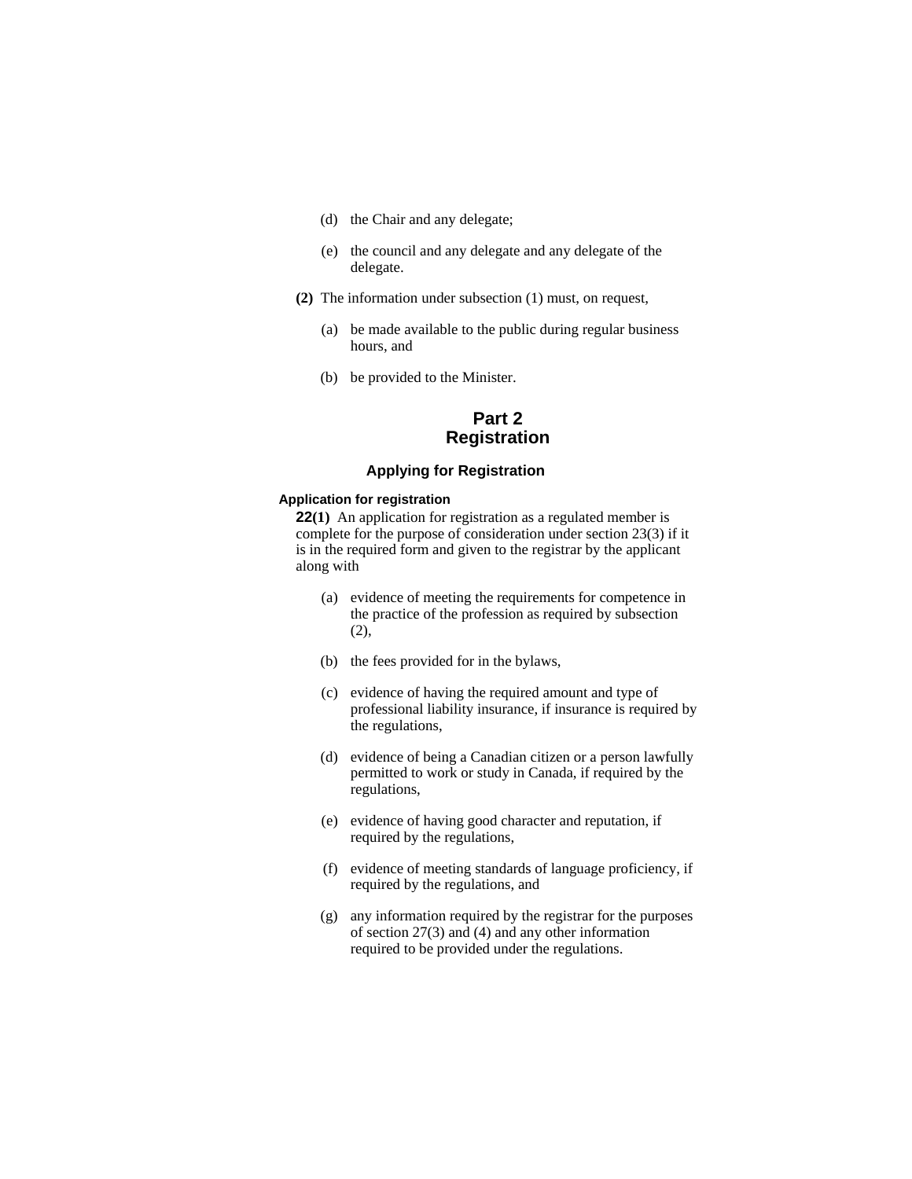(d) the Chair and any delegate;

(e) the council and any delegate and any delegate of the delegate.

**(2)** The information under subsection (1) must, on request,

(a) be made available to the public during regular business hours, and

(b) be provided to the Minister.

# Part 2
# Registration

## Applying for Registration

### Application for registration

**22(1)** An application for registration as a regulated member is complete for the purpose of consideration under section 23(3) if it is in the required form and given to the registrar by the applicant along with

(a) evidence of meeting the requirements for competence in the practice of the profession as required by subsection (2),

(b) the fees provided for in the bylaws,

(c) evidence of having the required amount and type of professional liability insurance, if insurance is required by the regulations,

(d) evidence of being a Canadian citizen or a person lawfully permitted to work or study in Canada, if required by the regulations,

(e) evidence of having good character and reputation, if required by the regulations,

(f) evidence of meeting standards of language proficiency, if required by the regulations, and

(g) any information required by the registrar for the purposes of section 27(3) and (4) and any other information required to be provided under the regulations.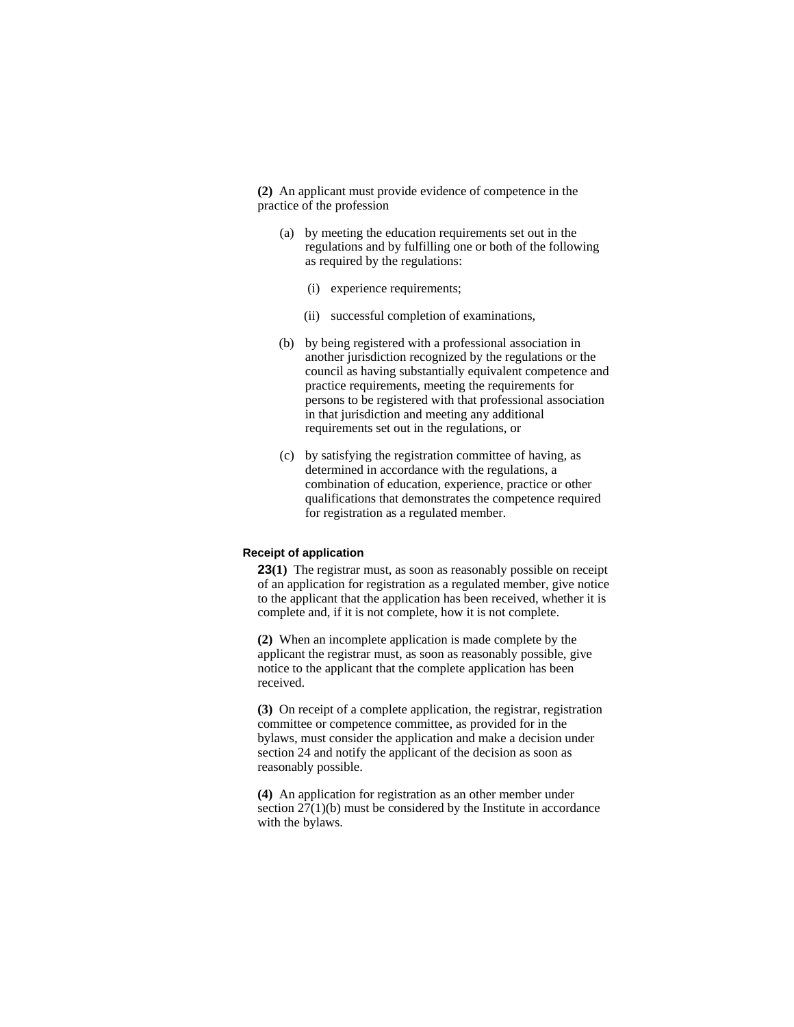**(2)** An applicant must provide evidence of competence in the practice of the profession

(a) by meeting the education requirements set out in the regulations and by fulfilling one or both of the following as required by the regulations:

(i) experience requirements;

(ii) successful completion of examinations,

(b) by being registered with a professional association in another jurisdiction recognized by the regulations or the council as having substantially equivalent competence and practice requirements, meeting the requirements for persons to be registered with that professional association in that jurisdiction and meeting any additional requirements set out in the regulations, or

(c) by satisfying the registration committee of having, as determined in accordance with the regulations, a combination of education, experience, practice or other qualifications that demonstrates the competence required for registration as a regulated member.

#### Receipt of application

**23(1)** The registrar must, as soon as reasonably possible on receipt of an application for registration as a regulated member, give notice to the applicant that the application has been received, whether it is complete and, if it is not complete, how it is not complete.

**(2)** When an incomplete application is made complete by the applicant the registrar must, as soon as reasonably possible, give notice to the applicant that the complete application has been received.

**(3)** On receipt of a complete application, the registrar, registration committee or competence committee, as provided for in the bylaws, must consider the application and make a decision under section 24 and notify the applicant of the decision as soon as reasonably possible.

**(4)** An application for registration as an other member under section 27(1)(b) must be considered by the Institute in accordance with the bylaws.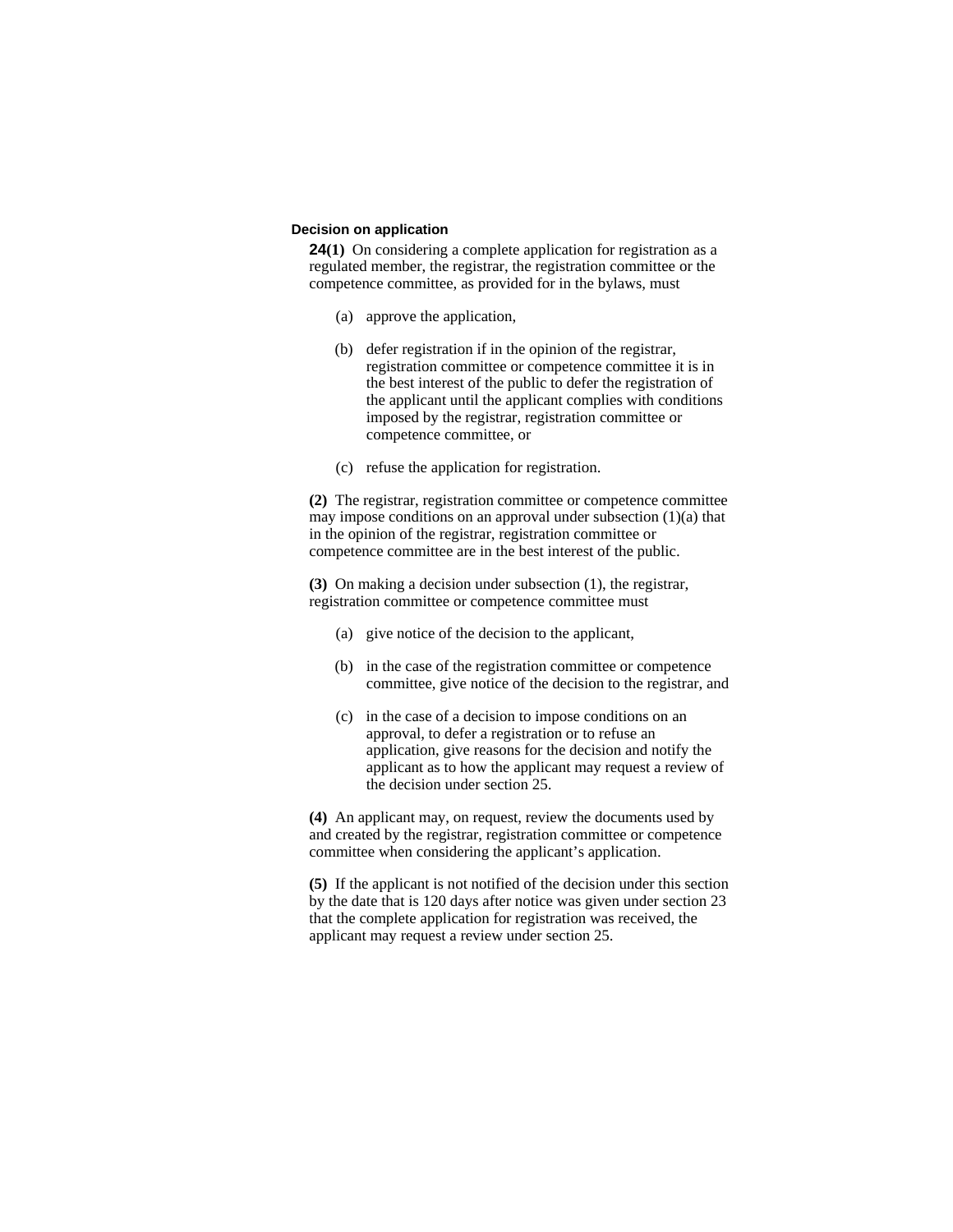### Decision on application

**24(1)** On considering a complete application for registration as a regulated member, the registrar, the registration committee or the competence committee, as provided for in the bylaws, must

- (a) approve the application,
- (b) defer registration if in the opinion of the registrar, registration committee or competence committee it is in the best interest of the public to defer the registration of the applicant until the applicant complies with conditions imposed by the registrar, registration committee or competence committee, or
- (c) refuse the application for registration.

**(2)** The registrar, registration committee or competence committee may impose conditions on an approval under subsection (1)(a) that in the opinion of the registrar, registration committee or competence committee are in the best interest of the public.

**(3)** On making a decision under subsection (1), the registrar, registration committee or competence committee must

- (a) give notice of the decision to the applicant,
- (b) in the case of the registration committee or competence committee, give notice of the decision to the registrar, and
- (c) in the case of a decision to impose conditions on an approval, to defer a registration or to refuse an application, give reasons for the decision and notify the applicant as to how the applicant may request a review of the decision under section 25.

**(4)** An applicant may, on request, review the documents used by and created by the registrar, registration committee or competence committee when considering the applicant's application.

**(5)** If the applicant is not notified of the decision under this section by the date that is 120 days after notice was given under section 23 that the complete application for registration was received, the applicant may request a review under section 25.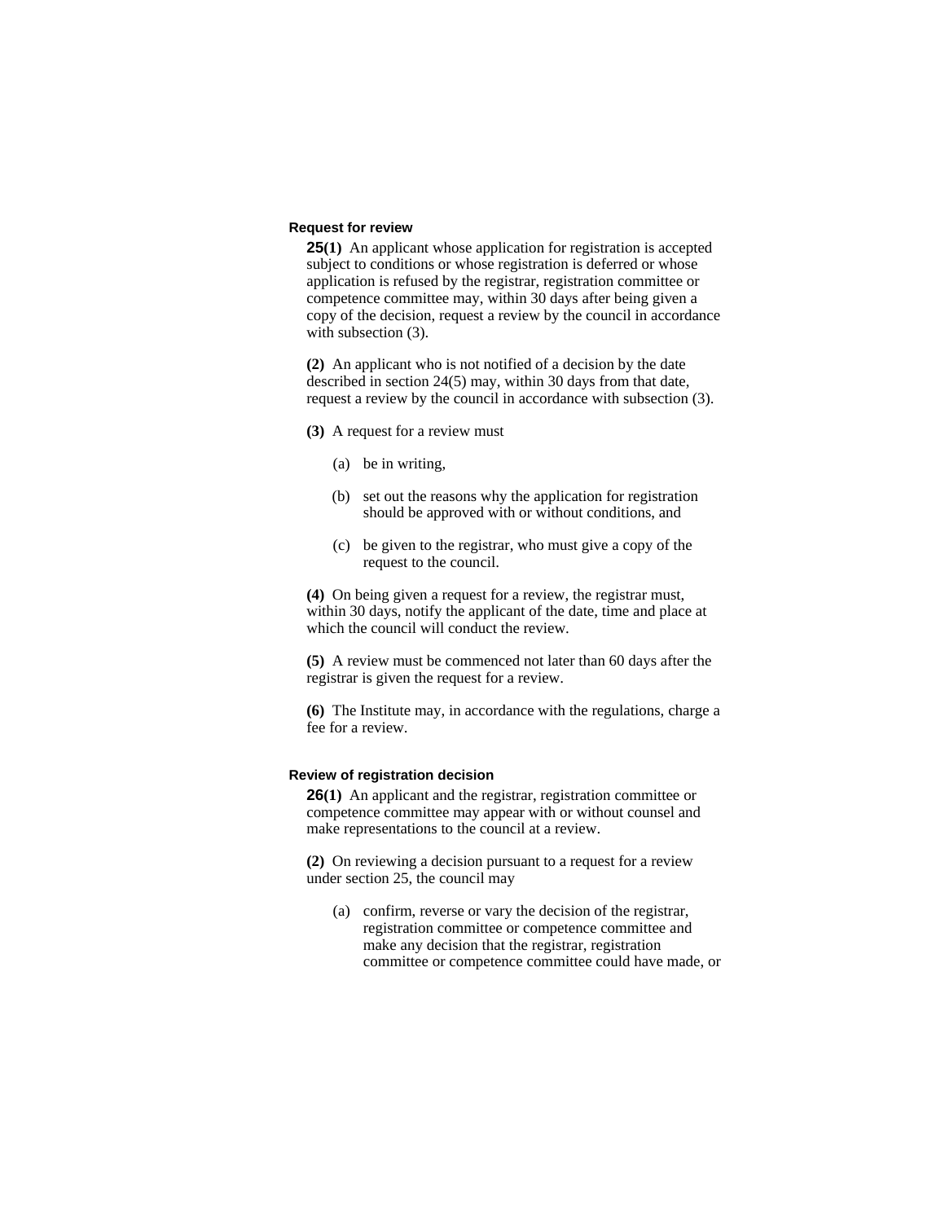### Request for review

**25(1)** An applicant whose application for registration is accepted subject to conditions or whose registration is deferred or whose application is refused by the registrar, registration committee or competence committee may, within 30 days after being given a copy of the decision, request a review by the council in accordance with subsection (3).

**(2)** An applicant who is not notified of a decision by the date described in section 24(5) may, within 30 days from that date, request a review by the council in accordance with subsection (3).

**(3)** A request for a review must

- (a) be in writing,
- (b) set out the reasons why the application for registration should be approved with or without conditions, and
- (c) be given to the registrar, who must give a copy of the request to the council.

**(4)** On being given a request for a review, the registrar must, within 30 days, notify the applicant of the date, time and place at which the council will conduct the review.

**(5)** A review must be commenced not later than 60 days after the registrar is given the request for a review.

**(6)** The Institute may, in accordance with the regulations, charge a fee for a review.

### Review of registration decision

**26(1)** An applicant and the registrar, registration committee or competence committee may appear with or without counsel and make representations to the council at a review.

**(2)** On reviewing a decision pursuant to a request for a review under section 25, the council may

- (a) confirm, reverse or vary the decision of the registrar, registration committee or competence committee and make any decision that the registrar, registration committee or competence committee could have made, or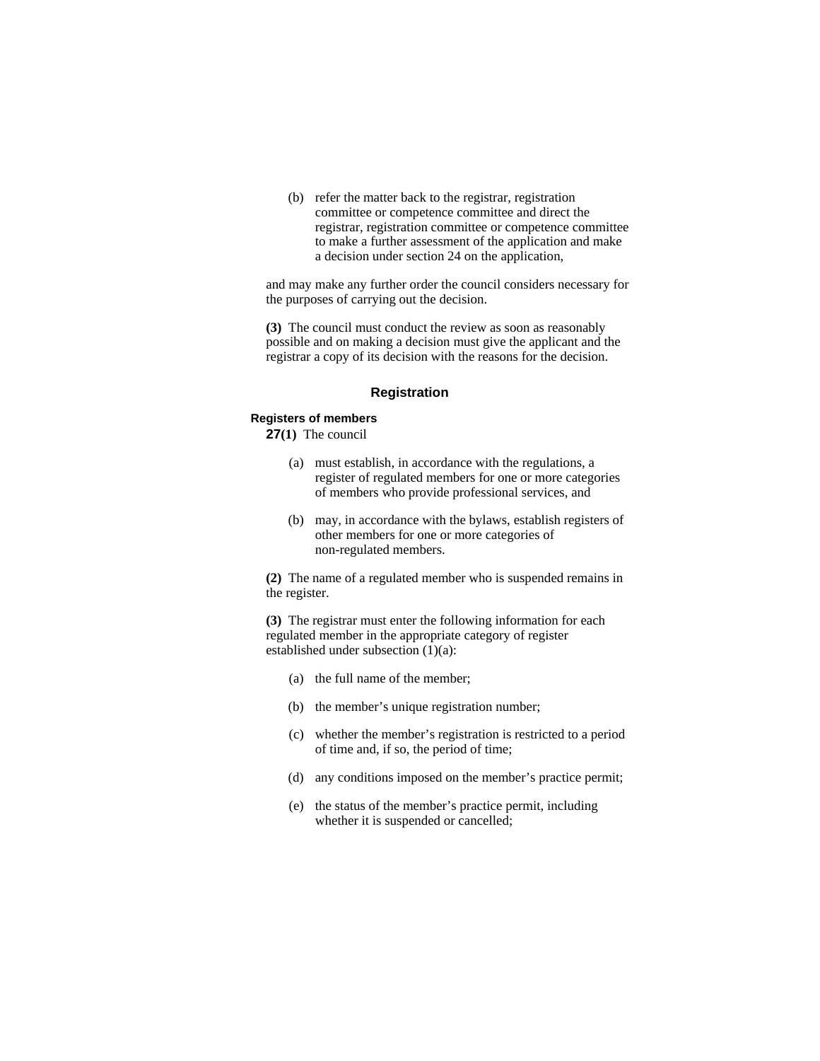(b) refer the matter back to the registrar, registration committee or competence committee and direct the registrar, registration committee or competence committee to make a further assessment of the application and make a decision under section 24 on the application,

and may make any further order the council considers necessary for the purposes of carrying out the decision.

**(3)** The council must conduct the review as soon as reasonably possible and on making a decision must give the applicant and the registrar a copy of its decision with the reasons for the decision.

## Registration

### Registers of members

**27(1)** The council

(a) must establish, in accordance with the regulations, a register of regulated members for one or more categories of members who provide professional services, and

(b) may, in accordance with the bylaws, establish registers of other members for one or more categories of non-regulated members.

**(2)** The name of a regulated member who is suspended remains in the register.

**(3)** The registrar must enter the following information for each regulated member in the appropriate category of register established under subsection (1)(a):

(a) the full name of the member;

(b) the member's unique registration number;

(c) whether the member's registration is restricted to a period of time and, if so, the period of time;

(d) any conditions imposed on the member's practice permit;

(e) the status of the member's practice permit, including whether it is suspended or cancelled;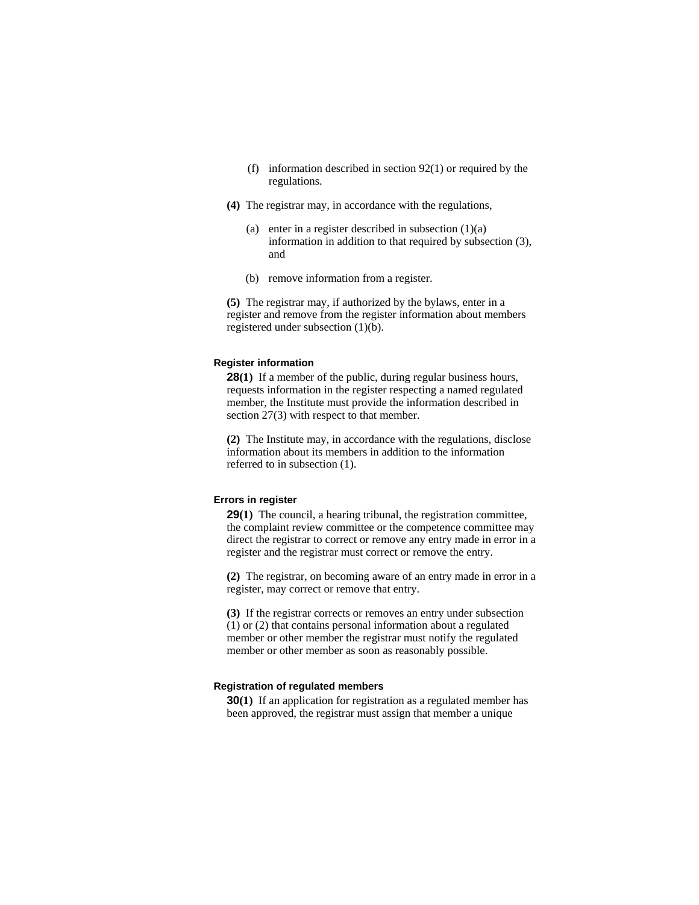(f) information described in section 92(1) or required by the regulations.

**(4)** The registrar may, in accordance with the regulations,

(a) enter in a register described in subsection (1)(a) information in addition to that required by subsection (3), and

(b) remove information from a register.

**(5)** The registrar may, if authorized by the bylaws, enter in a register and remove from the register information about members registered under subsection (1)(b).

#### Register information

**28(1)** If a member of the public, during regular business hours, requests information in the register respecting a named regulated member, the Institute must provide the information described in section 27(3) with respect to that member.

**(2)** The Institute may, in accordance with the regulations, disclose information about its members in addition to the information referred to in subsection (1).

#### Errors in register

**29(1)** The council, a hearing tribunal, the registration committee, the complaint review committee or the competence committee may direct the registrar to correct or remove any entry made in error in a register and the registrar must correct or remove the entry.

**(2)** The registrar, on becoming aware of an entry made in error in a register, may correct or remove that entry.

**(3)** If the registrar corrects or removes an entry under subsection (1) or (2) that contains personal information about a regulated member or other member the registrar must notify the regulated member or other member as soon as reasonably possible.

#### Registration of regulated members

**30(1)** If an application for registration as a regulated member has been approved, the registrar must assign that member a unique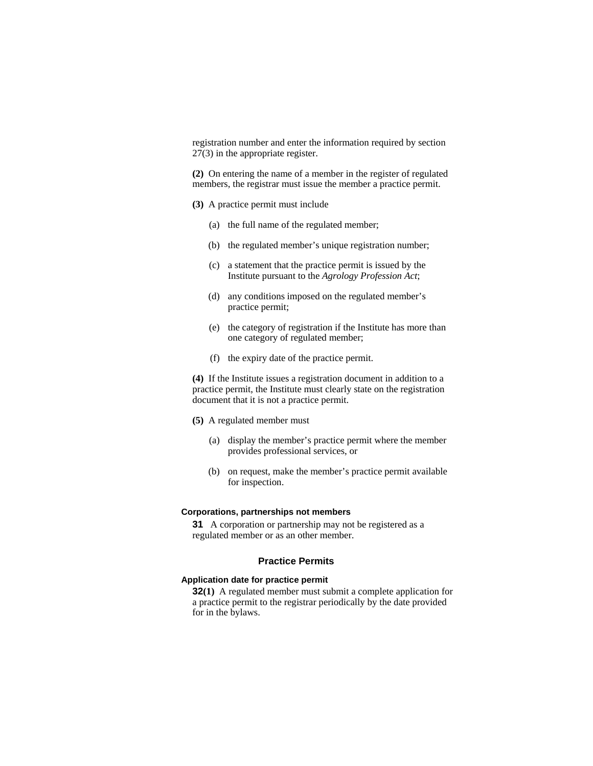registration number and enter the information required by section 27(3) in the appropriate register.

**(2)** On entering the name of a member in the register of regulated members, the registrar must issue the member a practice permit.

**(3)** A practice permit must include

- (a) the full name of the regulated member;
- (b) the regulated member's unique registration number;
- (c) a statement that the practice permit is issued by the Institute pursuant to the *Agrology Profession Act*;
- (d) any conditions imposed on the regulated member's practice permit;
- (e) the category of registration if the Institute has more than one category of regulated member;
- (f) the expiry date of the practice permit.

**(4)** If the Institute issues a registration document in addition to a practice permit, the Institute must clearly state on the registration document that it is not a practice permit.

**(5)** A regulated member must

- (a) display the member's practice permit where the member provides professional services, or
- (b) on request, make the member's practice permit available for inspection.

#### Corporations, partnerships not members

**31** A corporation or partnership may not be registered as a regulated member or as an other member.

## Practice Permits

#### Application date for practice permit

**32(1)** A regulated member must submit a complete application for a practice permit to the registrar periodically by the date provided for in the bylaws.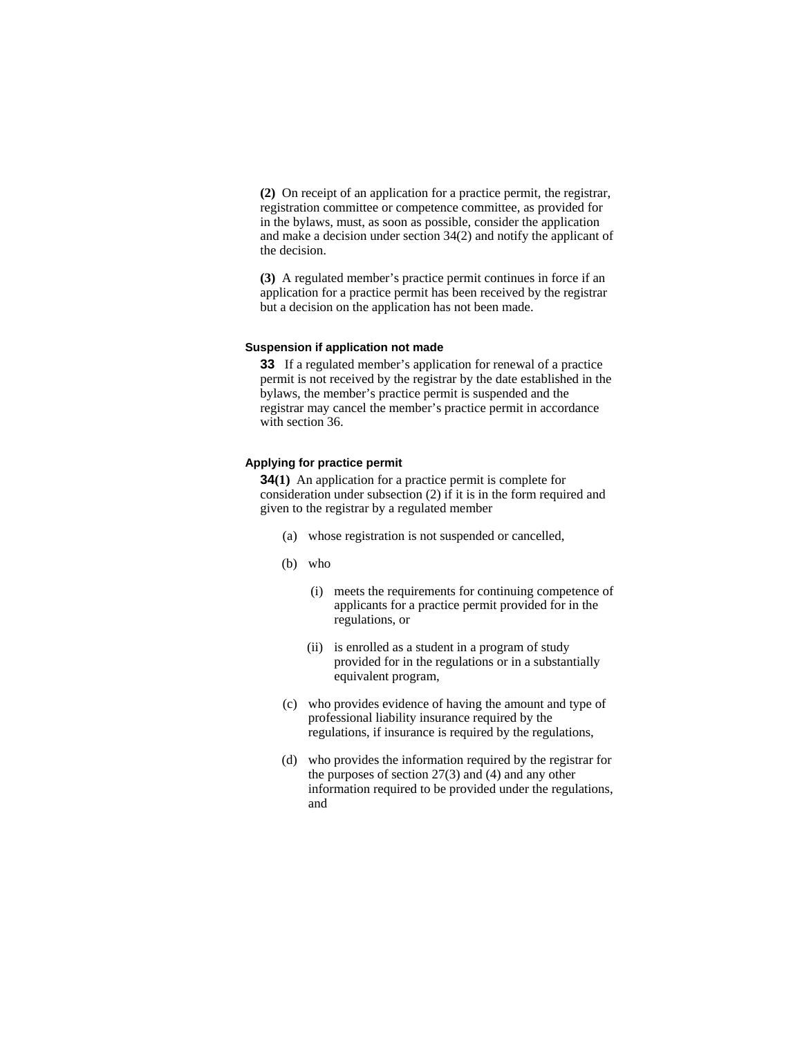**(2)** On receipt of an application for a practice permit, the registrar, registration committee or competence committee, as provided for in the bylaws, must, as soon as possible, consider the application and make a decision under section 34(2) and notify the applicant of the decision.

**(3)** A regulated member's practice permit continues in force if an application for a practice permit has been received by the registrar but a decision on the application has not been made.

#### Suspension if application not made

**33** If a regulated member's application for renewal of a practice permit is not received by the registrar by the date established in the bylaws, the member's practice permit is suspended and the registrar may cancel the member's practice permit in accordance with section 36.

#### Applying for practice permit

**34(1)** An application for a practice permit is complete for consideration under subsection (2) if it is in the form required and given to the registrar by a regulated member

- (a) whose registration is not suspended or cancelled,
- (b) who
  - (i) meets the requirements for continuing competence of applicants for a practice permit provided for in the regulations, or
  - (ii) is enrolled as a student in a program of study provided for in the regulations or in a substantially equivalent program,
- (c) who provides evidence of having the amount and type of professional liability insurance required by the regulations, if insurance is required by the regulations,
- (d) who provides the information required by the registrar for the purposes of section 27(3) and (4) and any other information required to be provided under the regulations, and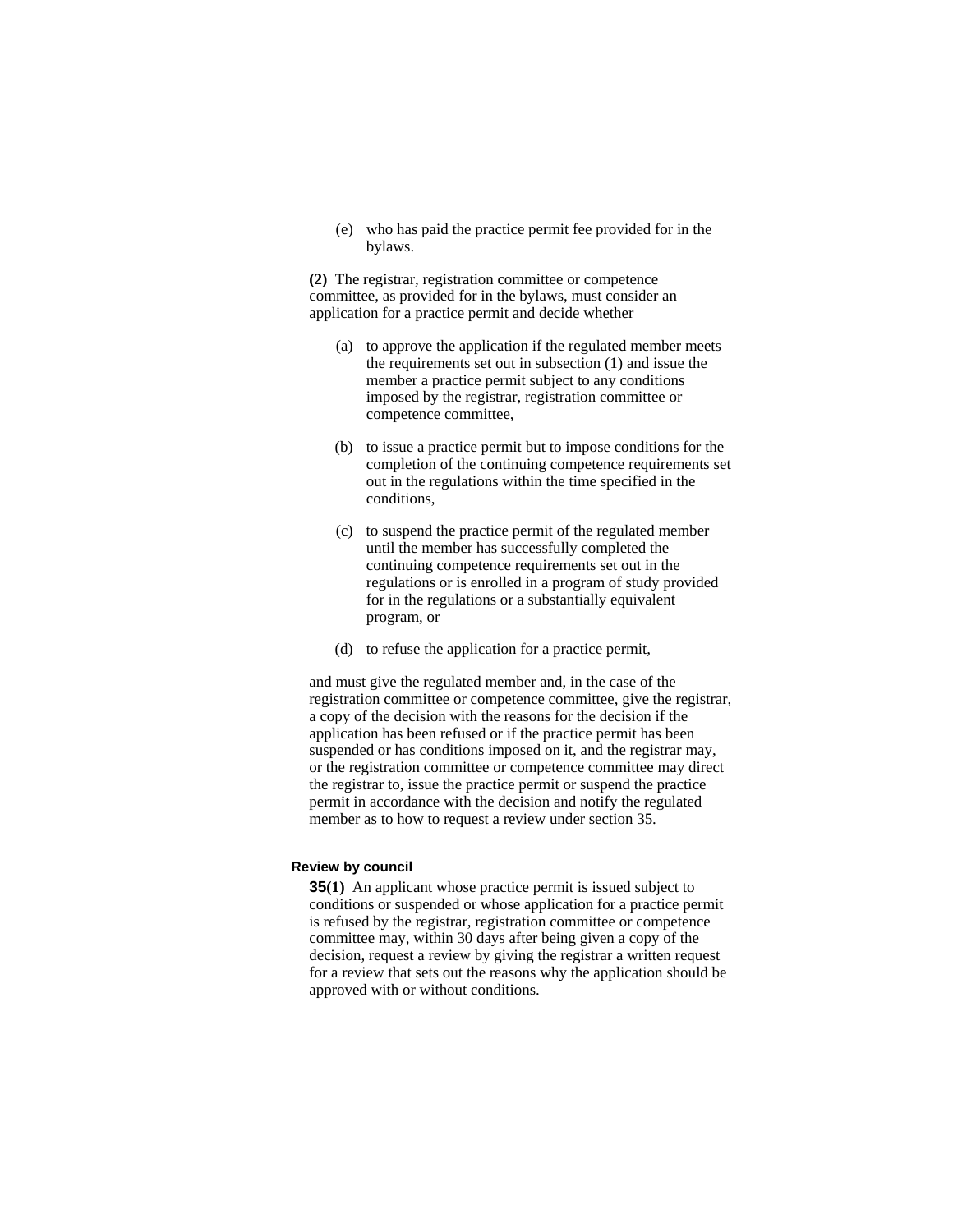(e) who has paid the practice permit fee provided for in the bylaws.

**(2)** The registrar, registration committee or competence committee, as provided for in the bylaws, must consider an application for a practice permit and decide whether

(a) to approve the application if the regulated member meets the requirements set out in subsection (1) and issue the member a practice permit subject to any conditions imposed by the registrar, registration committee or competence committee,

(b) to issue a practice permit but to impose conditions for the completion of the continuing competence requirements set out in the regulations within the time specified in the conditions,

(c) to suspend the practice permit of the regulated member until the member has successfully completed the continuing competence requirements set out in the regulations or is enrolled in a program of study provided for in the regulations or a substantially equivalent program, or

(d) to refuse the application for a practice permit,

and must give the regulated member and, in the case of the registration committee or competence committee, give the registrar, a copy of the decision with the reasons for the decision if the application has been refused or if the practice permit has been suspended or has conditions imposed on it, and the registrar may, or the registration committee or competence committee may direct the registrar to, issue the practice permit or suspend the practice permit in accordance with the decision and notify the regulated member as to how to request a review under section 35.

#### Review by council

**35(1)** An applicant whose practice permit is issued subject to conditions or suspended or whose application for a practice permit is refused by the registrar, registration committee or competence committee may, within 30 days after being given a copy of the decision, request a review by giving the registrar a written request for a review that sets out the reasons why the application should be approved with or without conditions.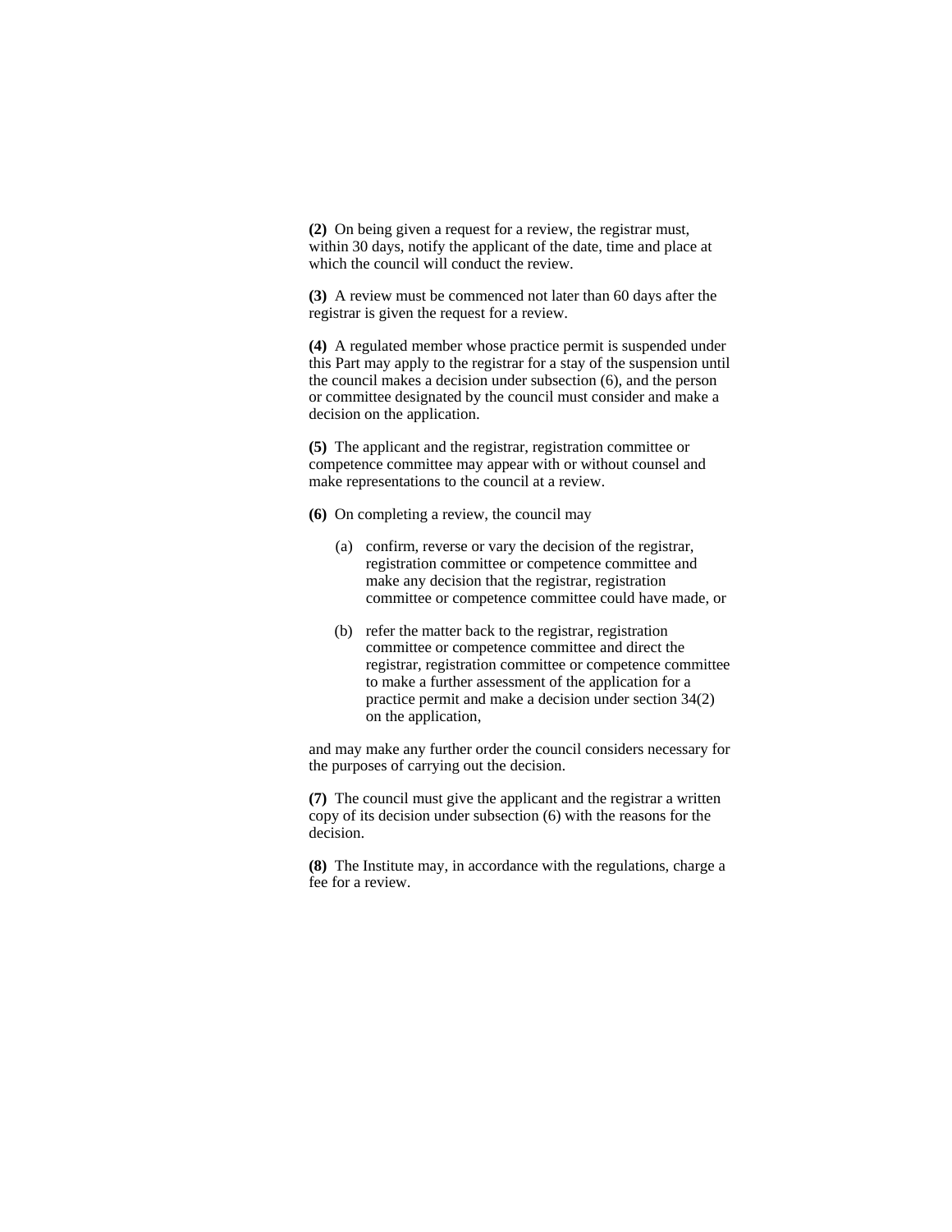**(2)** On being given a request for a review, the registrar must, within 30 days, notify the applicant of the date, time and place at which the council will conduct the review.

**(3)** A review must be commenced not later than 60 days after the registrar is given the request for a review.

**(4)** A regulated member whose practice permit is suspended under this Part may apply to the registrar for a stay of the suspension until the council makes a decision under subsection (6), and the person or committee designated by the council must consider and make a decision on the application.

**(5)** The applicant and the registrar, registration committee or competence committee may appear with or without counsel and make representations to the council at a review.

**(6)** On completing a review, the council may

(a) confirm, reverse or vary the decision of the registrar, registration committee or competence committee and make any decision that the registrar, registration committee or competence committee could have made, or

(b) refer the matter back to the registrar, registration committee or competence committee and direct the registrar, registration committee or competence committee to make a further assessment of the application for a practice permit and make a decision under section 34(2) on the application,

and may make any further order the council considers necessary for the purposes of carrying out the decision.

**(7)** The council must give the applicant and the registrar a written copy of its decision under subsection (6) with the reasons for the decision.

**(8)** The Institute may, in accordance with the regulations, charge a fee for a review.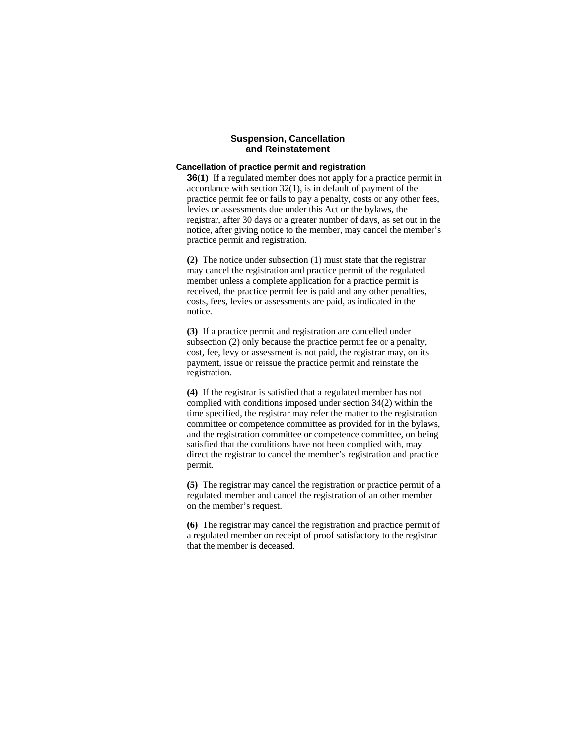## Suspension, Cancellation and Reinstatement

### Cancellation of practice permit and registration

**36(1)** If a regulated member does not apply for a practice permit in accordance with section 32(1), is in default of payment of the practice permit fee or fails to pay a penalty, costs or any other fees, levies or assessments due under this Act or the bylaws, the registrar, after 30 days or a greater number of days, as set out in the notice, after giving notice to the member, may cancel the member's practice permit and registration.

**(2)** The notice under subsection (1) must state that the registrar may cancel the registration and practice permit of the regulated member unless a complete application for a practice permit is received, the practice permit fee is paid and any other penalties, costs, fees, levies or assessments are paid, as indicated in the notice.

**(3)** If a practice permit and registration are cancelled under subsection (2) only because the practice permit fee or a penalty, cost, fee, levy or assessment is not paid, the registrar may, on its payment, issue or reissue the practice permit and reinstate the registration.

**(4)** If the registrar is satisfied that a regulated member has not complied with conditions imposed under section 34(2) within the time specified, the registrar may refer the matter to the registration committee or competence committee as provided for in the bylaws, and the registration committee or competence committee, on being satisfied that the conditions have not been complied with, may direct the registrar to cancel the member's registration and practice permit.

**(5)** The registrar may cancel the registration or practice permit of a regulated member and cancel the registration of an other member on the member's request.

**(6)** The registrar may cancel the registration and practice permit of a regulated member on receipt of proof satisfactory to the registrar that the member is deceased.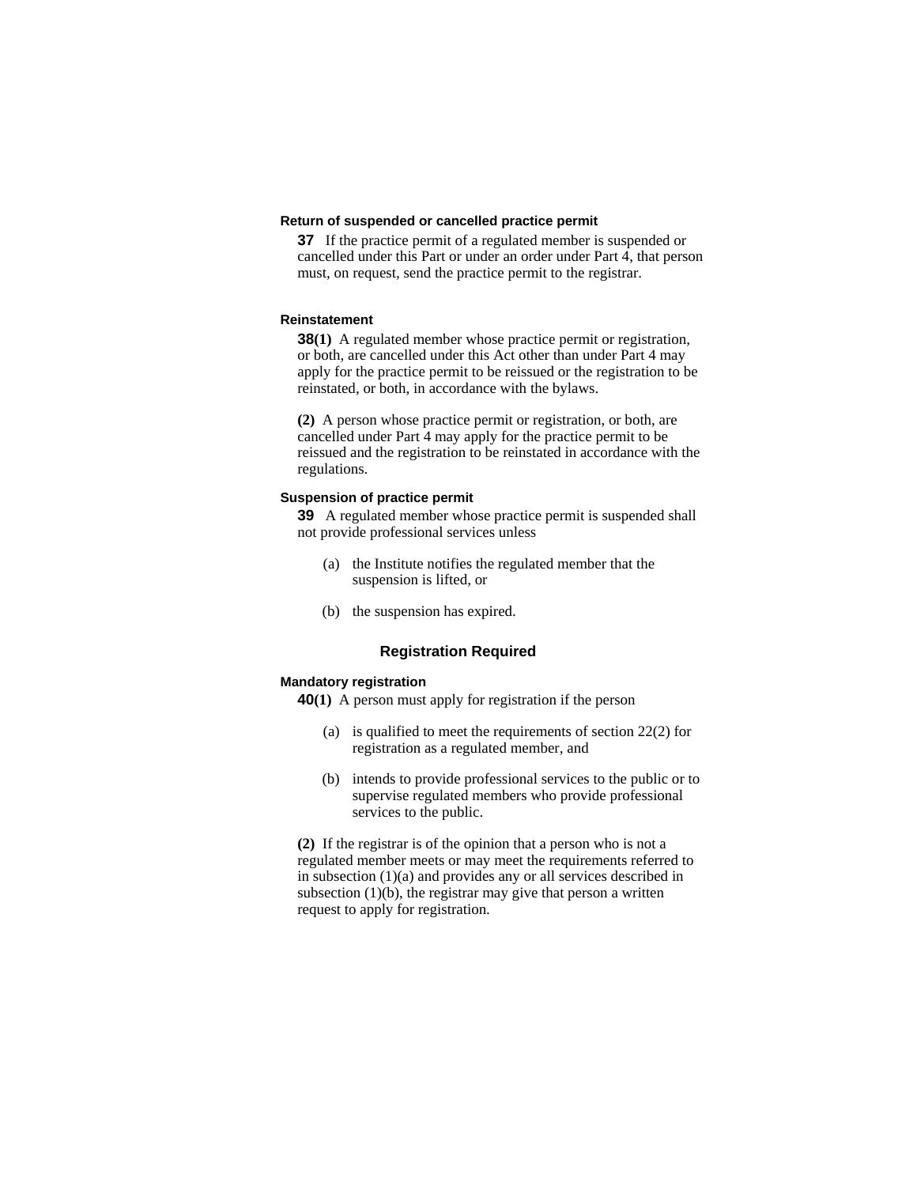**Return of suspended or cancelled practice permit**

**37** If the practice permit of a regulated member is suspended or cancelled under this Part or under an order under Part 4, that person must, on request, send the practice permit to the registrar.

**Reinstatement**

**38(1)** A regulated member whose practice permit or registration, or both, are cancelled under this Act other than under Part 4 may apply for the practice permit to be reissued or the registration to be reinstated, or both, in accordance with the bylaws.

**(2)** A person whose practice permit or registration, or both, are cancelled under Part 4 may apply for the practice permit to be reissued and the registration to be reinstated in accordance with the regulations.

**Suspension of practice permit**

**39** A regulated member whose practice permit is suspended shall not provide professional services unless

(a) the Institute notifies the regulated member that the suspension is lifted, or

(b) the suspension has expired.

## Registration Required

**Mandatory registration**

**40(1)** A person must apply for registration if the person

(a) is qualified to meet the requirements of section 22(2) for registration as a regulated member, and

(b) intends to provide professional services to the public or to supervise regulated members who provide professional services to the public.

**(2)** If the registrar is of the opinion that a person who is not a regulated member meets or may meet the requirements referred to in subsection (1)(a) and provides any or all services described in subsection (1)(b), the registrar may give that person a written request to apply for registration.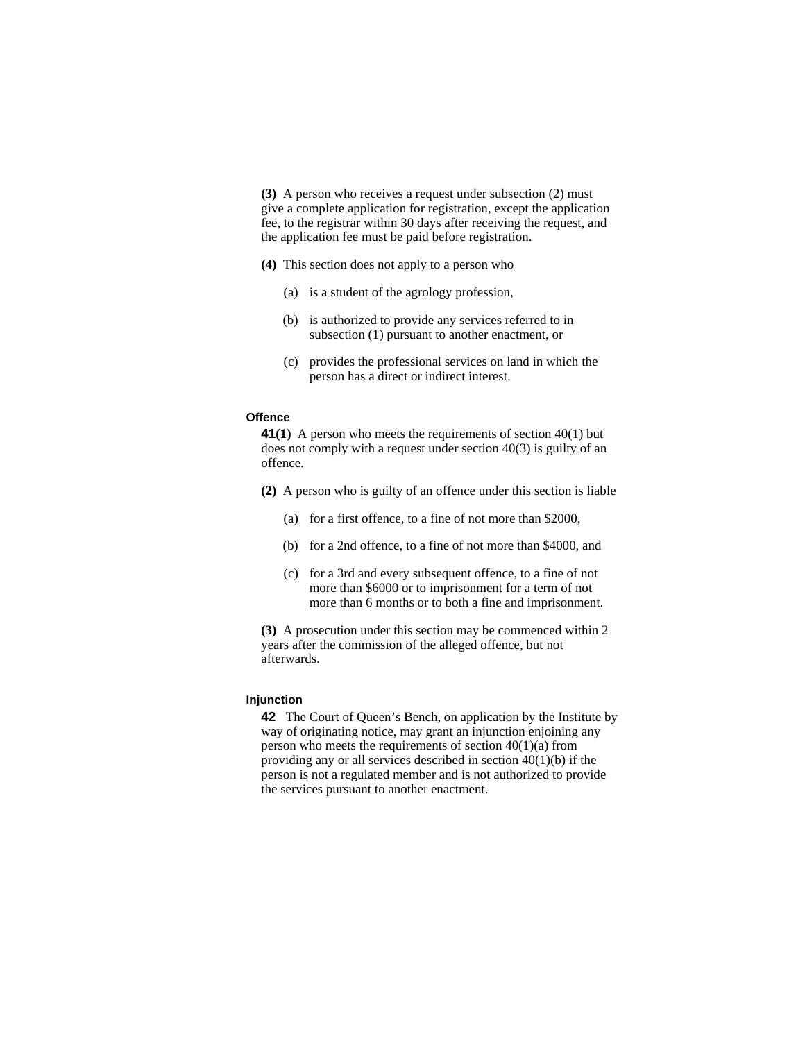**(3)** A person who receives a request under subsection (2) must give a complete application for registration, except the application fee, to the registrar within 30 days after receiving the request, and the application fee must be paid before registration.

**(4)** This section does not apply to a person who

(a) is a student of the agrology profession,

(b) is authorized to provide any services referred to in subsection (1) pursuant to another enactment, or

(c) provides the professional services on land in which the person has a direct or indirect interest.

#### Offence

**41(1)** A person who meets the requirements of section 40(1) but does not comply with a request under section 40(3) is guilty of an offence.

**(2)** A person who is guilty of an offence under this section is liable

(a) for a first offence, to a fine of not more than $2000,

(b) for a 2nd offence, to a fine of not more than $4000, and

(c) for a 3rd and every subsequent offence, to a fine of not more than $6000 or to imprisonment for a term of not more than 6 months or to both a fine and imprisonment.

**(3)** A prosecution under this section may be commenced within 2 years after the commission of the alleged offence, but not afterwards.

#### Injunction

**42** The Court of Queen's Bench, on application by the Institute by way of originating notice, may grant an injunction enjoining any person who meets the requirements of section 40(1)(a) from providing any or all services described in section 40(1)(b) if the person is not a regulated member and is not authorized to provide the services pursuant to another enactment.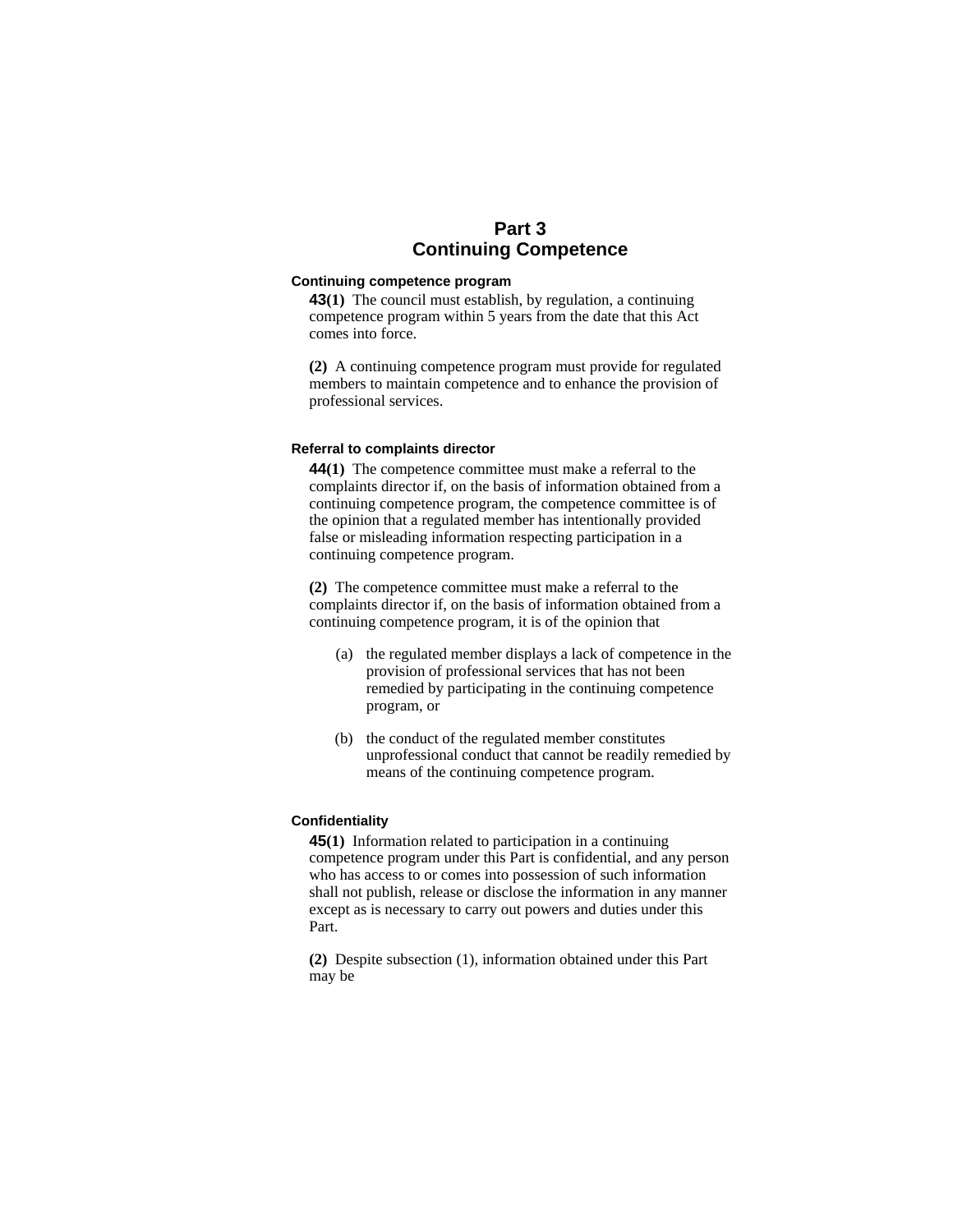# Part 3
# Continuing Competence

### Continuing competence program

**43(1)** The council must establish, by regulation, a continuing competence program within 5 years from the date that this Act comes into force.

**(2)** A continuing competence program must provide for regulated members to maintain competence and to enhance the provision of professional services.

### Referral to complaints director

**44(1)** The competence committee must make a referral to the complaints director if, on the basis of information obtained from a continuing competence program, the competence committee is of the opinion that a regulated member has intentionally provided false or misleading information respecting participation in a continuing competence program.

**(2)** The competence committee must make a referral to the complaints director if, on the basis of information obtained from a continuing competence program, it is of the opinion that

(a) the regulated member displays a lack of competence in the provision of professional services that has not been remedied by participating in the continuing competence program, or

(b) the conduct of the regulated member constitutes unprofessional conduct that cannot be readily remedied by means of the continuing competence program.

### Confidentiality

**45(1)** Information related to participation in a continuing competence program under this Part is confidential, and any person who has access to or comes into possession of such information shall not publish, release or disclose the information in any manner except as is necessary to carry out powers and duties under this Part.

**(2)** Despite subsection (1), information obtained under this Part may be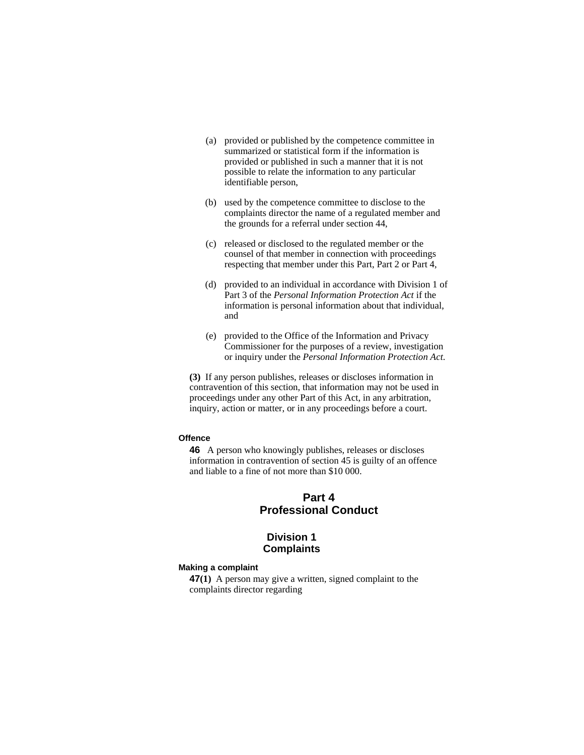(a) provided or published by the competence committee in summarized or statistical form if the information is provided or published in such a manner that it is not possible to relate the information to any particular identifiable person,

(b) used by the competence committee to disclose to the complaints director the name of a regulated member and the grounds for a referral under section 44,

(c) released or disclosed to the regulated member or the counsel of that member in connection with proceedings respecting that member under this Part, Part 2 or Part 4,

(d) provided to an individual in accordance with Division 1 of Part 3 of the *Personal Information Protection Act* if the information is personal information about that individual, and

(e) provided to the Office of the Information and Privacy Commissioner for the purposes of a review, investigation or inquiry under the *Personal Information Protection Act*.

**(3)** If any person publishes, releases or discloses information in contravention of this section, that information may not be used in proceedings under any other Part of this Act, in any arbitration, inquiry, action or matter, or in any proceedings before a court.

#### Offence

**46** A person who knowingly publishes, releases or discloses information in contravention of section 45 is guilty of an offence and liable to a fine of not more than $10 000.

## Part 4
## Professional Conduct

### Division 1
### Complaints

#### Making a complaint

**47(1)** A person may give a written, signed complaint to the complaints director regarding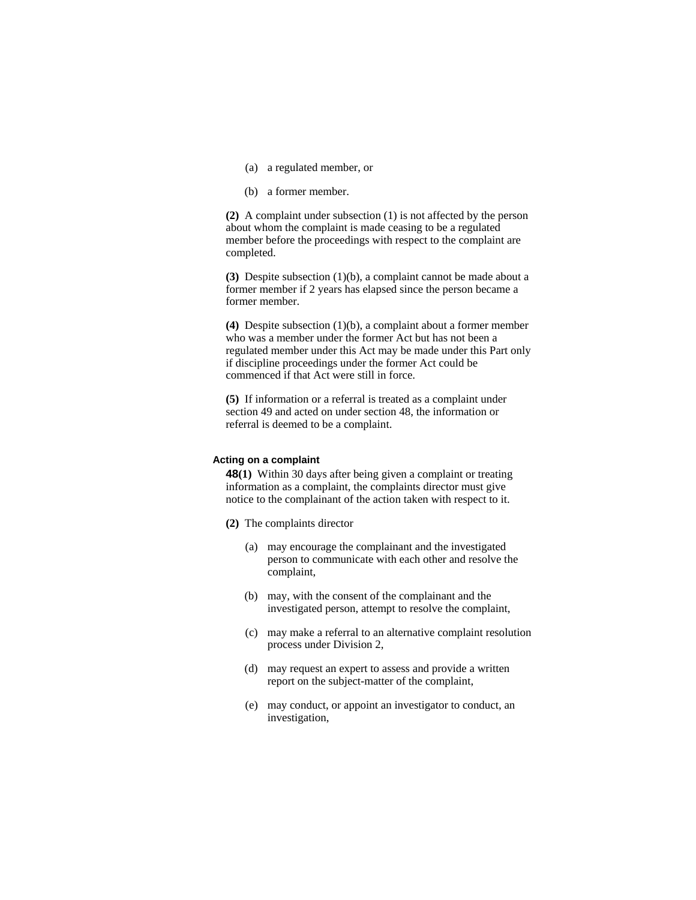(a) a regulated member, or

(b) a former member.

**(2)** A complaint under subsection (1) is not affected by the person about whom the complaint is made ceasing to be a regulated member before the proceedings with respect to the complaint are completed.

**(3)** Despite subsection (1)(b), a complaint cannot be made about a former member if 2 years has elapsed since the person became a former member.

**(4)** Despite subsection (1)(b), a complaint about a former member who was a member under the former Act but has not been a regulated member under this Act may be made under this Part only if discipline proceedings under the former Act could be commenced if that Act were still in force.

**(5)** If information or a referral is treated as a complaint under section 49 and acted on under section 48, the information or referral is deemed to be a complaint.

#### Acting on a complaint

**48(1)** Within 30 days after being given a complaint or treating information as a complaint, the complaints director must give notice to the complainant of the action taken with respect to it.

**(2)** The complaints director

(a) may encourage the complainant and the investigated person to communicate with each other and resolve the complaint,

(b) may, with the consent of the complainant and the investigated person, attempt to resolve the complaint,

(c) may make a referral to an alternative complaint resolution process under Division 2,

(d) may request an expert to assess and provide a written report on the subject-matter of the complaint,

(e) may conduct, or appoint an investigator to conduct, an investigation,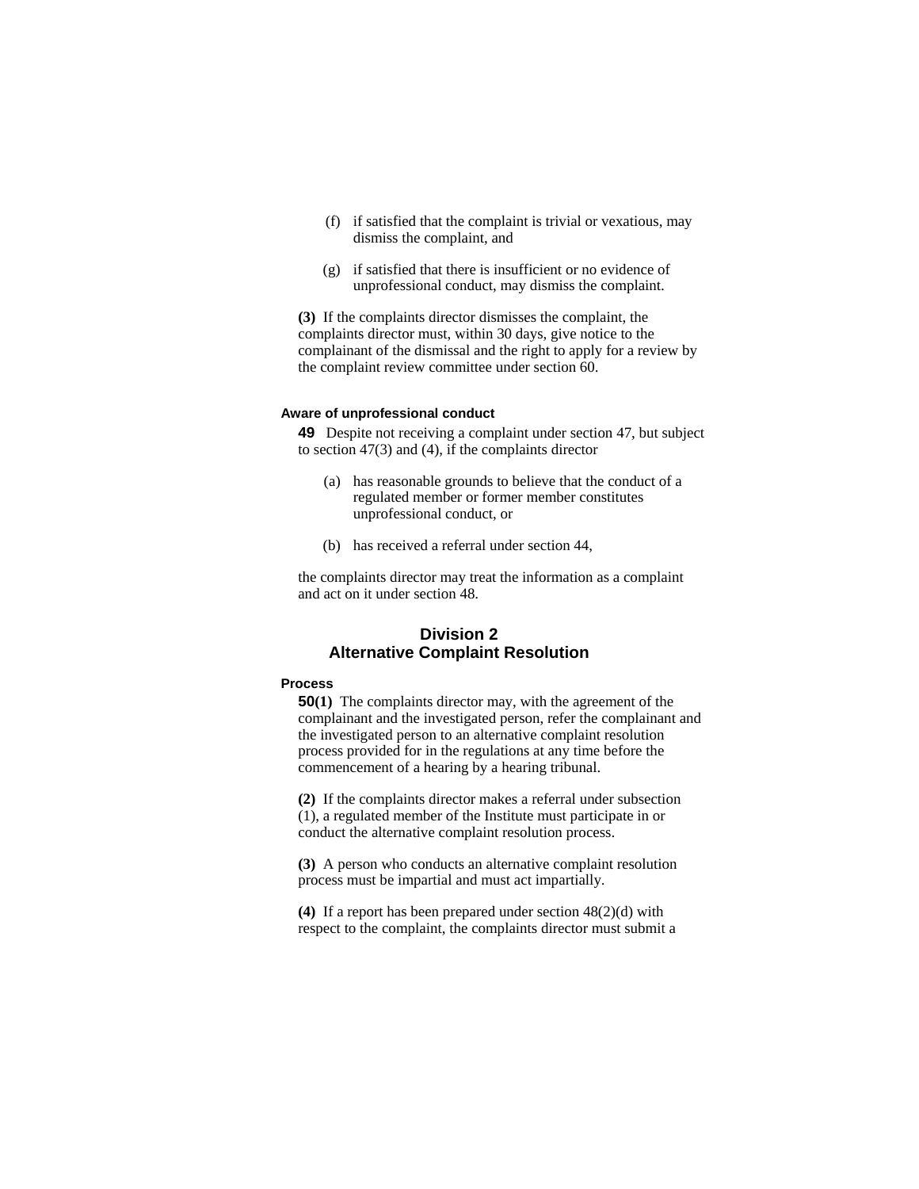(f) if satisfied that the complaint is trivial or vexatious, may dismiss the complaint, and

(g) if satisfied that there is insufficient or no evidence of unprofessional conduct, may dismiss the complaint.

**(3)** If the complaints director dismisses the complaint, the complaints director must, within 30 days, give notice to the complainant of the dismissal and the right to apply for a review by the complaint review committee under section 60.

#### Aware of unprofessional conduct

**49** Despite not receiving a complaint under section 47, but subject to section 47(3) and (4), if the complaints director

(a) has reasonable grounds to believe that the conduct of a regulated member or former member constitutes unprofessional conduct, or

(b) has received a referral under section 44,

the complaints director may treat the information as a complaint and act on it under section 48.

## Division 2
## Alternative Complaint Resolution

#### Process

**50(1)** The complaints director may, with the agreement of the complainant and the investigated person, refer the complainant and the investigated person to an alternative complaint resolution process provided for in the regulations at any time before the commencement of a hearing by a hearing tribunal.

**(2)** If the complaints director makes a referral under subsection (1), a regulated member of the Institute must participate in or conduct the alternative complaint resolution process.

**(3)** A person who conducts an alternative complaint resolution process must be impartial and must act impartially.

**(4)** If a report has been prepared under section 48(2)(d) with respect to the complaint, the complaints director must submit a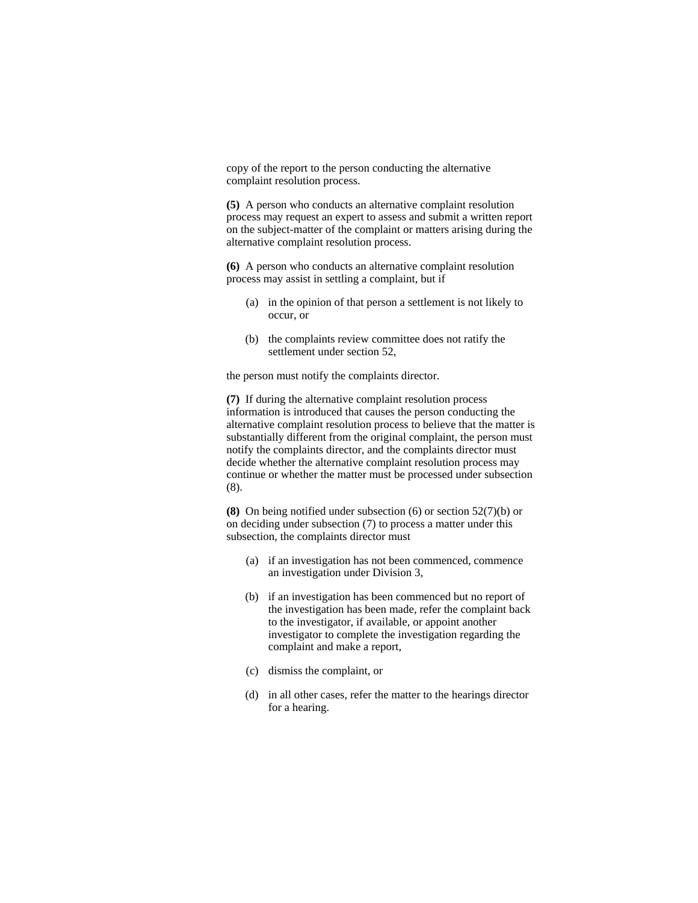copy of the report to the person conducting the alternative complaint resolution process.

**(5)** A person who conducts an alternative complaint resolution process may request an expert to assess and submit a written report on the subject-matter of the complaint or matters arising during the alternative complaint resolution process.

**(6)** A person who conducts an alternative complaint resolution process may assist in settling a complaint, but if

- (a) in the opinion of that person a settlement is not likely to occur, or
- (b) the complaints review committee does not ratify the settlement under section 52,

the person must notify the complaints director.

**(7)** If during the alternative complaint resolution process information is introduced that causes the person conducting the alternative complaint resolution process to believe that the matter is substantially different from the original complaint, the person must notify the complaints director, and the complaints director must decide whether the alternative complaint resolution process may continue or whether the matter must be processed under subsection (8).

**(8)** On being notified under subsection (6) or section 52(7)(b) or on deciding under subsection (7) to process a matter under this subsection, the complaints director must

- (a) if an investigation has not been commenced, commence an investigation under Division 3,
- (b) if an investigation has been commenced but no report of the investigation has been made, refer the complaint back to the investigator, if available, or appoint another investigator to complete the investigation regarding the complaint and make a report,
- (c) dismiss the complaint, or
- (d) in all other cases, refer the matter to the hearings director for a hearing.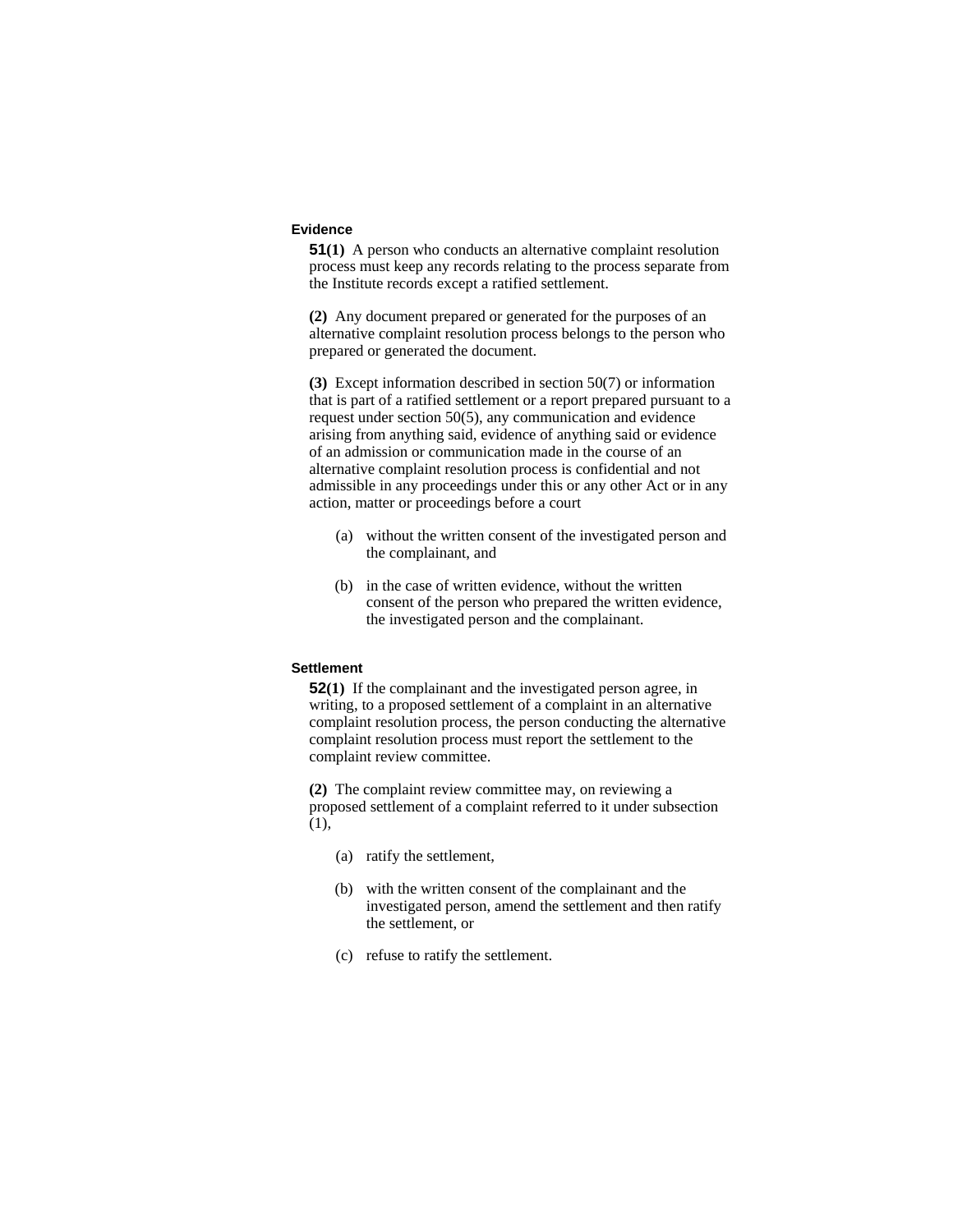### Evidence

**51(1)** A person who conducts an alternative complaint resolution process must keep any records relating to the process separate from the Institute records except a ratified settlement.

**(2)** Any document prepared or generated for the purposes of an alternative complaint resolution process belongs to the person who prepared or generated the document.

**(3)** Except information described in section 50(7) or information that is part of a ratified settlement or a report prepared pursuant to a request under section 50(5), any communication and evidence arising from anything said, evidence of anything said or evidence of an admission or communication made in the course of an alternative complaint resolution process is confidential and not admissible in any proceedings under this or any other Act or in any action, matter or proceedings before a court

- (a) without the written consent of the investigated person and the complainant, and
- (b) in the case of written evidence, without the written consent of the person who prepared the written evidence, the investigated person and the complainant.

### Settlement

**52(1)** If the complainant and the investigated person agree, in writing, to a proposed settlement of a complaint in an alternative complaint resolution process, the person conducting the alternative complaint resolution process must report the settlement to the complaint review committee.

**(2)** The complaint review committee may, on reviewing a proposed settlement of a complaint referred to it under subsection (1),

- (a) ratify the settlement,
- (b) with the written consent of the complainant and the investigated person, amend the settlement and then ratify the settlement, or
- (c) refuse to ratify the settlement.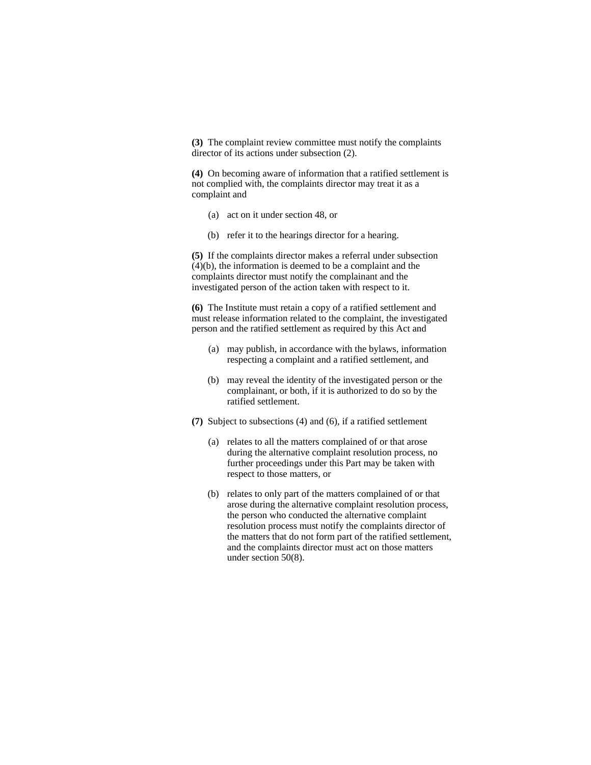**(3)** The complaint review committee must notify the complaints director of its actions under subsection (2).

**(4)** On becoming aware of information that a ratified settlement is not complied with, the complaints director may treat it as a complaint and

(a) act on it under section 48, or

(b) refer it to the hearings director for a hearing.

**(5)** If the complaints director makes a referral under subsection (4)(b), the information is deemed to be a complaint and the complaints director must notify the complainant and the investigated person of the action taken with respect to it.

**(6)** The Institute must retain a copy of a ratified settlement and must release information related to the complaint, the investigated person and the ratified settlement as required by this Act and

(a) may publish, in accordance with the bylaws, information respecting a complaint and a ratified settlement, and

(b) may reveal the identity of the investigated person or the complainant, or both, if it is authorized to do so by the ratified settlement.

**(7)** Subject to subsections (4) and (6), if a ratified settlement

(a) relates to all the matters complained of or that arose during the alternative complaint resolution process, no further proceedings under this Part may be taken with respect to those matters, or

(b) relates to only part of the matters complained of or that arose during the alternative complaint resolution process, the person who conducted the alternative complaint resolution process must notify the complaints director of the matters that do not form part of the ratified settlement, and the complaints director must act on those matters under section 50(8).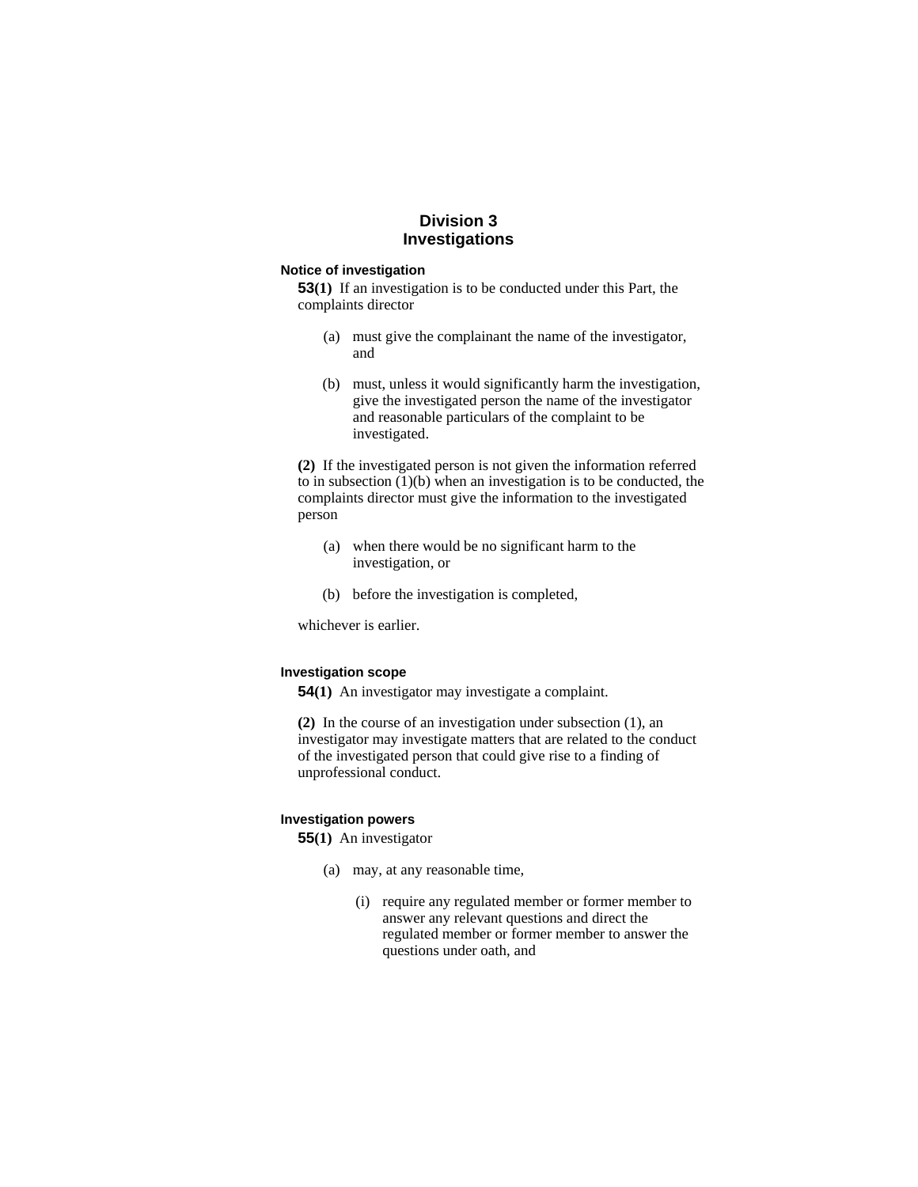## Division 3
## Investigations

### Notice of investigation

**53(1)** If an investigation is to be conducted under this Part, the complaints director

(a) must give the complainant the name of the investigator, and

(b) must, unless it would significantly harm the investigation, give the investigated person the name of the investigator and reasonable particulars of the complaint to be investigated.

**(2)** If the investigated person is not given the information referred to in subsection (1)(b) when an investigation is to be conducted, the complaints director must give the information to the investigated person

(a) when there would be no significant harm to the investigation, or

(b) before the investigation is completed,

whichever is earlier.

### Investigation scope

**54(1)** An investigator may investigate a complaint.

**(2)** In the course of an investigation under subsection (1), an investigator may investigate matters that are related to the conduct of the investigated person that could give rise to a finding of unprofessional conduct.

### Investigation powers

**55(1)** An investigator

(a) may, at any reasonable time,

(i) require any regulated member or former member to answer any relevant questions and direct the regulated member or former member to answer the questions under oath, and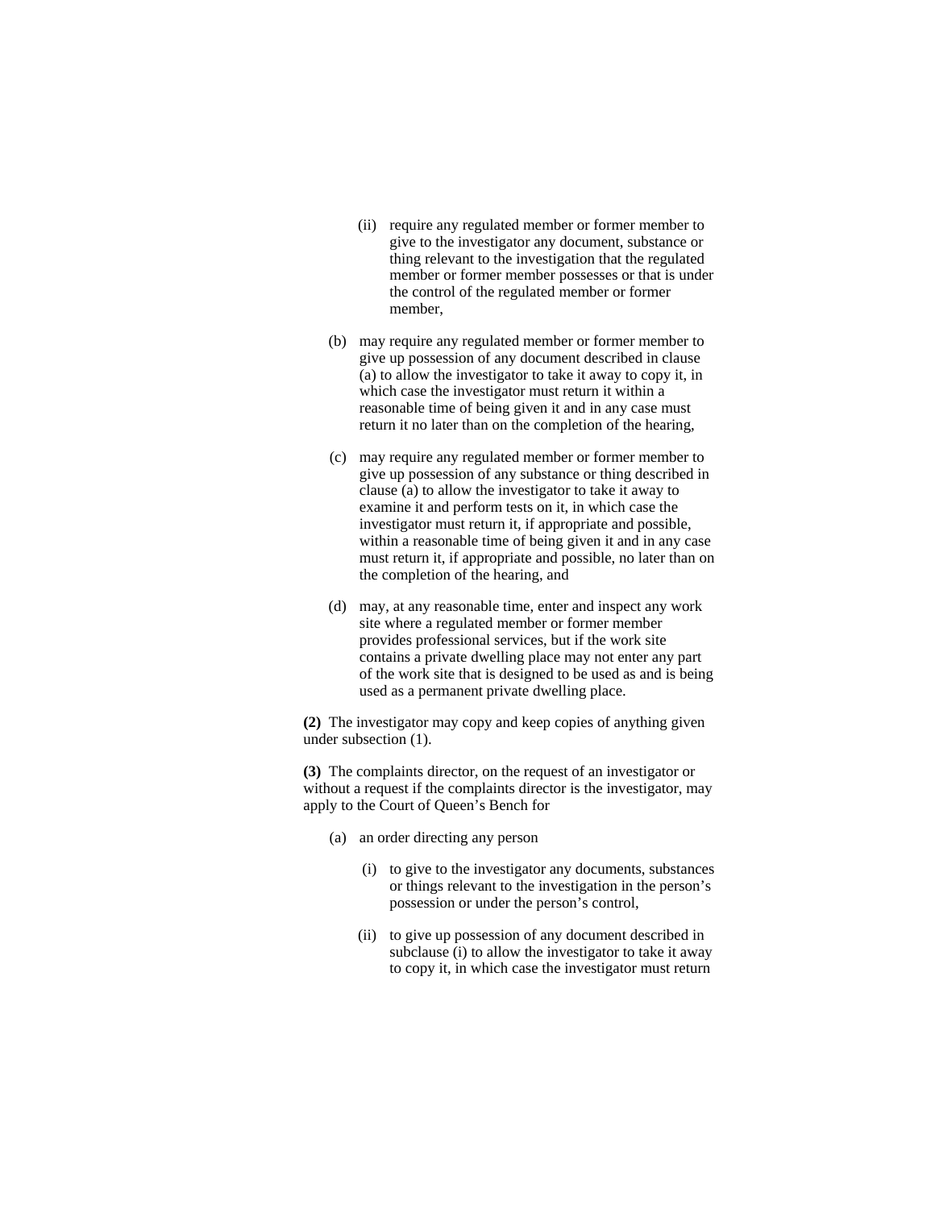(ii) require any regulated member or former member to give to the investigator any document, substance or thing relevant to the investigation that the regulated member or former member possesses or that is under the control of the regulated member or former member,

(b) may require any regulated member or former member to give up possession of any document described in clause (a) to allow the investigator to take it away to copy it, in which case the investigator must return it within a reasonable time of being given it and in any case must return it no later than on the completion of the hearing,

(c) may require any regulated member or former member to give up possession of any substance or thing described in clause (a) to allow the investigator to take it away to examine it and perform tests on it, in which case the investigator must return it, if appropriate and possible, within a reasonable time of being given it and in any case must return it, if appropriate and possible, no later than on the completion of the hearing, and

(d) may, at any reasonable time, enter and inspect any work site where a regulated member or former member provides professional services, but if the work site contains a private dwelling place may not enter any part of the work site that is designed to be used as and is being used as a permanent private dwelling place.

**(2)** The investigator may copy and keep copies of anything given under subsection (1).

**(3)** The complaints director, on the request of an investigator or without a request if the complaints director is the investigator, may apply to the Court of Queen's Bench for

(a) an order directing any person

(i) to give to the investigator any documents, substances or things relevant to the investigation in the person's possession or under the person's control,

(ii) to give up possession of any document described in subclause (i) to allow the investigator to take it away to copy it, in which case the investigator must return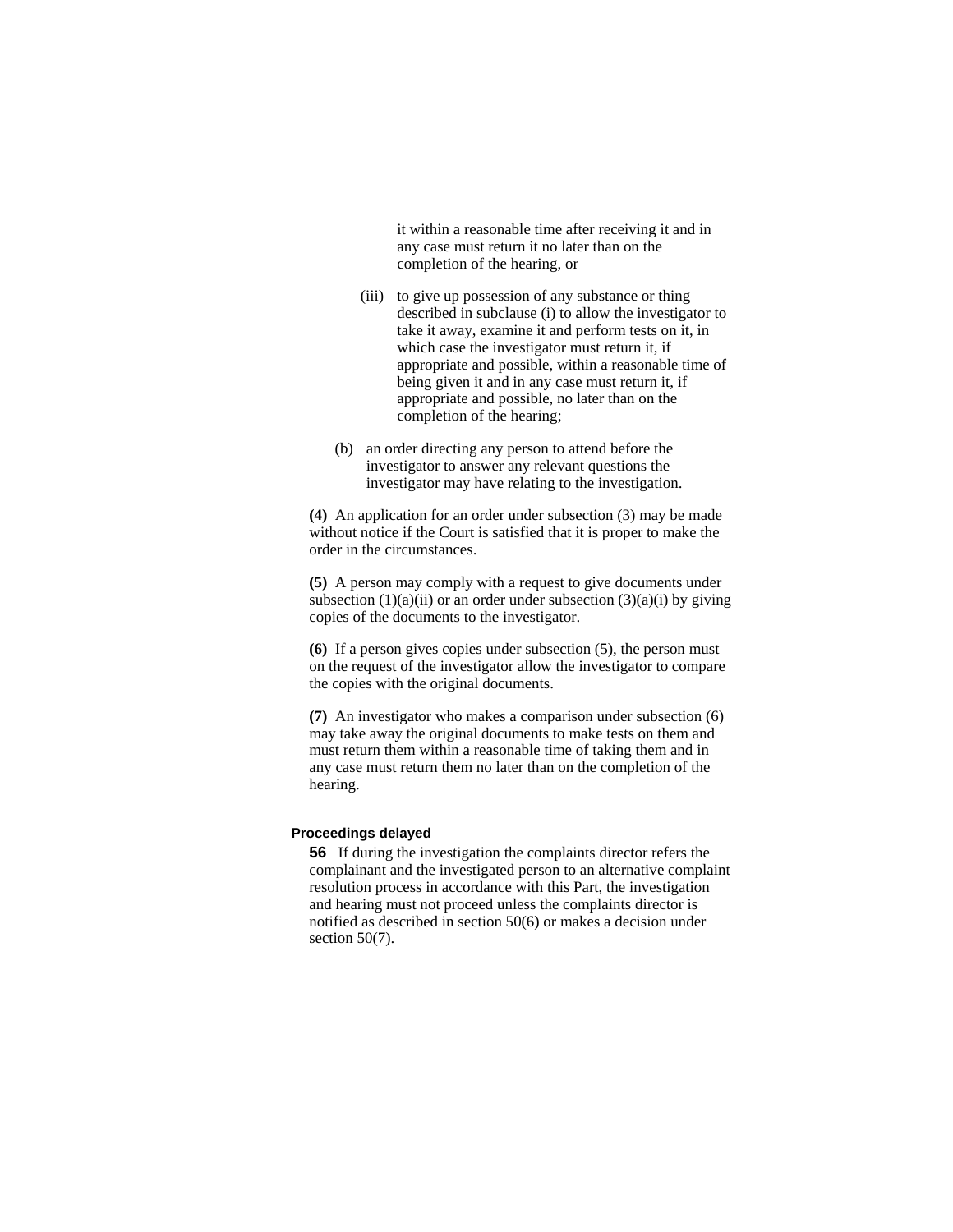it within a reasonable time after receiving it and in any case must return it no later than on the completion of the hearing, or

(iii) to give up possession of any substance or thing described in subclause (i) to allow the investigator to take it away, examine it and perform tests on it, in which case the investigator must return it, if appropriate and possible, within a reasonable time of being given it and in any case must return it, if appropriate and possible, no later than on the completion of the hearing;

(b) an order directing any person to attend before the investigator to answer any relevant questions the investigator may have relating to the investigation.

**(4)** An application for an order under subsection (3) may be made without notice if the Court is satisfied that it is proper to make the order in the circumstances.

**(5)** A person may comply with a request to give documents under subsection (1)(a)(ii) or an order under subsection (3)(a)(i) by giving copies of the documents to the investigator.

**(6)** If a person gives copies under subsection (5), the person must on the request of the investigator allow the investigator to compare the copies with the original documents.

**(7)** An investigator who makes a comparison under subsection (6) may take away the original documents to make tests on them and must return them within a reasonable time of taking them and in any case must return them no later than on the completion of the hearing.

#### Proceedings delayed

**56** If during the investigation the complaints director refers the complainant and the investigated person to an alternative complaint resolution process in accordance with this Part, the investigation and hearing must not proceed unless the complaints director is notified as described in section 50(6) or makes a decision under section 50(7).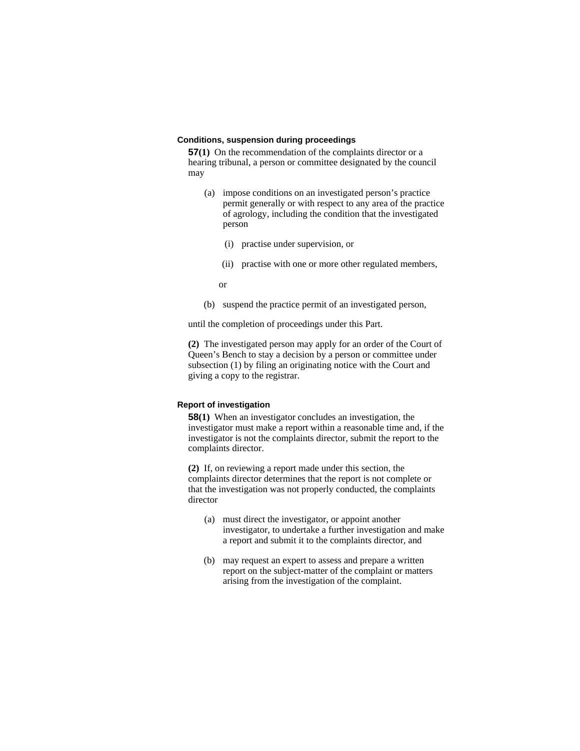### Conditions, suspension during proceedings

**57(1)** On the recommendation of the complaints director or a hearing tribunal, a person or committee designated by the council may

(a) impose conditions on an investigated person's practice permit generally or with respect to any area of the practice of agrology, including the condition that the investigated person

(i) practise under supervision, or

(ii) practise with one or more other regulated members,

or

(b) suspend the practice permit of an investigated person,

until the completion of proceedings under this Part.

**(2)** The investigated person may apply for an order of the Court of Queen's Bench to stay a decision by a person or committee under subsection (1) by filing an originating notice with the Court and giving a copy to the registrar.

### Report of investigation

**58(1)** When an investigator concludes an investigation, the investigator must make a report within a reasonable time and, if the investigator is not the complaints director, submit the report to the complaints director.

**(2)** If, on reviewing a report made under this section, the complaints director determines that the report is not complete or that the investigation was not properly conducted, the complaints director

(a) must direct the investigator, or appoint another investigator, to undertake a further investigation and make a report and submit it to the complaints director, and

(b) may request an expert to assess and prepare a written report on the subject-matter of the complaint or matters arising from the investigation of the complaint.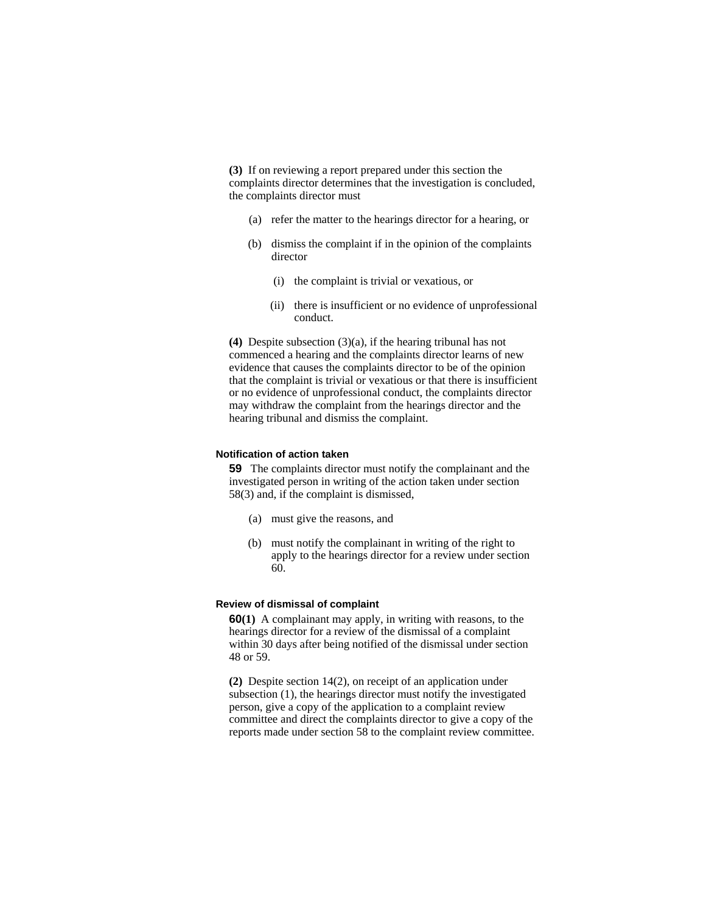**(3)** If on reviewing a report prepared under this section the complaints director determines that the investigation is concluded, the complaints director must

(a) refer the matter to the hearings director for a hearing, or

(b) dismiss the complaint if in the opinion of the complaints director

(i) the complaint is trivial or vexatious, or

(ii) there is insufficient or no evidence of unprofessional conduct.

**(4)** Despite subsection (3)(a), if the hearing tribunal has not commenced a hearing and the complaints director learns of new evidence that causes the complaints director to be of the opinion that the complaint is trivial or vexatious or that there is insufficient or no evidence of unprofessional conduct, the complaints director may withdraw the complaint from the hearings director and the hearing tribunal and dismiss the complaint.

#### Notification of action taken

**59** The complaints director must notify the complainant and the investigated person in writing of the action taken under section 58(3) and, if the complaint is dismissed,

(a) must give the reasons, and

(b) must notify the complainant in writing of the right to apply to the hearings director for a review under section 60.

#### Review of dismissal of complaint

**60(1)** A complainant may apply, in writing with reasons, to the hearings director for a review of the dismissal of a complaint within 30 days after being notified of the dismissal under section 48 or 59.

**(2)** Despite section 14(2), on receipt of an application under subsection (1), the hearings director must notify the investigated person, give a copy of the application to a complaint review committee and direct the complaints director to give a copy of the reports made under section 58 to the complaint review committee.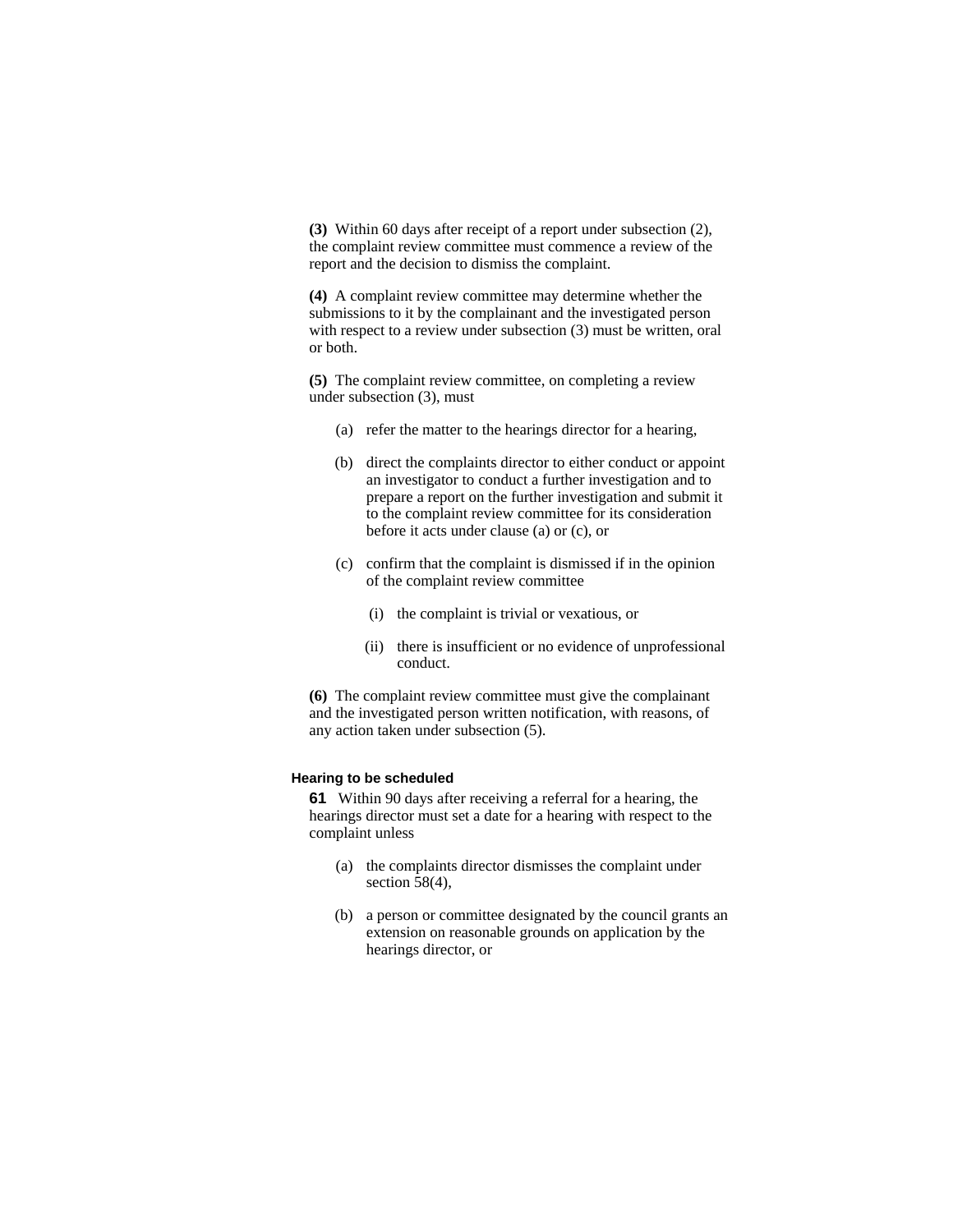**(3)** Within 60 days after receipt of a report under subsection (2), the complaint review committee must commence a review of the report and the decision to dismiss the complaint.

**(4)** A complaint review committee may determine whether the submissions to it by the complainant and the investigated person with respect to a review under subsection (3) must be written, oral or both.

**(5)** The complaint review committee, on completing a review under subsection (3), must

- (a) refer the matter to the hearings director for a hearing,
- (b) direct the complaints director to either conduct or appoint an investigator to conduct a further investigation and to prepare a report on the further investigation and submit it to the complaint review committee for its consideration before it acts under clause (a) or (c), or
- (c) confirm that the complaint is dismissed if in the opinion of the complaint review committee
  - (i) the complaint is trivial or vexatious, or
  - (ii) there is insufficient or no evidence of unprofessional conduct.

**(6)** The complaint review committee must give the complainant and the investigated person written notification, with reasons, of any action taken under subsection (5).

#### Hearing to be scheduled

**61** Within 90 days after receiving a referral for a hearing, the hearings director must set a date for a hearing with respect to the complaint unless

- (a) the complaints director dismisses the complaint under section 58(4),
- (b) a person or committee designated by the council grants an extension on reasonable grounds on application by the hearings director, or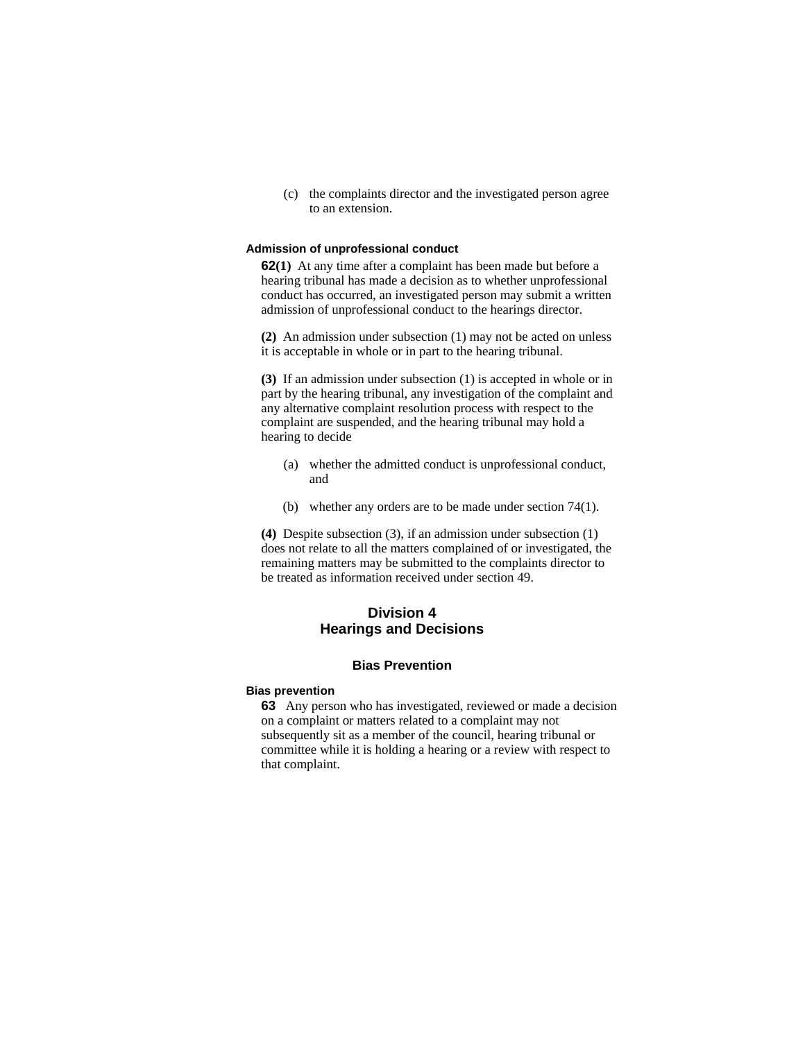(c) the complaints director and the investigated person agree to an extension.

**Admission of unprofessional conduct**

**62(1)** At any time after a complaint has been made but before a hearing tribunal has made a decision as to whether unprofessional conduct has occurred, an investigated person may submit a written admission of unprofessional conduct to the hearings director.

**(2)** An admission under subsection (1) may not be acted on unless it is acceptable in whole or in part to the hearing tribunal.

**(3)** If an admission under subsection (1) is accepted in whole or in part by the hearing tribunal, any investigation of the complaint and any alternative complaint resolution process with respect to the complaint are suspended, and the hearing tribunal may hold a hearing to decide

(a) whether the admitted conduct is unprofessional conduct, and

(b) whether any orders are to be made under section 74(1).

**(4)** Despite subsection (3), if an admission under subsection (1) does not relate to all the matters complained of or investigated, the remaining matters may be submitted to the complaints director to be treated as information received under section 49.

## Division 4
## Hearings and Decisions

### Bias Prevention

**Bias prevention**

**63** Any person who has investigated, reviewed or made a decision on a complaint or matters related to a complaint may not subsequently sit as a member of the council, hearing tribunal or committee while it is holding a hearing or a review with respect to that complaint.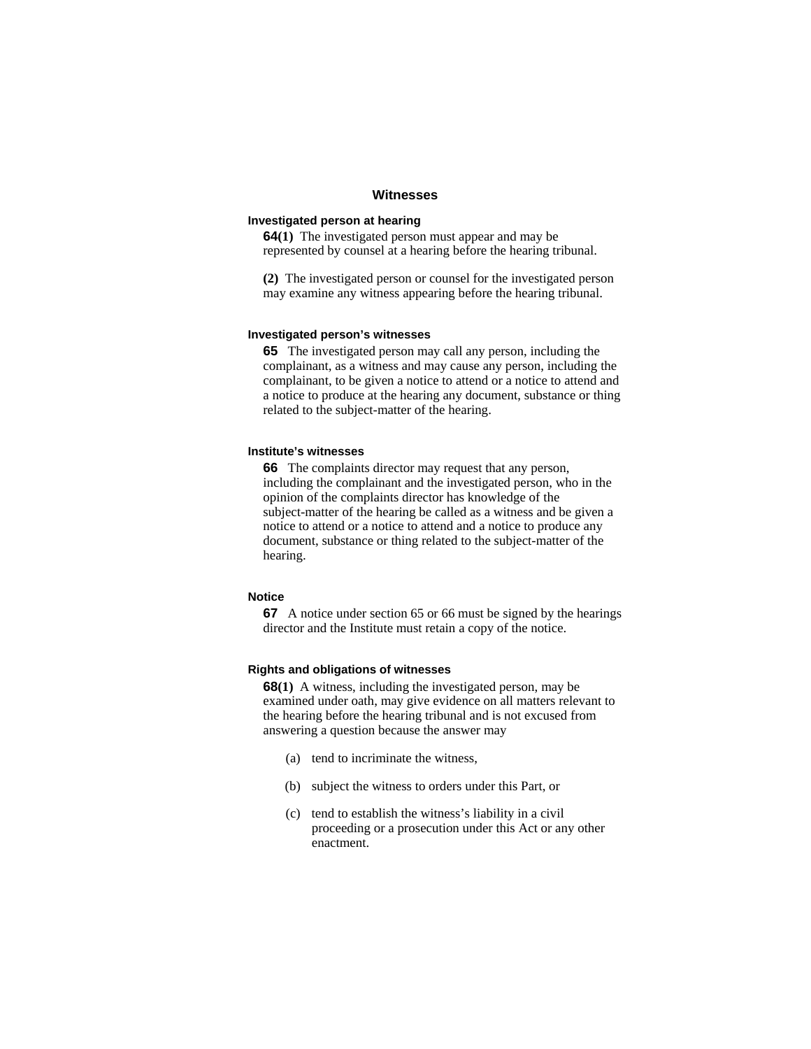## Witnesses

### Investigated person at hearing

**64(1)** The investigated person must appear and may be represented by counsel at a hearing before the hearing tribunal.

**(2)** The investigated person or counsel for the investigated person may examine any witness appearing before the hearing tribunal.

### Investigated person's witnesses

**65** The investigated person may call any person, including the complainant, as a witness and may cause any person, including the complainant, to be given a notice to attend or a notice to attend and a notice to produce at the hearing any document, substance or thing related to the subject-matter of the hearing.

### Institute's witnesses

**66** The complaints director may request that any person, including the complainant and the investigated person, who in the opinion of the complaints director has knowledge of the subject-matter of the hearing be called as a witness and be given a notice to attend or a notice to attend and a notice to produce any document, substance or thing related to the subject-matter of the hearing.

### Notice

**67** A notice under section 65 or 66 must be signed by the hearings director and the Institute must retain a copy of the notice.

### Rights and obligations of witnesses

**68(1)** A witness, including the investigated person, may be examined under oath, may give evidence on all matters relevant to the hearing before the hearing tribunal and is not excused from answering a question because the answer may

(a) tend to incriminate the witness,

(b) subject the witness to orders under this Part, or

(c) tend to establish the witness's liability in a civil proceeding or a prosecution under this Act or any other enactment.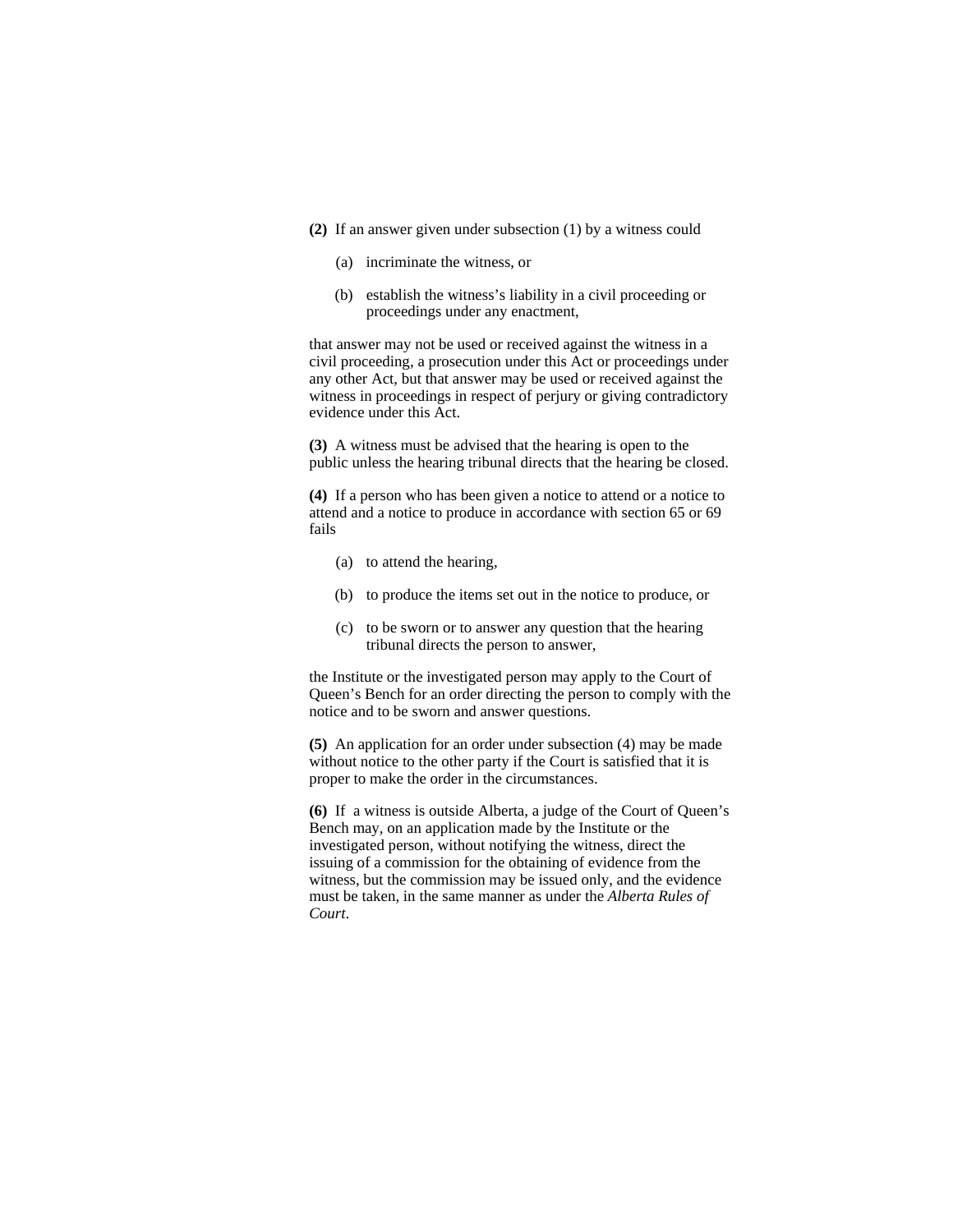**(2)** If an answer given under subsection (1) by a witness could

(a) incriminate the witness, or

(b) establish the witness's liability in a civil proceeding or proceedings under any enactment,

that answer may not be used or received against the witness in a civil proceeding, a prosecution under this Act or proceedings under any other Act, but that answer may be used or received against the witness in proceedings in respect of perjury or giving contradictory evidence under this Act.

**(3)** A witness must be advised that the hearing is open to the public unless the hearing tribunal directs that the hearing be closed.

**(4)** If a person who has been given a notice to attend or a notice to attend and a notice to produce in accordance with section 65 or 69 fails

(a) to attend the hearing,

(b) to produce the items set out in the notice to produce, or

(c) to be sworn or to answer any question that the hearing tribunal directs the person to answer,

the Institute or the investigated person may apply to the Court of Queen's Bench for an order directing the person to comply with the notice and to be sworn and answer questions.

**(5)** An application for an order under subsection (4) may be made without notice to the other party if the Court is satisfied that it is proper to make the order in the circumstances.

**(6)** If a witness is outside Alberta, a judge of the Court of Queen's Bench may, on an application made by the Institute or the investigated person, without notifying the witness, direct the issuing of a commission for the obtaining of evidence from the witness, but the commission may be issued only, and the evidence must be taken, in the same manner as under the *Alberta Rules of Court*.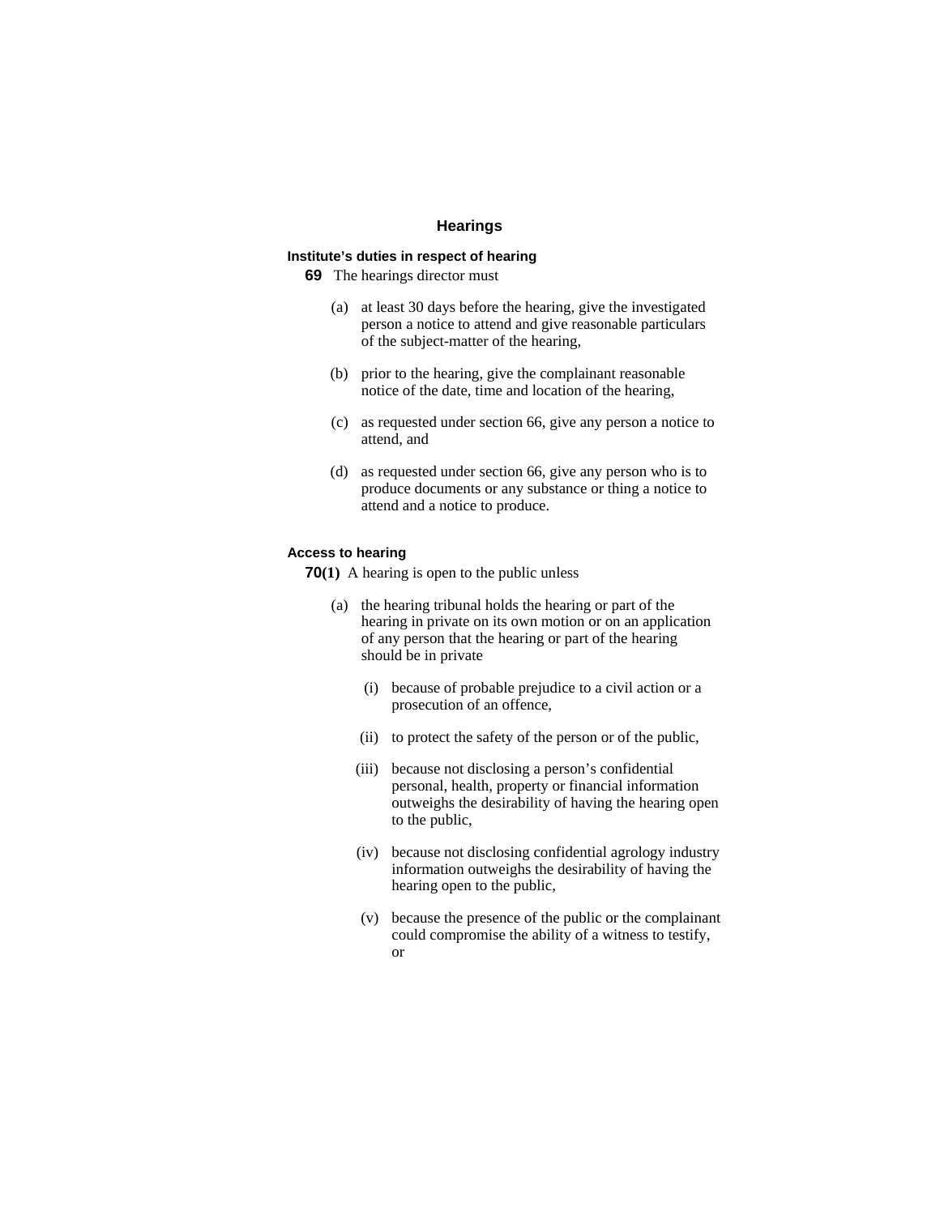## Hearings

### Institute's duties in respect of hearing

**69** The hearings director must

(a) at least 30 days before the hearing, give the investigated person a notice to attend and give reasonable particulars of the subject-matter of the hearing,

(b) prior to the hearing, give the complainant reasonable notice of the date, time and location of the hearing,

(c) as requested under section 66, give any person a notice to attend, and

(d) as requested under section 66, give any person who is to produce documents or any substance or thing a notice to attend and a notice to produce.

### Access to hearing

**70(1)** A hearing is open to the public unless

(a) the hearing tribunal holds the hearing or part of the hearing in private on its own motion or on an application of any person that the hearing or part of the hearing should be in private

(i) because of probable prejudice to a civil action or a prosecution of an offence,

(ii) to protect the safety of the person or of the public,

(iii) because not disclosing a person's confidential personal, health, property or financial information outweighs the desirability of having the hearing open to the public,

(iv) because not disclosing confidential agrology industry information outweighs the desirability of having the hearing open to the public,

(v) because the presence of the public or the complainant could compromise the ability of a witness to testify, or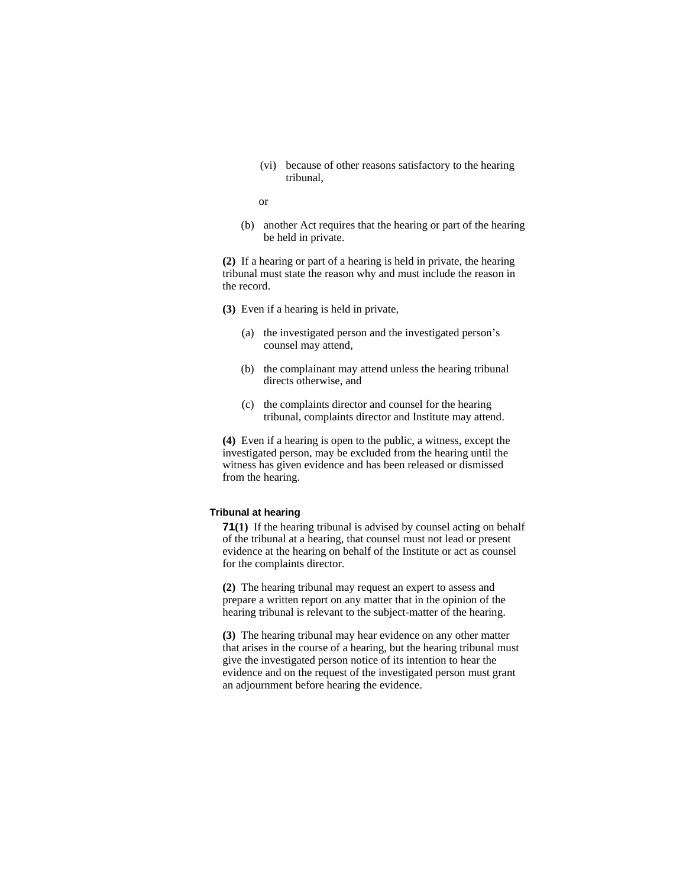(vi) because of other reasons satisfactory to the hearing tribunal,

or

(b) another Act requires that the hearing or part of the hearing be held in private.

**(2)** If a hearing or part of a hearing is held in private, the hearing tribunal must state the reason why and must include the reason in the record.

**(3)** Even if a hearing is held in private,

(a) the investigated person and the investigated person's counsel may attend,

(b) the complainant may attend unless the hearing tribunal directs otherwise, and

(c) the complaints director and counsel for the hearing tribunal, complaints director and Institute may attend.

**(4)** Even if a hearing is open to the public, a witness, except the investigated person, may be excluded from the hearing until the witness has given evidence and has been released or dismissed from the hearing.

### Tribunal at hearing

**71(1)** If the hearing tribunal is advised by counsel acting on behalf of the tribunal at a hearing, that counsel must not lead or present evidence at the hearing on behalf of the Institute or act as counsel for the complaints director.

**(2)** The hearing tribunal may request an expert to assess and prepare a written report on any matter that in the opinion of the hearing tribunal is relevant to the subject-matter of the hearing.

**(3)** The hearing tribunal may hear evidence on any other matter that arises in the course of a hearing, but the hearing tribunal must give the investigated person notice of its intention to hear the evidence and on the request of the investigated person must grant an adjournment before hearing the evidence.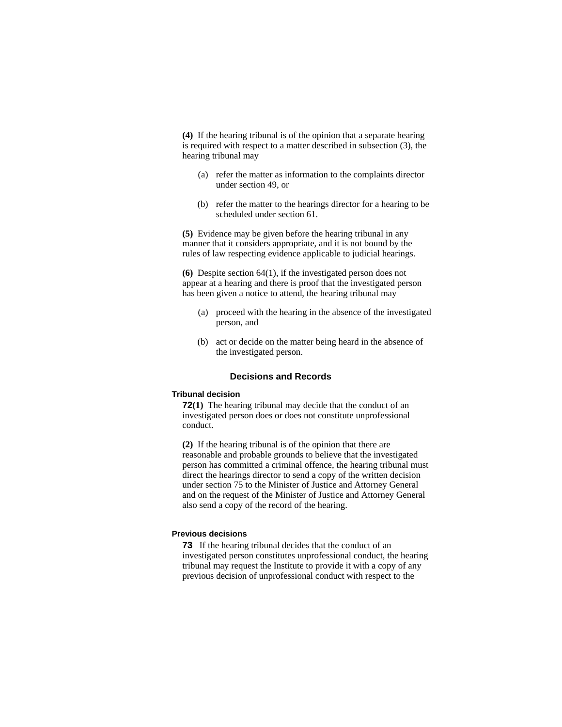**(4)** If the hearing tribunal is of the opinion that a separate hearing is required with respect to a matter described in subsection (3), the hearing tribunal may

(a) refer the matter as information to the complaints director under section 49, or

(b) refer the matter to the hearings director for a hearing to be scheduled under section 61.

**(5)** Evidence may be given before the hearing tribunal in any manner that it considers appropriate, and it is not bound by the rules of law respecting evidence applicable to judicial hearings.

**(6)** Despite section 64(1), if the investigated person does not appear at a hearing and there is proof that the investigated person has been given a notice to attend, the hearing tribunal may

(a) proceed with the hearing in the absence of the investigated person, and

(b) act or decide on the matter being heard in the absence of the investigated person.

## Decisions and Records

### Tribunal decision

**72(1)** The hearing tribunal may decide that the conduct of an investigated person does or does not constitute unprofessional conduct.

**(2)** If the hearing tribunal is of the opinion that there are reasonable and probable grounds to believe that the investigated person has committed a criminal offence, the hearing tribunal must direct the hearings director to send a copy of the written decision under section 75 to the Minister of Justice and Attorney General and on the request of the Minister of Justice and Attorney General also send a copy of the record of the hearing.

### Previous decisions

**73** If the hearing tribunal decides that the conduct of an investigated person constitutes unprofessional conduct, the hearing tribunal may request the Institute to provide it with a copy of any previous decision of unprofessional conduct with respect to the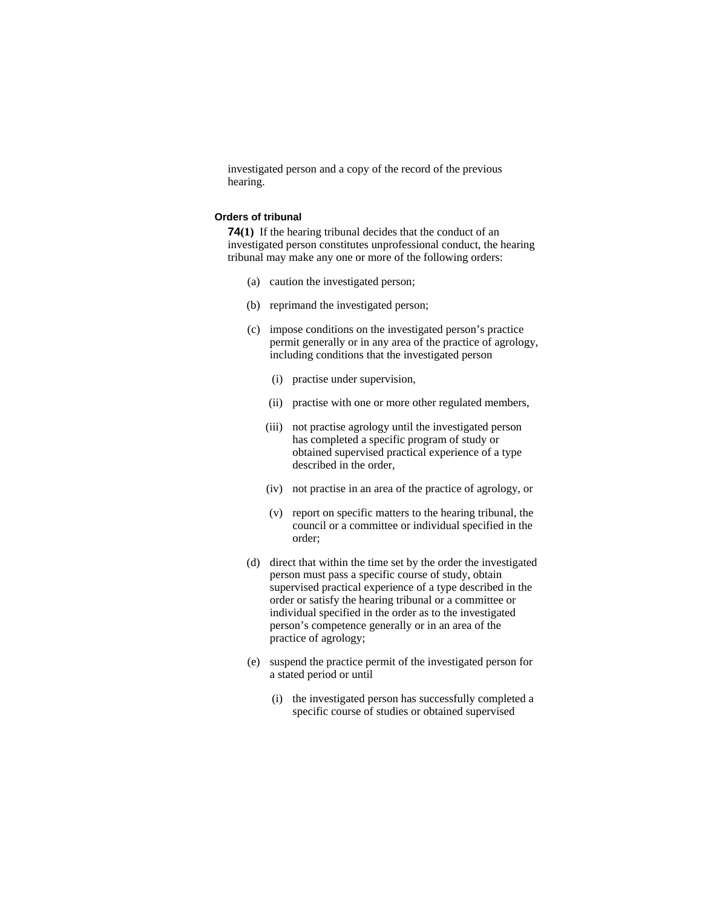investigated person and a copy of the record of the previous hearing.

### Orders of tribunal

**74(1)** If the hearing tribunal decides that the conduct of an investigated person constitutes unprofessional conduct, the hearing tribunal may make any one or more of the following orders:

- (a) caution the investigated person;
- (b) reprimand the investigated person;
- (c) impose conditions on the investigated person's practice permit generally or in any area of the practice of agrology, including conditions that the investigated person
  - (i) practise under supervision,
  - (ii) practise with one or more other regulated members,
  - (iii) not practise agrology until the investigated person has completed a specific program of study or obtained supervised practical experience of a type described in the order,
  - (iv) not practise in an area of the practice of agrology, or
  - (v) report on specific matters to the hearing tribunal, the council or a committee or individual specified in the order;
- (d) direct that within the time set by the order the investigated person must pass a specific course of study, obtain supervised practical experience of a type described in the order or satisfy the hearing tribunal or a committee or individual specified in the order as to the investigated person's competence generally or in an area of the practice of agrology;
- (e) suspend the practice permit of the investigated person for a stated period or until
  - (i) the investigated person has successfully completed a specific course of studies or obtained supervised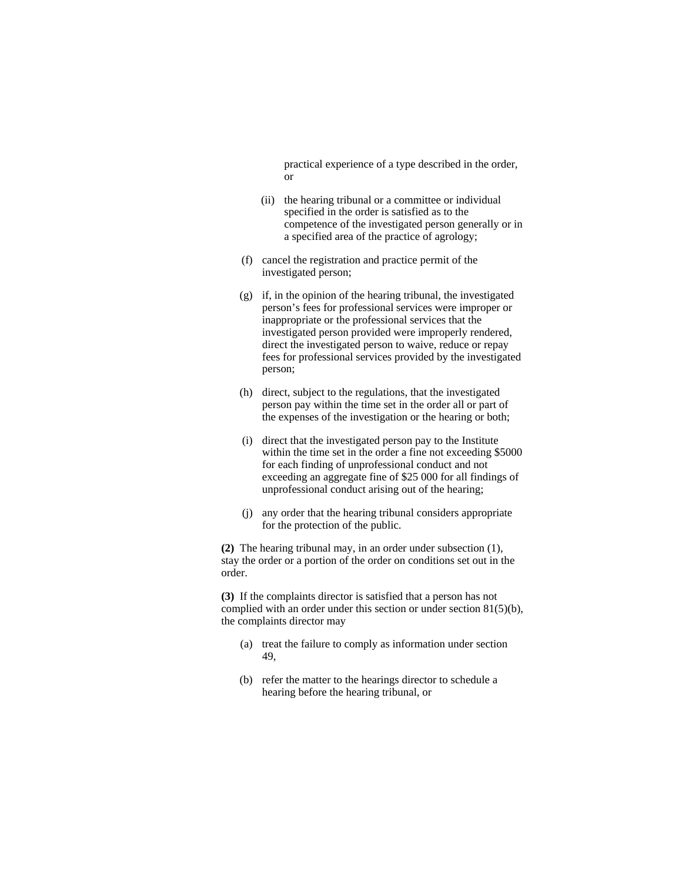practical experience of a type described in the order, or

(ii) the hearing tribunal or a committee or individual specified in the order is satisfied as to the competence of the investigated person generally or in a specified area of the practice of agrology;

(f) cancel the registration and practice permit of the investigated person;

(g) if, in the opinion of the hearing tribunal, the investigated person's fees for professional services were improper or inappropriate or the professional services that the investigated person provided were improperly rendered, direct the investigated person to waive, reduce or repay fees for professional services provided by the investigated person;

(h) direct, subject to the regulations, that the investigated person pay within the time set in the order all or part of the expenses of the investigation or the hearing or both;

(i) direct that the investigated person pay to the Institute within the time set in the order a fine not exceeding $5000 for each finding of unprofessional conduct and not exceeding an aggregate fine of $25 000 for all findings of unprofessional conduct arising out of the hearing;

(j) any order that the hearing tribunal considers appropriate for the protection of the public.

**(2)** The hearing tribunal may, in an order under subsection (1), stay the order or a portion of the order on conditions set out in the order.

**(3)** If the complaints director is satisfied that a person has not complied with an order under this section or under section 81(5)(b), the complaints director may

(a) treat the failure to comply as information under section 49,

(b) refer the matter to the hearings director to schedule a hearing before the hearing tribunal, or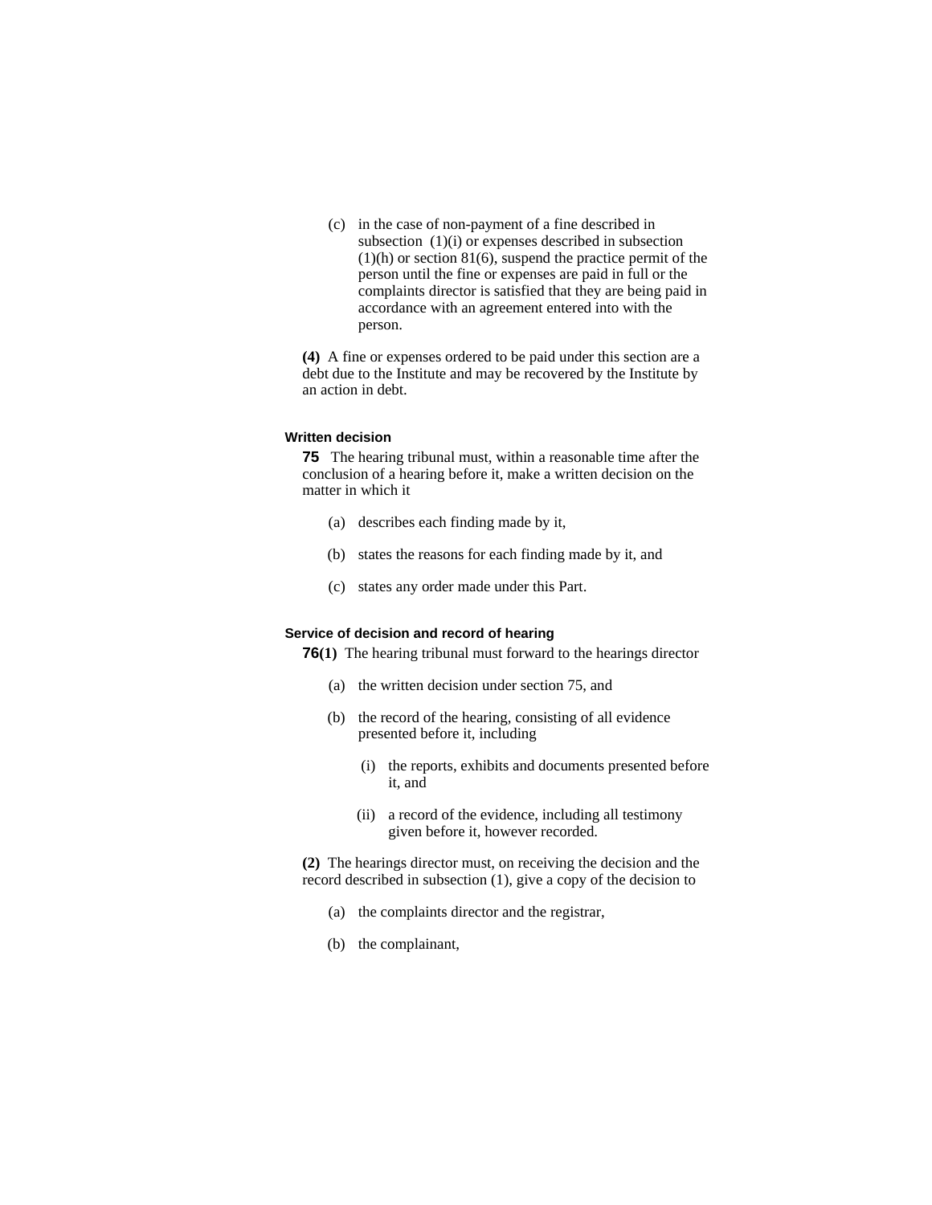(c) in the case of non-payment of a fine described in subsection (1)(i) or expenses described in subsection (1)(h) or section 81(6), suspend the practice permit of the person until the fine or expenses are paid in full or the complaints director is satisfied that they are being paid in accordance with an agreement entered into with the person.

**(4)** A fine or expenses ordered to be paid under this section are a debt due to the Institute and may be recovered by the Institute by an action in debt.

#### Written decision

**75** The hearing tribunal must, within a reasonable time after the conclusion of a hearing before it, make a written decision on the matter in which it

(a) describes each finding made by it,

(b) states the reasons for each finding made by it, and

(c) states any order made under this Part.

#### Service of decision and record of hearing

**76(1)** The hearing tribunal must forward to the hearings director

(a) the written decision under section 75, and

(b) the record of the hearing, consisting of all evidence presented before it, including

(i) the reports, exhibits and documents presented before it, and

(ii) a record of the evidence, including all testimony given before it, however recorded.

**(2)** The hearings director must, on receiving the decision and the record described in subsection (1), give a copy of the decision to

(a) the complaints director and the registrar,

(b) the complainant,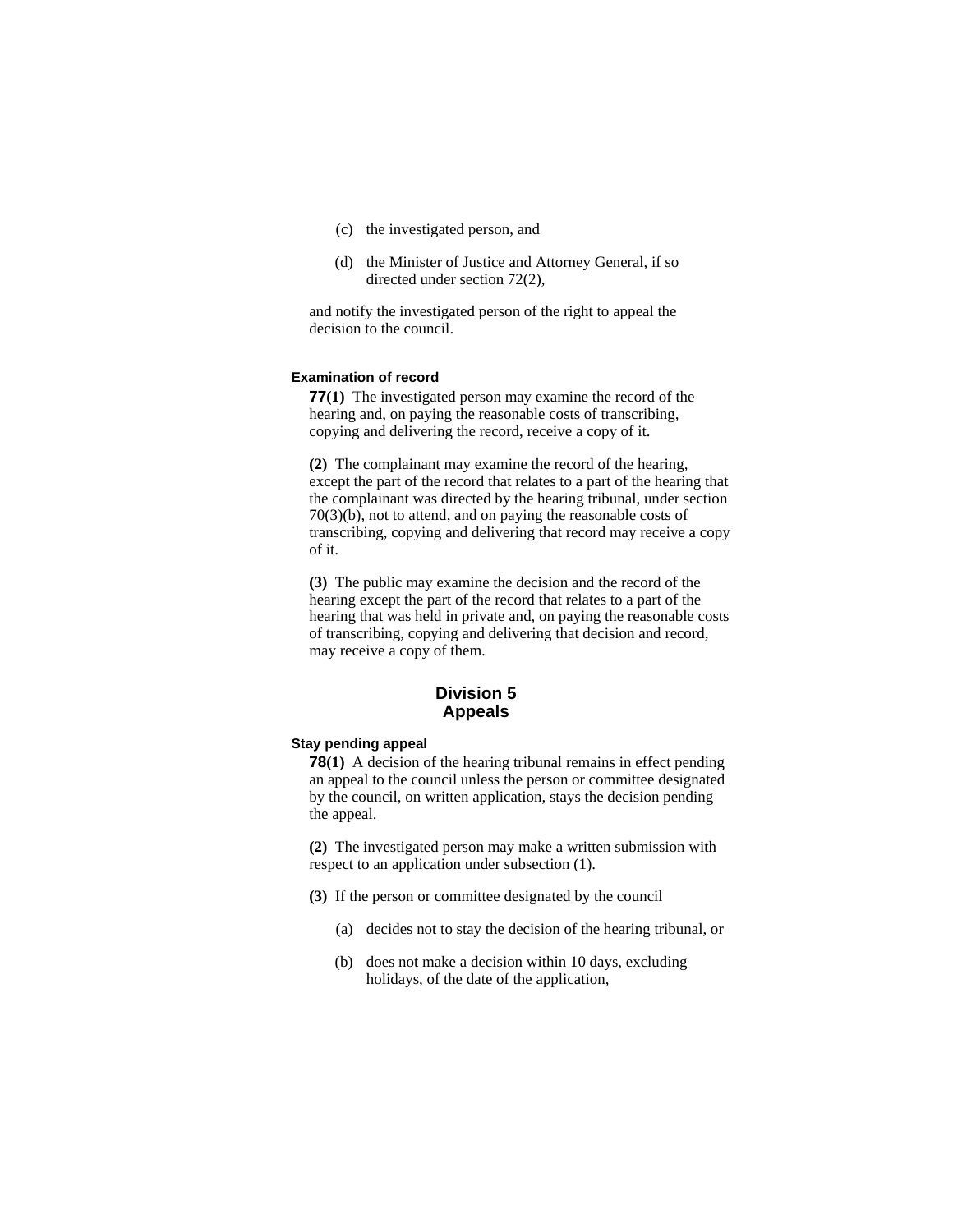(c) the investigated person, and

(d) the Minister of Justice and Attorney General, if so directed under section 72(2),

and notify the investigated person of the right to appeal the decision to the council.

#### Examination of record

**77(1)** The investigated person may examine the record of the hearing and, on paying the reasonable costs of transcribing, copying and delivering the record, receive a copy of it.

**(2)** The complainant may examine the record of the hearing, except the part of the record that relates to a part of the hearing that the complainant was directed by the hearing tribunal, under section 70(3)(b), not to attend, and on paying the reasonable costs of transcribing, copying and delivering that record may receive a copy of it.

**(3)** The public may examine the decision and the record of the hearing except the part of the record that relates to a part of the hearing that was held in private and, on paying the reasonable costs of transcribing, copying and delivering that decision and record, may receive a copy of them.

## Division 5
## Appeals

#### Stay pending appeal

**78(1)** A decision of the hearing tribunal remains in effect pending an appeal to the council unless the person or committee designated by the council, on written application, stays the decision pending the appeal.

**(2)** The investigated person may make a written submission with respect to an application under subsection (1).

**(3)** If the person or committee designated by the council

(a) decides not to stay the decision of the hearing tribunal, or

(b) does not make a decision within 10 days, excluding holidays, of the date of the application,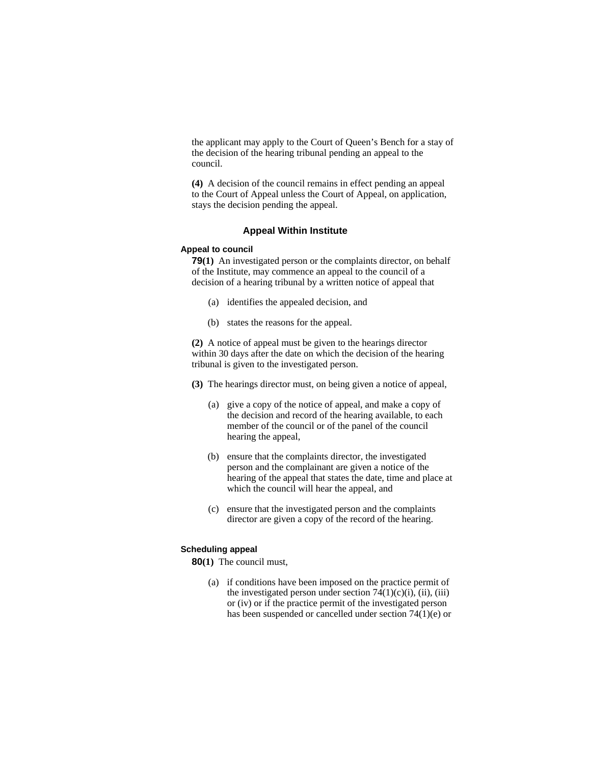the applicant may apply to the Court of Queen's Bench for a stay of the decision of the hearing tribunal pending an appeal to the council.

**(4)** A decision of the council remains in effect pending an appeal to the Court of Appeal unless the Court of Appeal, on application, stays the decision pending the appeal.

## Appeal Within Institute

### Appeal to council

**79(1)** An investigated person or the complaints director, on behalf of the Institute, may commence an appeal to the council of a decision of a hearing tribunal by a written notice of appeal that

- (a) identifies the appealed decision, and
- (b) states the reasons for the appeal.

**(2)** A notice of appeal must be given to the hearings director within 30 days after the date on which the decision of the hearing tribunal is given to the investigated person.

**(3)** The hearings director must, on being given a notice of appeal,

- (a) give a copy of the notice of appeal, and make a copy of the decision and record of the hearing available, to each member of the council or of the panel of the council hearing the appeal,
- (b) ensure that the complaints director, the investigated person and the complainant are given a notice of the hearing of the appeal that states the date, time and place at which the council will hear the appeal, and
- (c) ensure that the investigated person and the complaints director are given a copy of the record of the hearing.

### Scheduling appeal

**80(1)** The council must,

- (a) if conditions have been imposed on the practice permit of the investigated person under section 74(1)(c)(i), (ii), (iii) or (iv) or if the practice permit of the investigated person has been suspended or cancelled under section 74(1)(e) or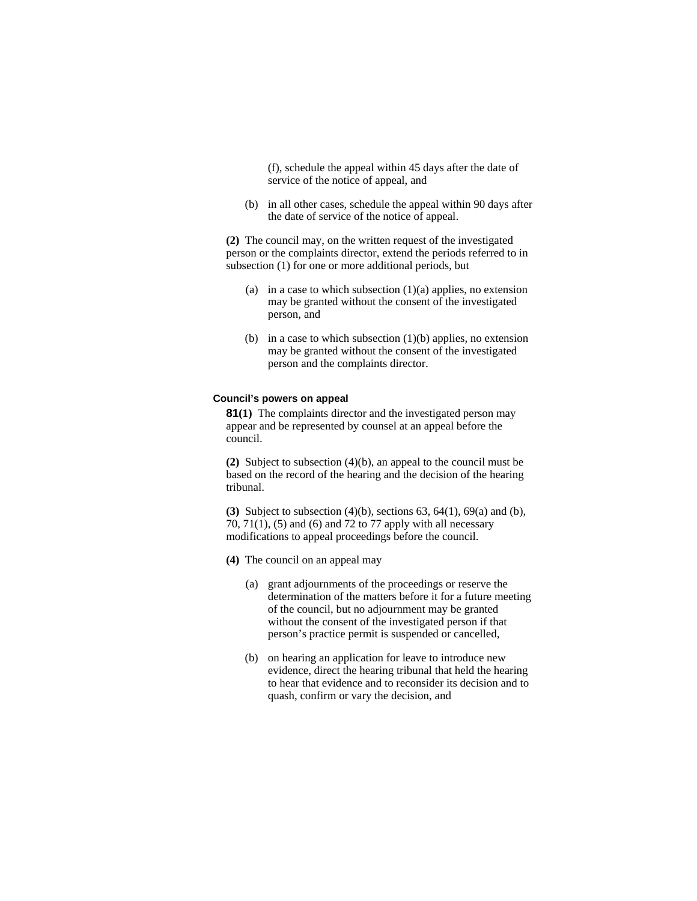(f), schedule the appeal within 45 days after the date of service of the notice of appeal, and

(b) in all other cases, schedule the appeal within 90 days after the date of service of the notice of appeal.

**(2)** The council may, on the written request of the investigated person or the complaints director, extend the periods referred to in subsection (1) for one or more additional periods, but

(a) in a case to which subsection (1)(a) applies, no extension may be granted without the consent of the investigated person, and

(b) in a case to which subsection (1)(b) applies, no extension may be granted without the consent of the investigated person and the complaints director.

#### Council's powers on appeal

**81(1)** The complaints director and the investigated person may appear and be represented by counsel at an appeal before the council.

**(2)** Subject to subsection (4)(b), an appeal to the council must be based on the record of the hearing and the decision of the hearing tribunal.

**(3)** Subject to subsection (4)(b), sections 63, 64(1), 69(a) and (b), 70, 71(1), (5) and (6) and 72 to 77 apply with all necessary modifications to appeal proceedings before the council.

**(4)** The council on an appeal may

(a) grant adjournments of the proceedings or reserve the determination of the matters before it for a future meeting of the council, but no adjournment may be granted without the consent of the investigated person if that person's practice permit is suspended or cancelled,

(b) on hearing an application for leave to introduce new evidence, direct the hearing tribunal that held the hearing to hear that evidence and to reconsider its decision and to quash, confirm or vary the decision, and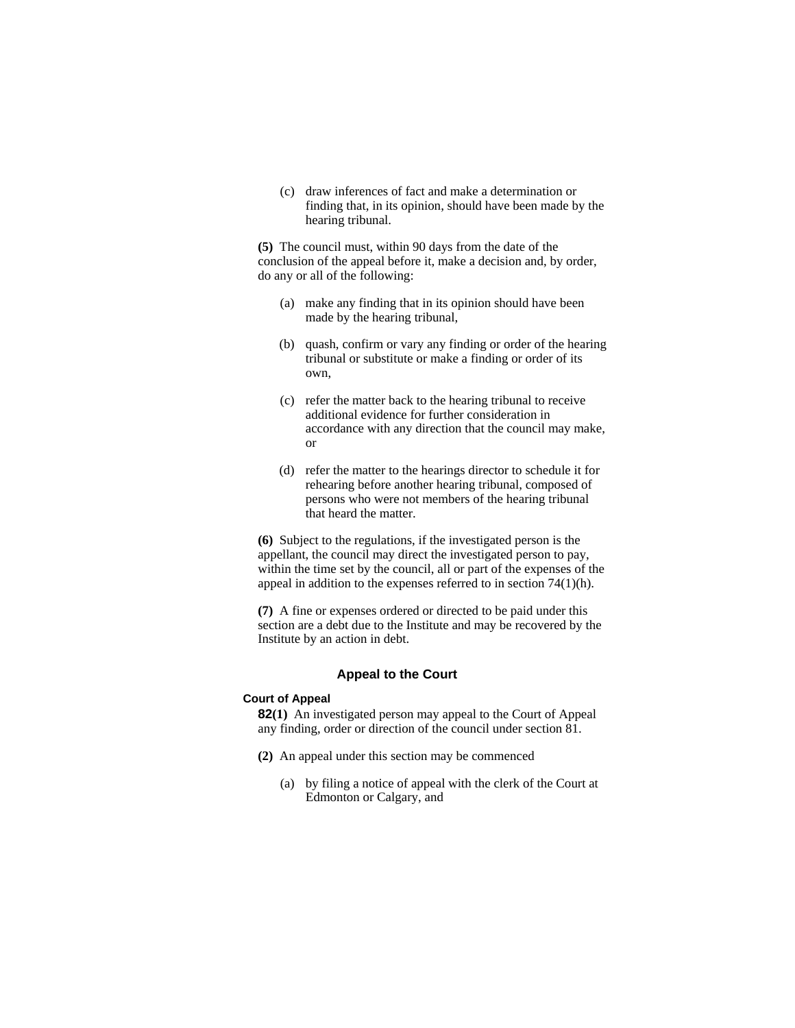(c) draw inferences of fact and make a determination or finding that, in its opinion, should have been made by the hearing tribunal.

**(5)** The council must, within 90 days from the date of the conclusion of the appeal before it, make a decision and, by order, do any or all of the following:

(a) make any finding that in its opinion should have been made by the hearing tribunal,

(b) quash, confirm or vary any finding or order of the hearing tribunal or substitute or make a finding or order of its own,

(c) refer the matter back to the hearing tribunal to receive additional evidence for further consideration in accordance with any direction that the council may make, or

(d) refer the matter to the hearings director to schedule it for rehearing before another hearing tribunal, composed of persons who were not members of the hearing tribunal that heard the matter.

**(6)** Subject to the regulations, if the investigated person is the appellant, the council may direct the investigated person to pay, within the time set by the council, all or part of the expenses of the appeal in addition to the expenses referred to in section 74(1)(h).

**(7)** A fine or expenses ordered or directed to be paid under this section are a debt due to the Institute and may be recovered by the Institute by an action in debt.

## Appeal to the Court

**Court of Appeal**

**82(1)** An investigated person may appeal to the Court of Appeal any finding, order or direction of the council under section 81.

**(2)** An appeal under this section may be commenced

(a) by filing a notice of appeal with the clerk of the Court at Edmonton or Calgary, and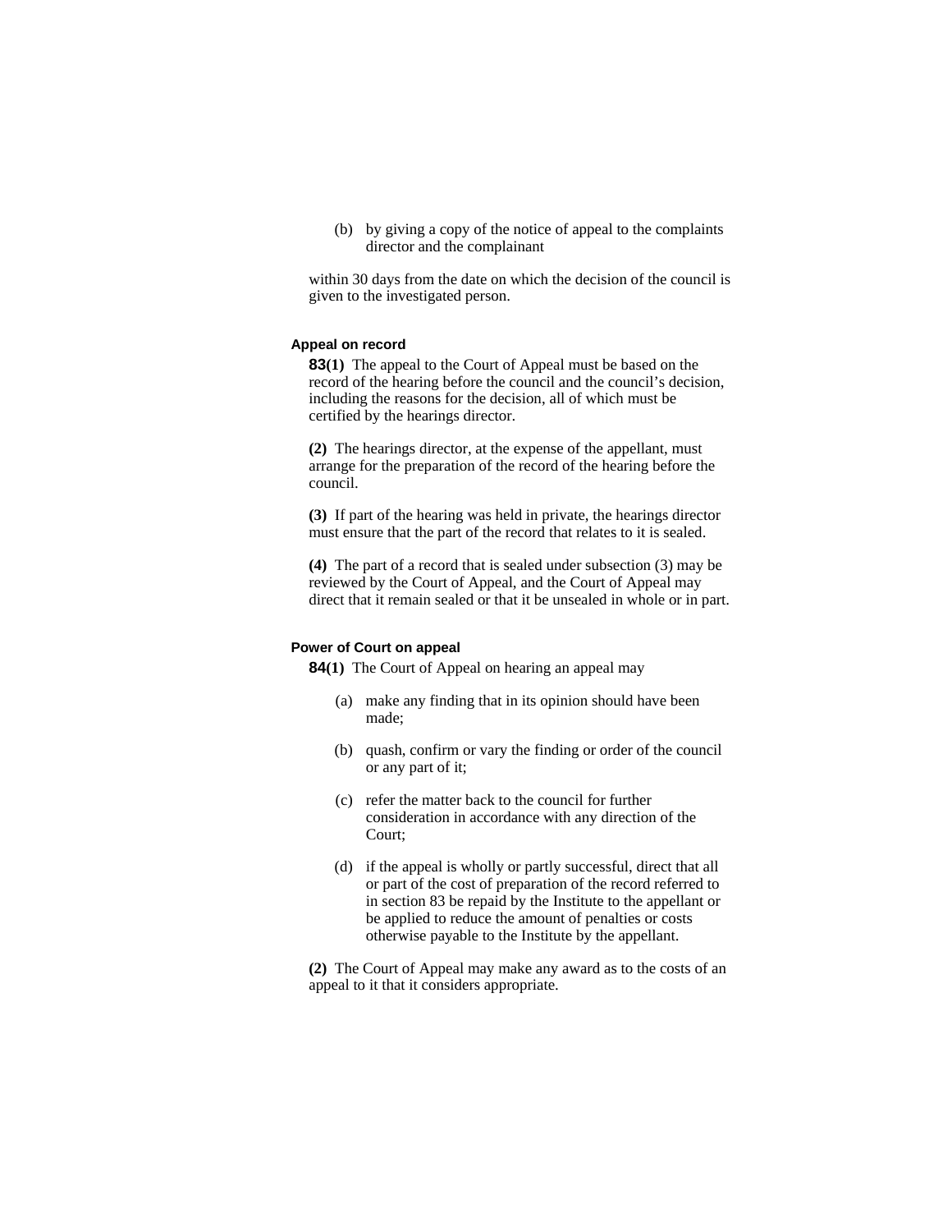(b) by giving a copy of the notice of appeal to the complaints director and the complainant

within 30 days from the date on which the decision of the council is given to the investigated person.

### Appeal on record

**83(1)** The appeal to the Court of Appeal must be based on the record of the hearing before the council and the council's decision, including the reasons for the decision, all of which must be certified by the hearings director.

**(2)** The hearings director, at the expense of the appellant, must arrange for the preparation of the record of the hearing before the council.

**(3)** If part of the hearing was held in private, the hearings director must ensure that the part of the record that relates to it is sealed.

**(4)** The part of a record that is sealed under subsection (3) may be reviewed by the Court of Appeal, and the Court of Appeal may direct that it remain sealed or that it be unsealed in whole or in part.

### Power of Court on appeal

**84(1)** The Court of Appeal on hearing an appeal may

(a) make any finding that in its opinion should have been made;

(b) quash, confirm or vary the finding or order of the council or any part of it;

(c) refer the matter back to the council for further consideration in accordance with any direction of the Court;

(d) if the appeal is wholly or partly successful, direct that all or part of the cost of preparation of the record referred to in section 83 be repaid by the Institute to the appellant or be applied to reduce the amount of penalties or costs otherwise payable to the Institute by the appellant.

**(2)** The Court of Appeal may make any award as to the costs of an appeal to it that it considers appropriate.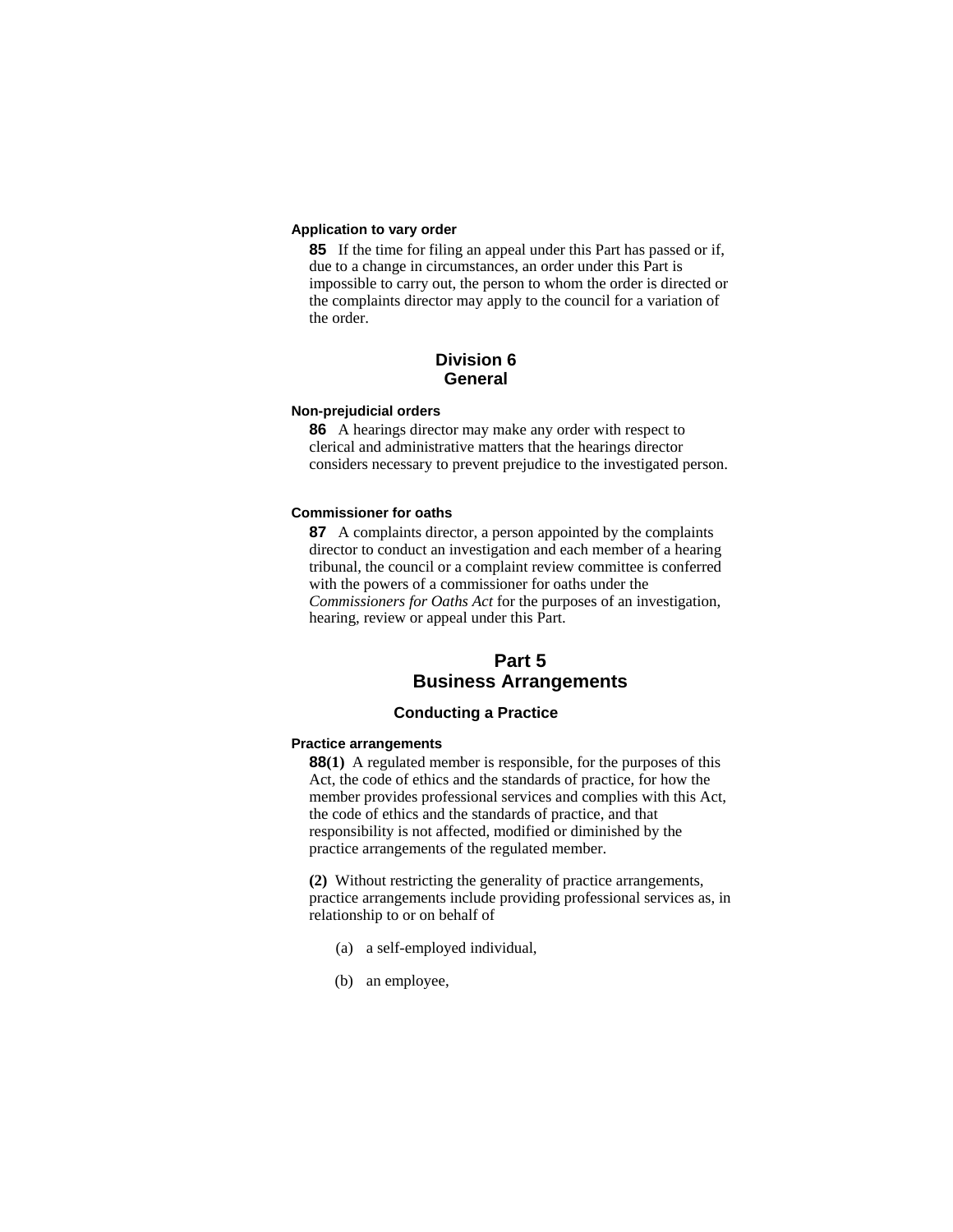#### Application to vary order

**85** If the time for filing an appeal under this Part has passed or if, due to a change in circumstances, an order under this Part is impossible to carry out, the person to whom the order is directed or the complaints director may apply to the council for a variation of the order.

## Division 6
## General

#### Non-prejudicial orders

**86** A hearings director may make any order with respect to clerical and administrative matters that the hearings director considers necessary to prevent prejudice to the investigated person.

#### Commissioner for oaths

**87** A complaints director, a person appointed by the complaints director to conduct an investigation and each member of a hearing tribunal, the council or a complaint review committee is conferred with the powers of a commissioner for oaths under the *Commissioners for Oaths Act* for the purposes of an investigation, hearing, review or appeal under this Part.

# Part 5
# Business Arrangements

### Conducting a Practice

#### Practice arrangements

**88(1)** A regulated member is responsible, for the purposes of this Act, the code of ethics and the standards of practice, for how the member provides professional services and complies with this Act, the code of ethics and the standards of practice, and that responsibility is not affected, modified or diminished by the practice arrangements of the regulated member.

**(2)** Without restricting the generality of practice arrangements, practice arrangements include providing professional services as, in relationship to or on behalf of

(a) a self-employed individual,

(b) an employee,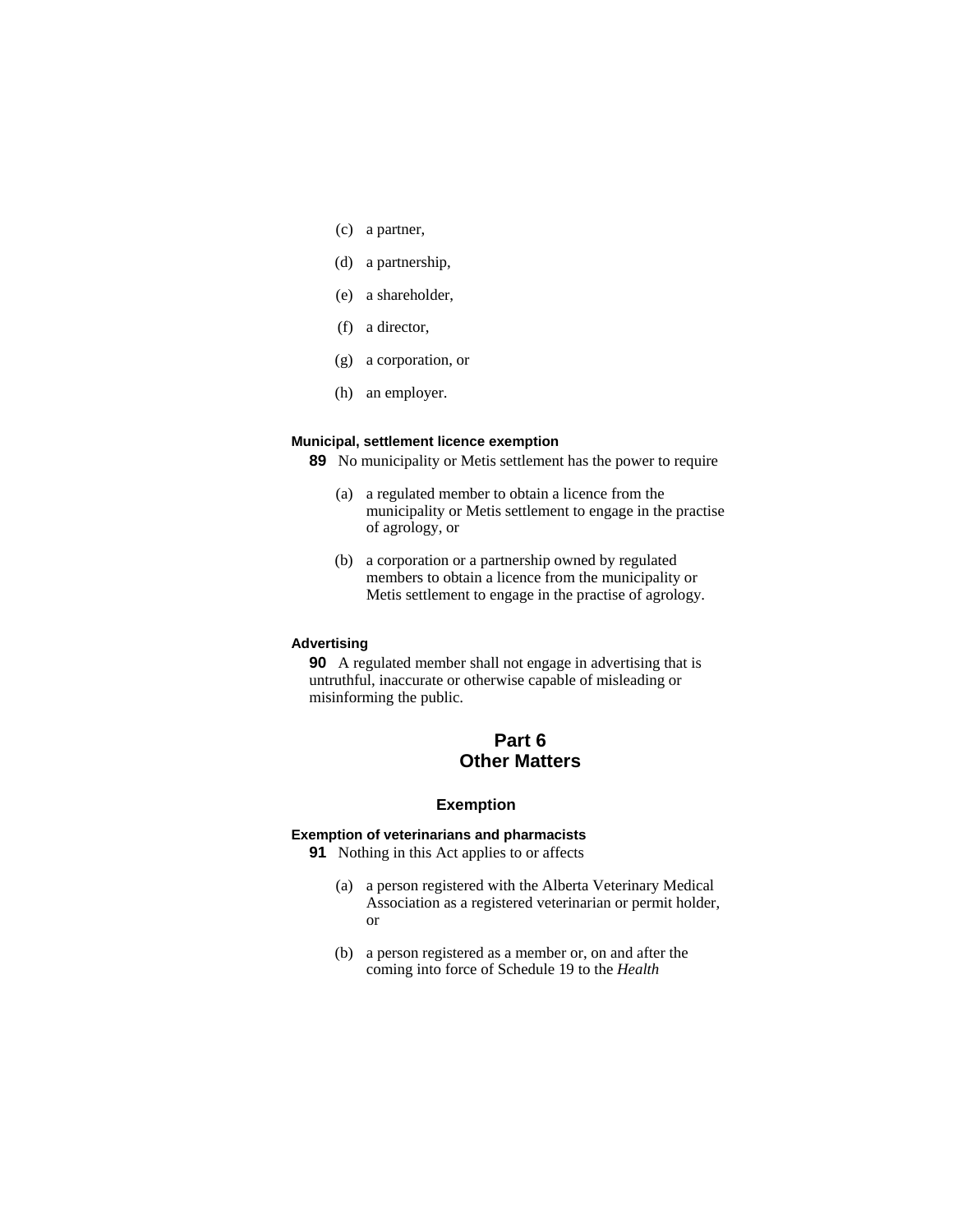(c) a partner,

(d) a partnership,

(e) a shareholder,

(f) a director,

(g) a corporation, or

(h) an employer.

**Municipal, settlement licence exemption**

**89** No municipality or Metis settlement has the power to require

(a) a regulated member to obtain a licence from the municipality or Metis settlement to engage in the practise of agrology, or

(b) a corporation or a partnership owned by regulated members to obtain a licence from the municipality or Metis settlement to engage in the practise of agrology.

**Advertising**

**90** A regulated member shall not engage in advertising that is untruthful, inaccurate or otherwise capable of misleading or misinforming the public.

## Part 6
## Other Matters

### Exemption

**Exemption of veterinarians and pharmacists**

**91** Nothing in this Act applies to or affects

(a) a person registered with the Alberta Veterinary Medical Association as a registered veterinarian or permit holder, or

(b) a person registered as a member or, on and after the coming into force of Schedule 19 to the *Health*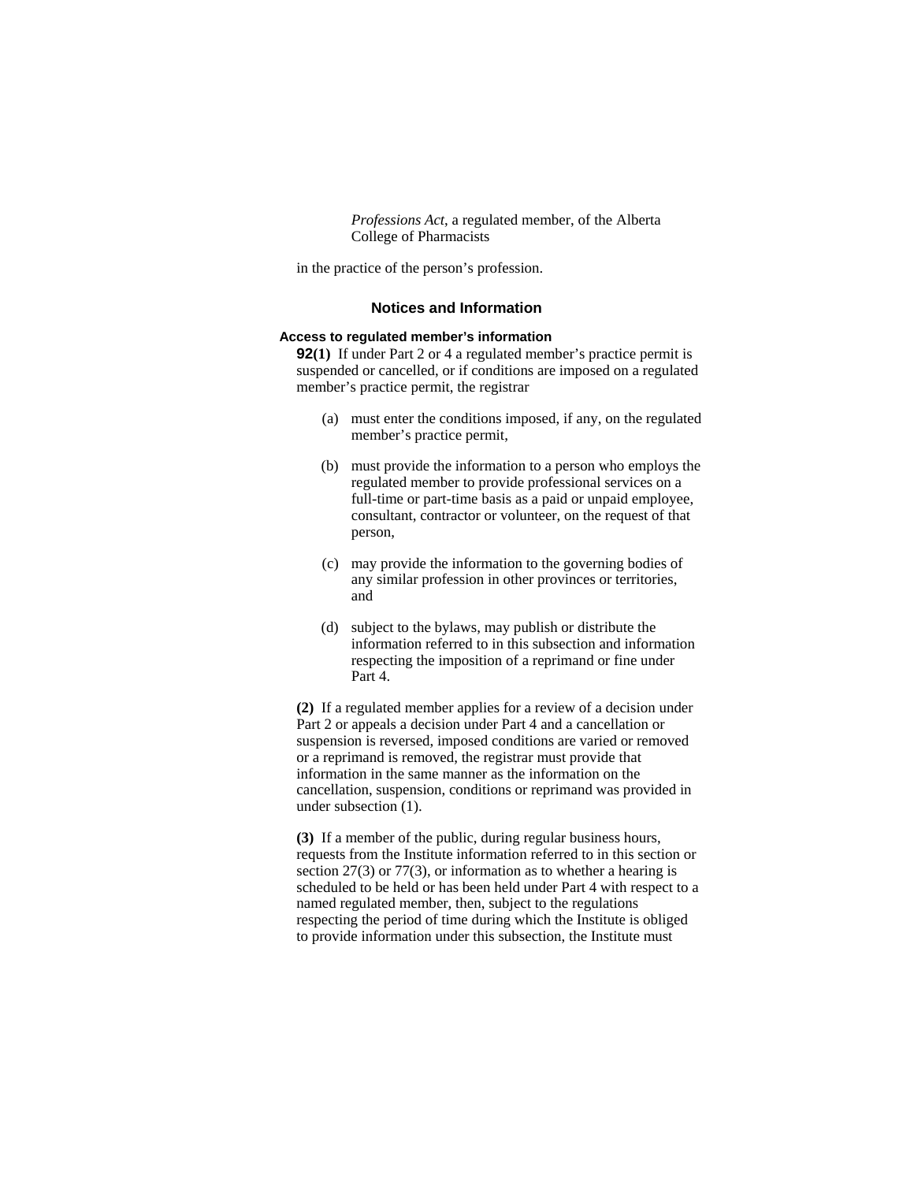*Professions Act*, a regulated member, of the Alberta College of Pharmacists

in the practice of the person's profession.

## Notices and Information

### Access to regulated member's information

**92(1)** If under Part 2 or 4 a regulated member's practice permit is suspended or cancelled, or if conditions are imposed on a regulated member's practice permit, the registrar

(a) must enter the conditions imposed, if any, on the regulated member's practice permit,

(b) must provide the information to a person who employs the regulated member to provide professional services on a full-time or part-time basis as a paid or unpaid employee, consultant, contractor or volunteer, on the request of that person,

(c) may provide the information to the governing bodies of any similar profession in other provinces or territories, and

(d) subject to the bylaws, may publish or distribute the information referred to in this subsection and information respecting the imposition of a reprimand or fine under Part 4.

**(2)** If a regulated member applies for a review of a decision under Part 2 or appeals a decision under Part 4 and a cancellation or suspension is reversed, imposed conditions are varied or removed or a reprimand is removed, the registrar must provide that information in the same manner as the information on the cancellation, suspension, conditions or reprimand was provided in under subsection (1).

**(3)** If a member of the public, during regular business hours, requests from the Institute information referred to in this section or section 27(3) or 77(3), or information as to whether a hearing is scheduled to be held or has been held under Part 4 with respect to a named regulated member, then, subject to the regulations respecting the period of time during which the Institute is obliged to provide information under this subsection, the Institute must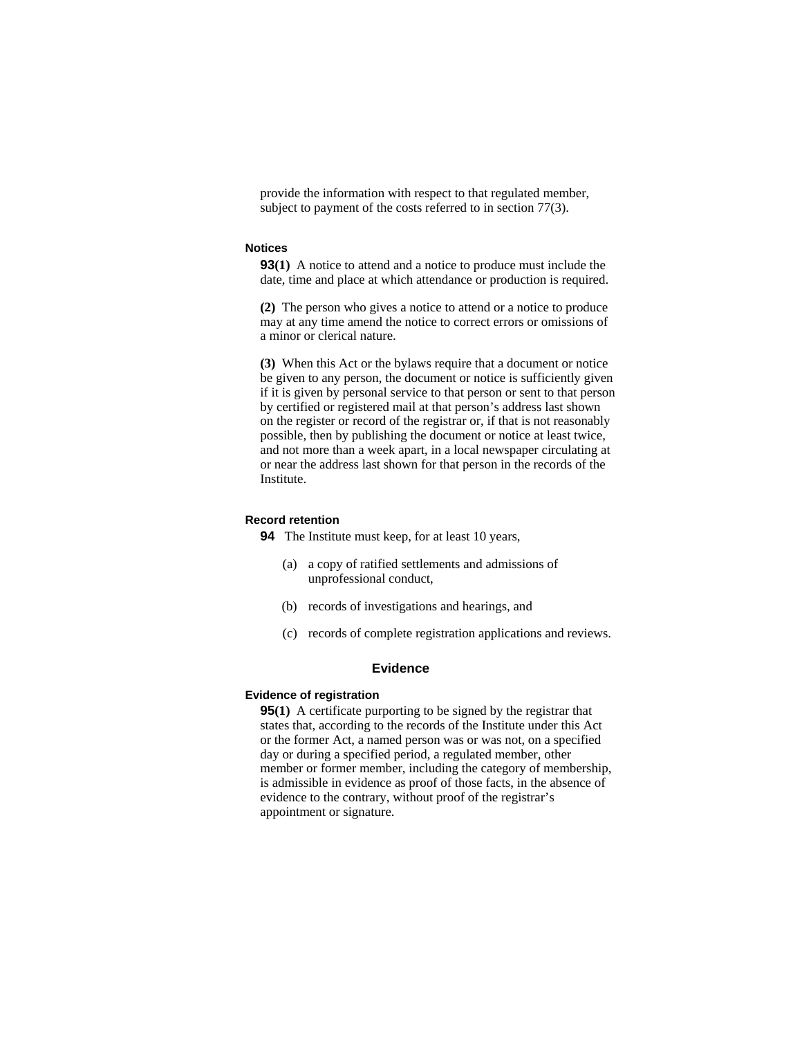provide the information with respect to that regulated member, subject to payment of the costs referred to in section 77(3).

### Notices

**93(1)** A notice to attend and a notice to produce must include the date, time and place at which attendance or production is required.

**(2)** The person who gives a notice to attend or a notice to produce may at any time amend the notice to correct errors or omissions of a minor or clerical nature.

**(3)** When this Act or the bylaws require that a document or notice be given to any person, the document or notice is sufficiently given if it is given by personal service to that person or sent to that person by certified or registered mail at that person's address last shown on the register or record of the registrar or, if that is not reasonably possible, then by publishing the document or notice at least twice, and not more than a week apart, in a local newspaper circulating at or near the address last shown for that person in the records of the Institute.

### Record retention

**94** The Institute must keep, for at least 10 years,

(a) a copy of ratified settlements and admissions of unprofessional conduct,

(b) records of investigations and hearings, and

(c) records of complete registration applications and reviews.

## Evidence

### Evidence of registration

**95(1)** A certificate purporting to be signed by the registrar that states that, according to the records of the Institute under this Act or the former Act, a named person was or was not, on a specified day or during a specified period, a regulated member, other member or former member, including the category of membership, is admissible in evidence as proof of those facts, in the absence of evidence to the contrary, without proof of the registrar's appointment or signature.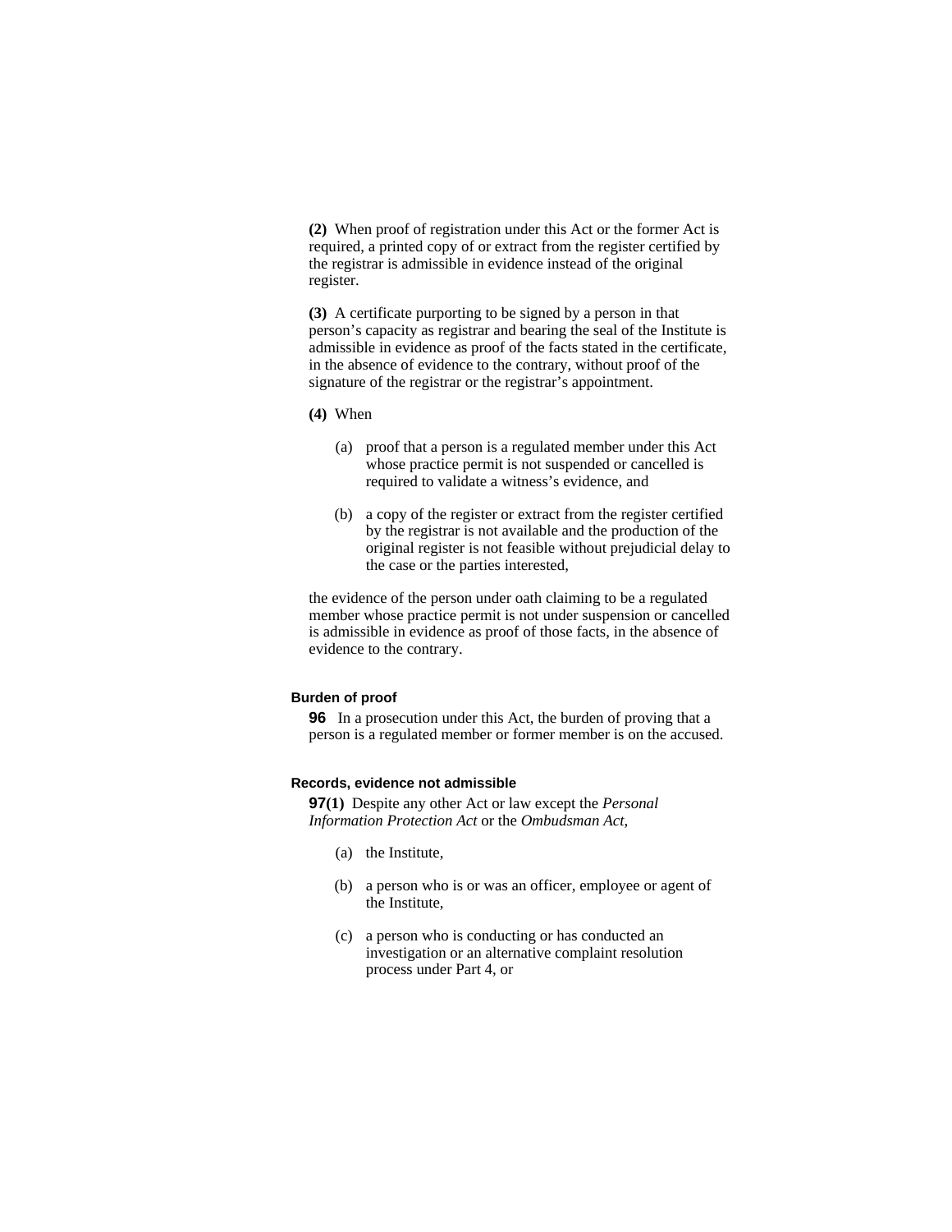**(2)** When proof of registration under this Act or the former Act is required, a printed copy of or extract from the register certified by the registrar is admissible in evidence instead of the original register.

**(3)** A certificate purporting to be signed by a person in that person's capacity as registrar and bearing the seal of the Institute is admissible in evidence as proof of the facts stated in the certificate, in the absence of evidence to the contrary, without proof of the signature of the registrar or the registrar's appointment.

**(4)** When

(a) proof that a person is a regulated member under this Act whose practice permit is not suspended or cancelled is required to validate a witness's evidence, and

(b) a copy of the register or extract from the register certified by the registrar is not available and the production of the original register is not feasible without prejudicial delay to the case or the parties interested,

the evidence of the person under oath claiming to be a regulated member whose practice permit is not under suspension or cancelled is admissible in evidence as proof of those facts, in the absence of evidence to the contrary.

#### Burden of proof

**96** In a prosecution under this Act, the burden of proving that a person is a regulated member or former member is on the accused.

#### Records, evidence not admissible

**97(1)** Despite any other Act or law except the *Personal Information Protection Act* or the *Ombudsman Act*,

(a) the Institute,

(b) a person who is or was an officer, employee or agent of the Institute,

(c) a person who is conducting or has conducted an investigation or an alternative complaint resolution process under Part 4, or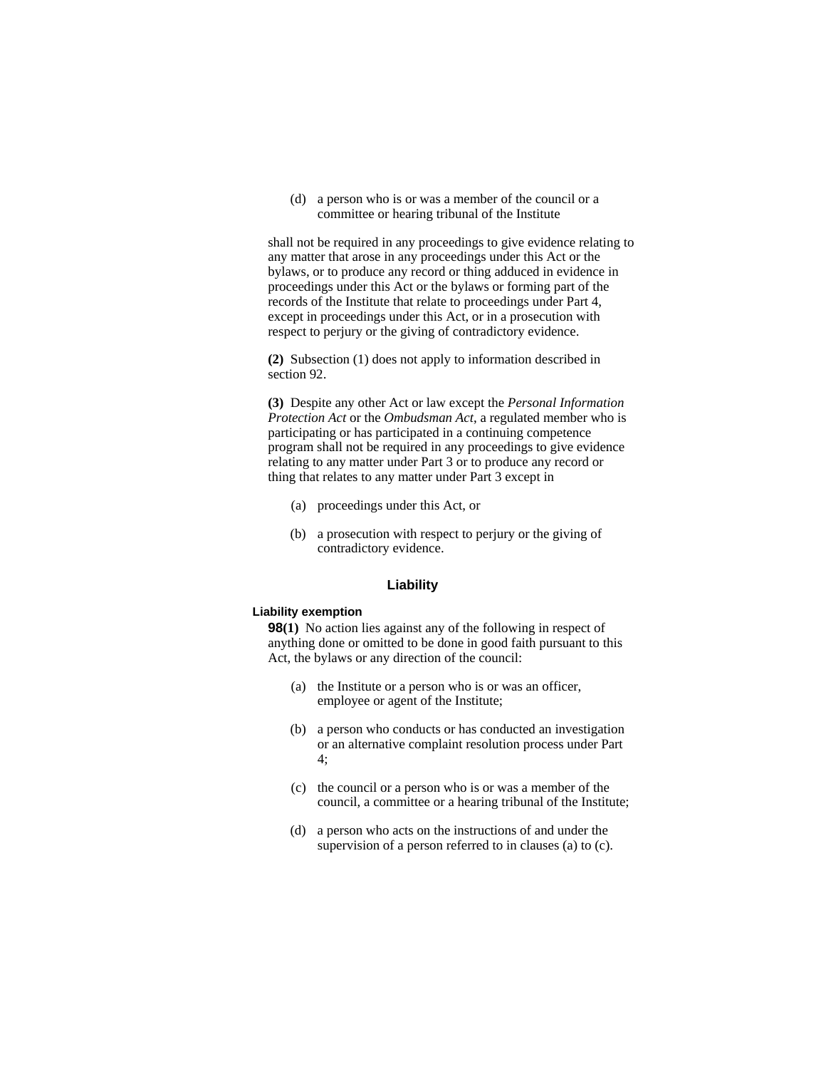(d) a person who is or was a member of the council or a committee or hearing tribunal of the Institute

shall not be required in any proceedings to give evidence relating to any matter that arose in any proceedings under this Act or the bylaws, or to produce any record or thing adduced in evidence in proceedings under this Act or the bylaws or forming part of the records of the Institute that relate to proceedings under Part 4, except in proceedings under this Act, or in a prosecution with respect to perjury or the giving of contradictory evidence.

**(2)** Subsection (1) does not apply to information described in section 92.

**(3)** Despite any other Act or law except the *Personal Information Protection Act* or the *Ombudsman Act*, a regulated member who is participating or has participated in a continuing competence program shall not be required in any proceedings to give evidence relating to any matter under Part 3 or to produce any record or thing that relates to any matter under Part 3 except in

(a) proceedings under this Act, or

(b) a prosecution with respect to perjury or the giving of contradictory evidence.

## Liability

### Liability exemption

**98(1)** No action lies against any of the following in respect of anything done or omitted to be done in good faith pursuant to this Act, the bylaws or any direction of the council:

(a) the Institute or a person who is or was an officer, employee or agent of the Institute;

(b) a person who conducts or has conducted an investigation or an alternative complaint resolution process under Part 4;

(c) the council or a person who is or was a member of the council, a committee or a hearing tribunal of the Institute;

(d) a person who acts on the instructions of and under the supervision of a person referred to in clauses (a) to (c).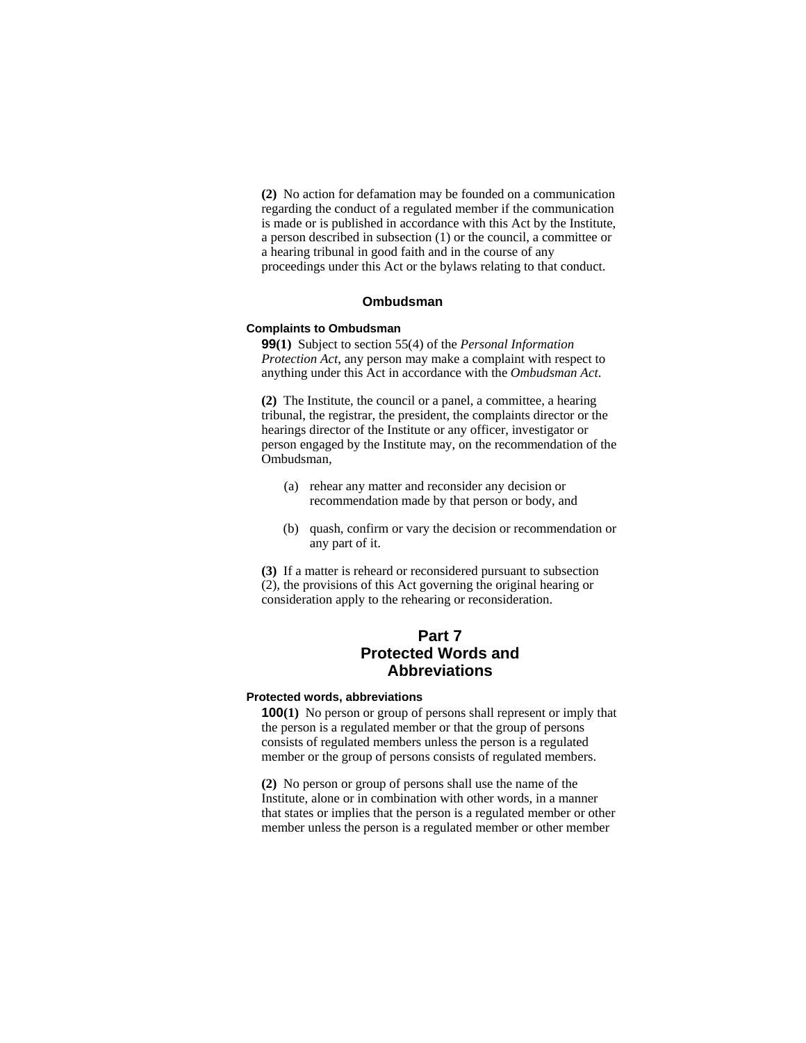**(2)** No action for defamation may be founded on a communication regarding the conduct of a regulated member if the communication is made or is published in accordance with this Act by the Institute, a person described in subsection (1) or the council, a committee or a hearing tribunal in good faith and in the course of any proceedings under this Act or the bylaws relating to that conduct.

### Ombudsman

#### Complaints to Ombudsman

**99(1)** Subject to section 55(4) of the *Personal Information Protection Act*, any person may make a complaint with respect to anything under this Act in accordance with the *Ombudsman Act*.

**(2)** The Institute, the council or a panel, a committee, a hearing tribunal, the registrar, the president, the complaints director or the hearings director of the Institute or any officer, investigator or person engaged by the Institute may, on the recommendation of the Ombudsman,

(a) rehear any matter and reconsider any decision or recommendation made by that person or body, and

(b) quash, confirm or vary the decision or recommendation or any part of it.

**(3)** If a matter is reheard or reconsidered pursuant to subsection (2), the provisions of this Act governing the original hearing or consideration apply to the rehearing or reconsideration.

## Part 7
## Protected Words and Abbreviations

#### Protected words, abbreviations

**100(1)** No person or group of persons shall represent or imply that the person is a regulated member or that the group of persons consists of regulated members unless the person is a regulated member or the group of persons consists of regulated members.

**(2)** No person or group of persons shall use the name of the Institute, alone or in combination with other words, in a manner that states or implies that the person is a regulated member or other member unless the person is a regulated member or other member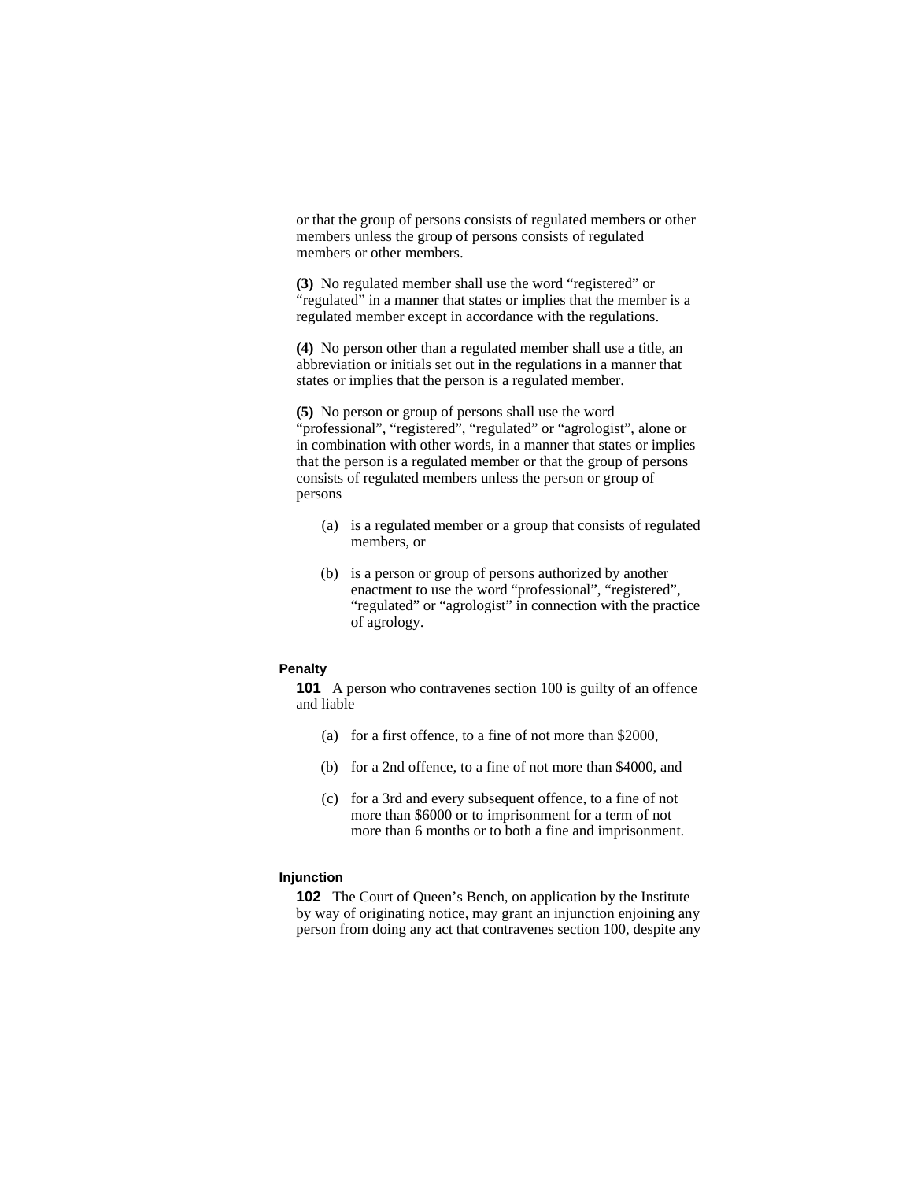or that the group of persons consists of regulated members or other members unless the group of persons consists of regulated members or other members.

**(3)** No regulated member shall use the word “registered” or “regulated” in a manner that states or implies that the member is a regulated member except in accordance with the regulations.

**(4)** No person other than a regulated member shall use a title, an abbreviation or initials set out in the regulations in a manner that states or implies that the person is a regulated member.

**(5)** No person or group of persons shall use the word “professional”, “registered”, “regulated” or “agrologist”, alone or in combination with other words, in a manner that states or implies that the person is a regulated member or that the group of persons consists of regulated members unless the person or group of persons

(a) is a regulated member or a group that consists of regulated members, or

(b) is a person or group of persons authorized by another enactment to use the word “professional”, “registered”, “regulated” or “agrologist” in connection with the practice of agrology.

**Penalty**

**101** A person who contravenes section 100 is guilty of an offence and liable

(a) for a first offence, to a fine of not more than $2000,

(b) for a 2nd offence, to a fine of not more than $4000, and

(c) for a 3rd and every subsequent offence, to a fine of not more than $6000 or to imprisonment for a term of not more than 6 months or to both a fine and imprisonment.

**Injunction**

**102** The Court of Queen’s Bench, on application by the Institute by way of originating notice, may grant an injunction enjoining any person from doing any act that contravenes section 100, despite any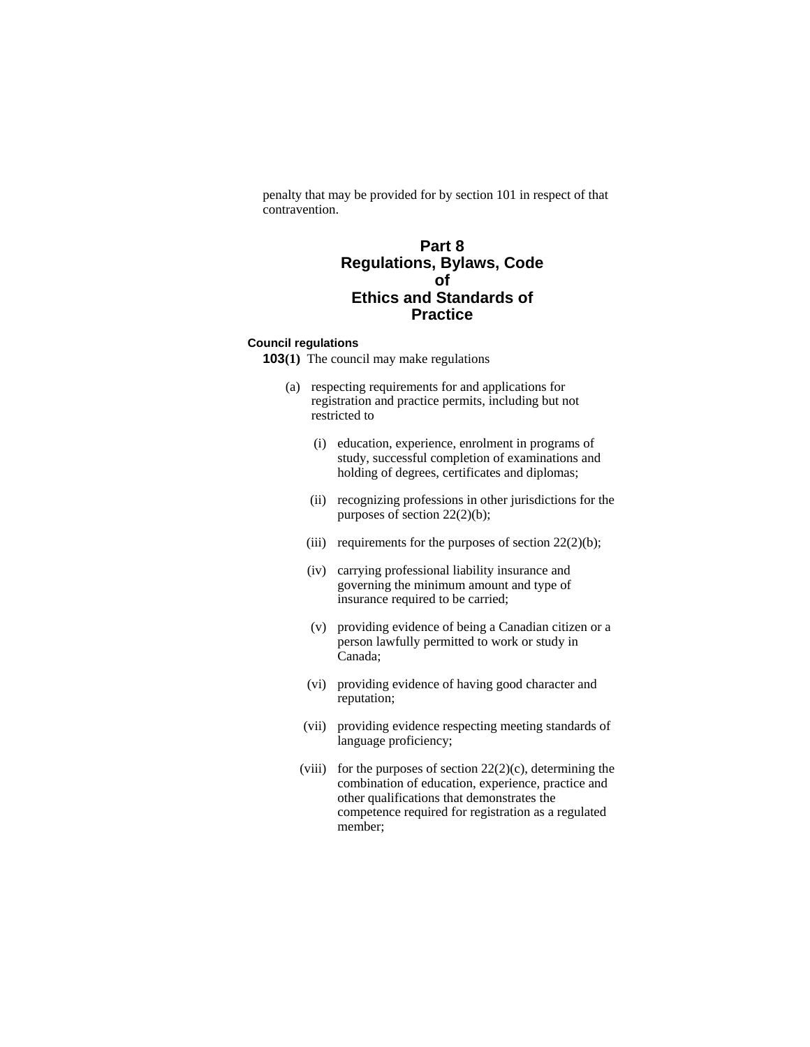penalty that may be provided for by section 101 in respect of that contravention.

# Part 8
# Regulations, Bylaws, Code of Ethics and Standards of Practice

### Council regulations

**103(1)** The council may make regulations

(a) respecting requirements for and applications for registration and practice permits, including but not restricted to

(i) education, experience, enrolment in programs of study, successful completion of examinations and holding of degrees, certificates and diplomas;

(ii) recognizing professions in other jurisdictions for the purposes of section 22(2)(b);

(iii) requirements for the purposes of section 22(2)(b);

(iv) carrying professional liability insurance and governing the minimum amount and type of insurance required to be carried;

(v) providing evidence of being a Canadian citizen or a person lawfully permitted to work or study in Canada;

(vi) providing evidence of having good character and reputation;

(vii) providing evidence respecting meeting standards of language proficiency;

(viii) for the purposes of section 22(2)(c), determining the combination of education, experience, practice and other qualifications that demonstrates the competence required for registration as a regulated member;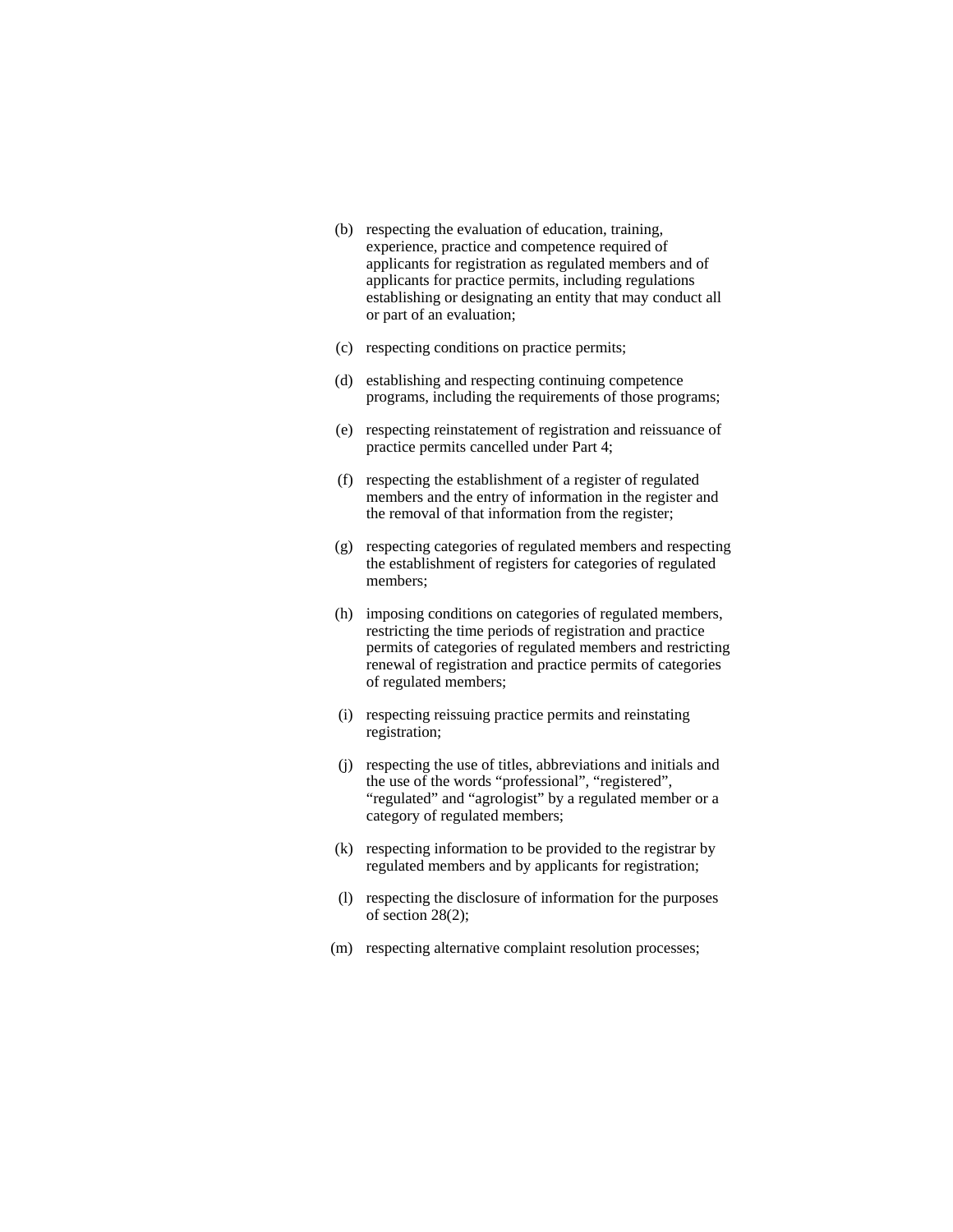(b) respecting the evaluation of education, training, experience, practice and competence required of applicants for registration as regulated members and of applicants for practice permits, including regulations establishing or designating an entity that may conduct all or part of an evaluation;

(c) respecting conditions on practice permits;

(d) establishing and respecting continuing competence programs, including the requirements of those programs;

(e) respecting reinstatement of registration and reissuance of practice permits cancelled under Part 4;

(f) respecting the establishment of a register of regulated members and the entry of information in the register and the removal of that information from the register;

(g) respecting categories of regulated members and respecting the establishment of registers for categories of regulated members;

(h) imposing conditions on categories of regulated members, restricting the time periods of registration and practice permits of categories of regulated members and restricting renewal of registration and practice permits of categories of regulated members;

(i) respecting reissuing practice permits and reinstating registration;

(j) respecting the use of titles, abbreviations and initials and the use of the words “professional”, “registered”, “regulated” and “agrologist” by a regulated member or a category of regulated members;

(k) respecting information to be provided to the registrar by regulated members and by applicants for registration;

(l) respecting the disclosure of information for the purposes of section 28(2);

(m) respecting alternative complaint resolution processes;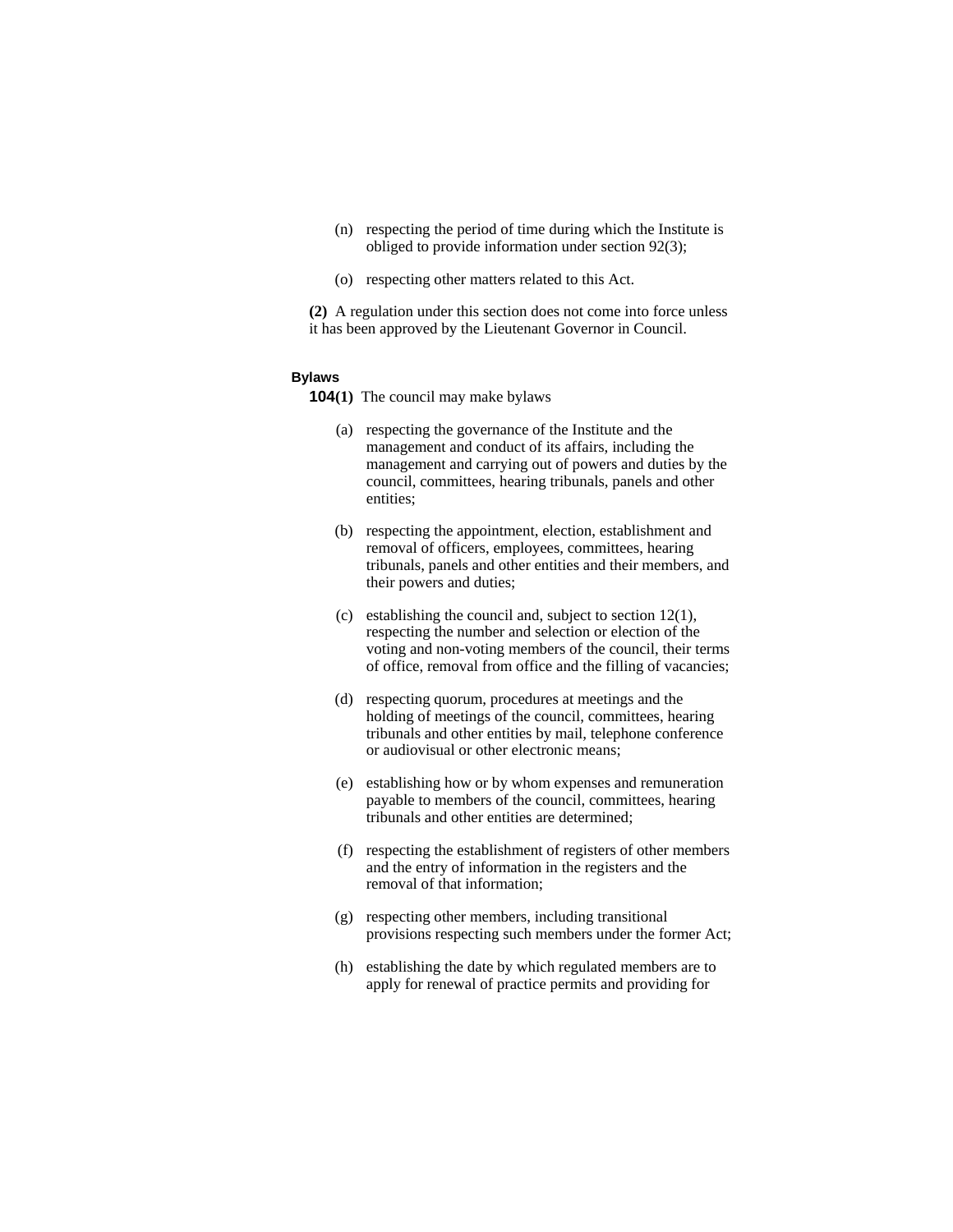(n) respecting the period of time during which the Institute is obliged to provide information under section 92(3);

(o) respecting other matters related to this Act.

**(2)** A regulation under this section does not come into force unless it has been approved by the Lieutenant Governor in Council.

### Bylaws

**104(1)** The council may make bylaws

(a) respecting the governance of the Institute and the management and conduct of its affairs, including the management and carrying out of powers and duties by the council, committees, hearing tribunals, panels and other entities;

(b) respecting the appointment, election, establishment and removal of officers, employees, committees, hearing tribunals, panels and other entities and their members, and their powers and duties;

(c) establishing the council and, subject to section 12(1), respecting the number and selection or election of the voting and non-voting members of the council, their terms of office, removal from office and the filling of vacancies;

(d) respecting quorum, procedures at meetings and the holding of meetings of the council, committees, hearing tribunals and other entities by mail, telephone conference or audiovisual or other electronic means;

(e) establishing how or by whom expenses and remuneration payable to members of the council, committees, hearing tribunals and other entities are determined;

(f) respecting the establishment of registers of other members and the entry of information in the registers and the removal of that information;

(g) respecting other members, including transitional provisions respecting such members under the former Act;

(h) establishing the date by which regulated members are to apply for renewal of practice permits and providing for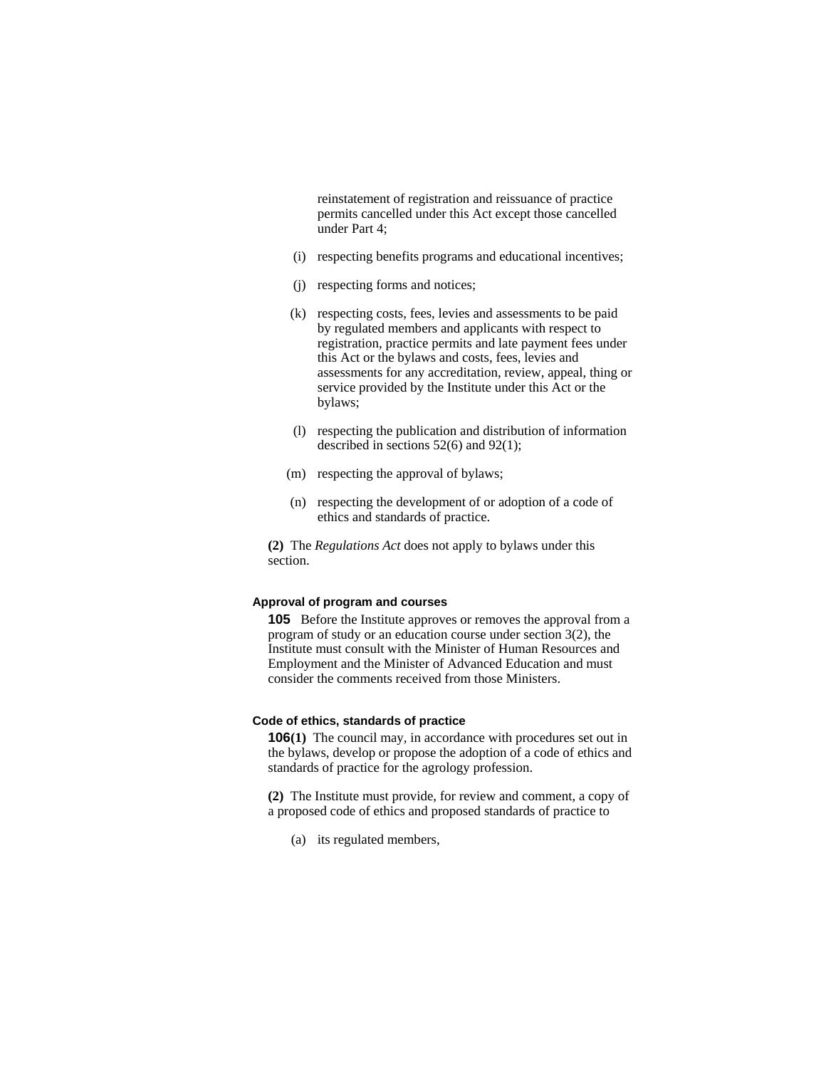reinstatement of registration and reissuance of practice permits cancelled under this Act except those cancelled under Part 4;

(i) respecting benefits programs and educational incentives;

(j) respecting forms and notices;

(k) respecting costs, fees, levies and assessments to be paid by regulated members and applicants with respect to registration, practice permits and late payment fees under this Act or the bylaws and costs, fees, levies and assessments for any accreditation, review, appeal, thing or service provided by the Institute under this Act or the bylaws;

(l) respecting the publication and distribution of information described in sections 52(6) and 92(1);

(m) respecting the approval of bylaws;

(n) respecting the development of or adoption of a code of ethics and standards of practice.

**(2)** The *Regulations Act* does not apply to bylaws under this section.

#### Approval of program and courses

**105** Before the Institute approves or removes the approval from a program of study or an education course under section 3(2), the Institute must consult with the Minister of Human Resources and Employment and the Minister of Advanced Education and must consider the comments received from those Ministers.

#### Code of ethics, standards of practice

**106(1)** The council may, in accordance with procedures set out in the bylaws, develop or propose the adoption of a code of ethics and standards of practice for the agrology profession.

**(2)** The Institute must provide, for review and comment, a copy of a proposed code of ethics and proposed standards of practice to

(a) its regulated members,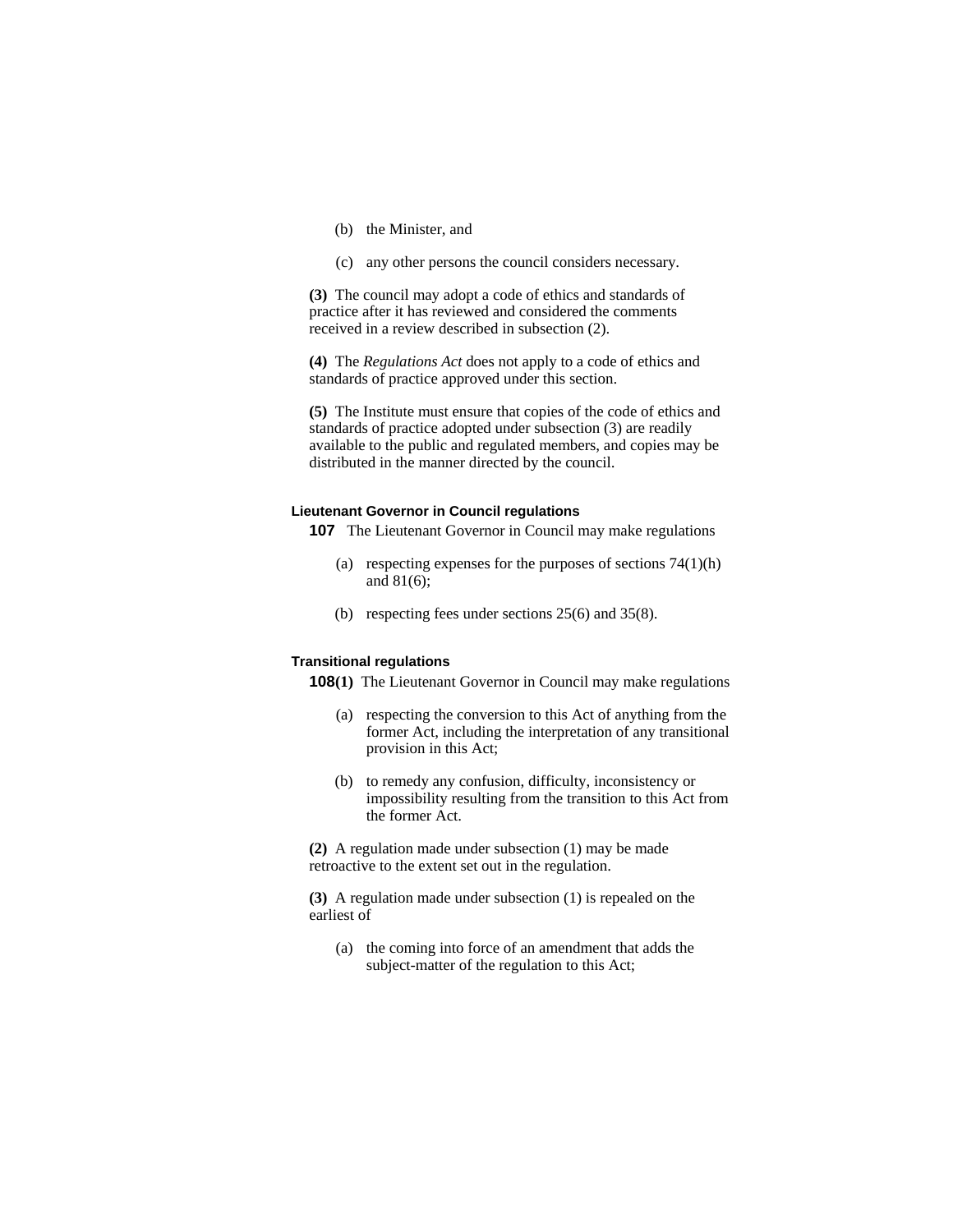(b) the Minister, and

(c) any other persons the council considers necessary.

**(3)** The council may adopt a code of ethics and standards of practice after it has reviewed and considered the comments received in a review described in subsection (2).

**(4)** The *Regulations Act* does not apply to a code of ethics and standards of practice approved under this section.

**(5)** The Institute must ensure that copies of the code of ethics and standards of practice adopted under subsection (3) are readily available to the public and regulated members, and copies may be distributed in the manner directed by the council.

#### Lieutenant Governor in Council regulations

**107** The Lieutenant Governor in Council may make regulations

(a) respecting expenses for the purposes of sections 74(1)(h) and 81(6);

(b) respecting fees under sections 25(6) and 35(8).

#### Transitional regulations

**108(1)** The Lieutenant Governor in Council may make regulations

(a) respecting the conversion to this Act of anything from the former Act, including the interpretation of any transitional provision in this Act;

(b) to remedy any confusion, difficulty, inconsistency or impossibility resulting from the transition to this Act from the former Act.

**(2)** A regulation made under subsection (1) may be made retroactive to the extent set out in the regulation.

**(3)** A regulation made under subsection (1) is repealed on the earliest of

(a) the coming into force of an amendment that adds the subject-matter of the regulation to this Act;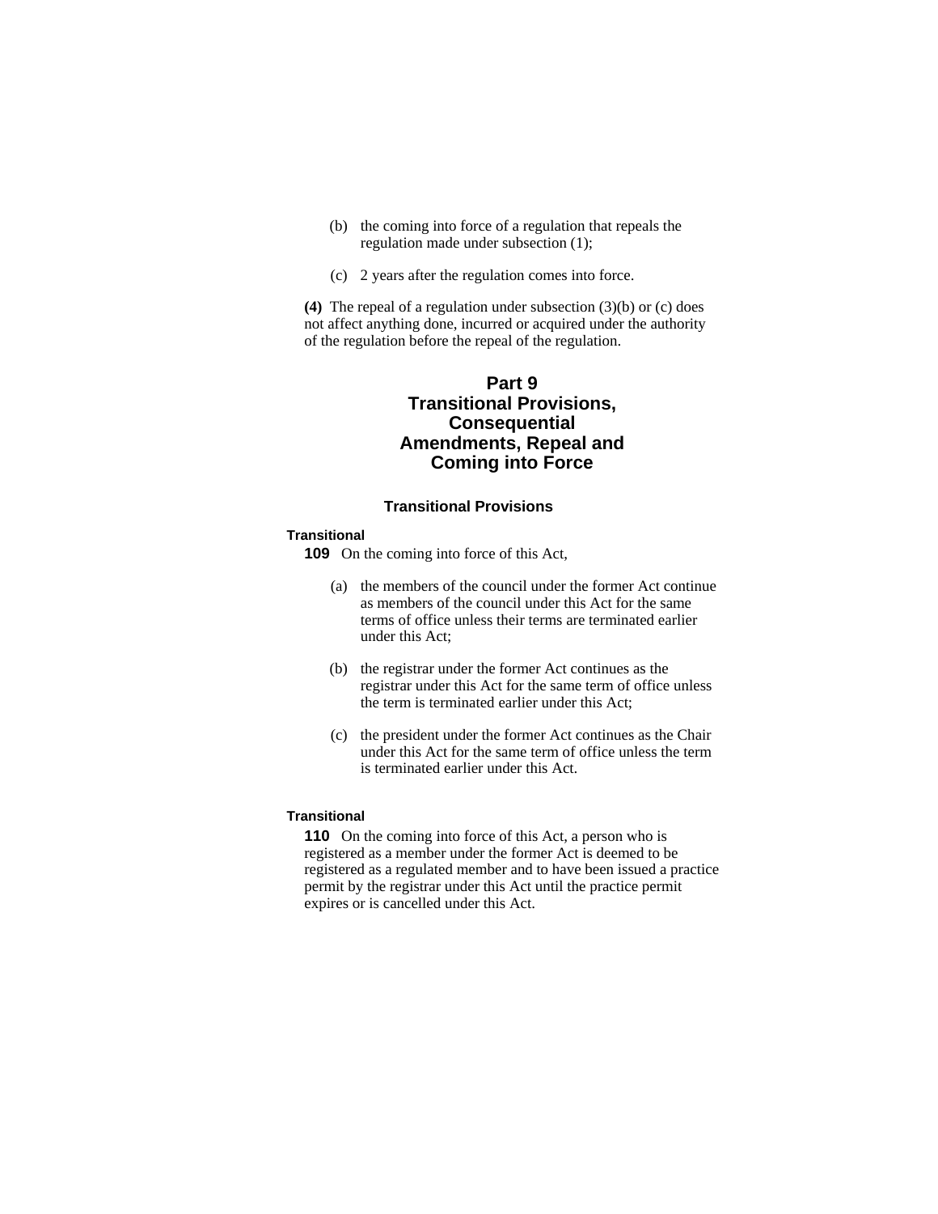(b) the coming into force of a regulation that repeals the regulation made under subsection (1);

(c) 2 years after the regulation comes into force.

**(4)** The repeal of a regulation under subsection (3)(b) or (c) does not affect anything done, incurred or acquired under the authority of the regulation before the repeal of the regulation.

# Part 9 Transitional Provisions, Consequential Amendments, Repeal and Coming into Force

## Transitional Provisions

**Transitional**

**109** On the coming into force of this Act,

(a) the members of the council under the former Act continue as members of the council under this Act for the same terms of office unless their terms are terminated earlier under this Act;

(b) the registrar under the former Act continues as the registrar under this Act for the same term of office unless the term is terminated earlier under this Act;

(c) the president under the former Act continues as the Chair under this Act for the same term of office unless the term is terminated earlier under this Act.

**Transitional**

**110** On the coming into force of this Act, a person who is registered as a member under the former Act is deemed to be registered as a regulated member and to have been issued a practice permit by the registrar under this Act until the practice permit expires or is cancelled under this Act.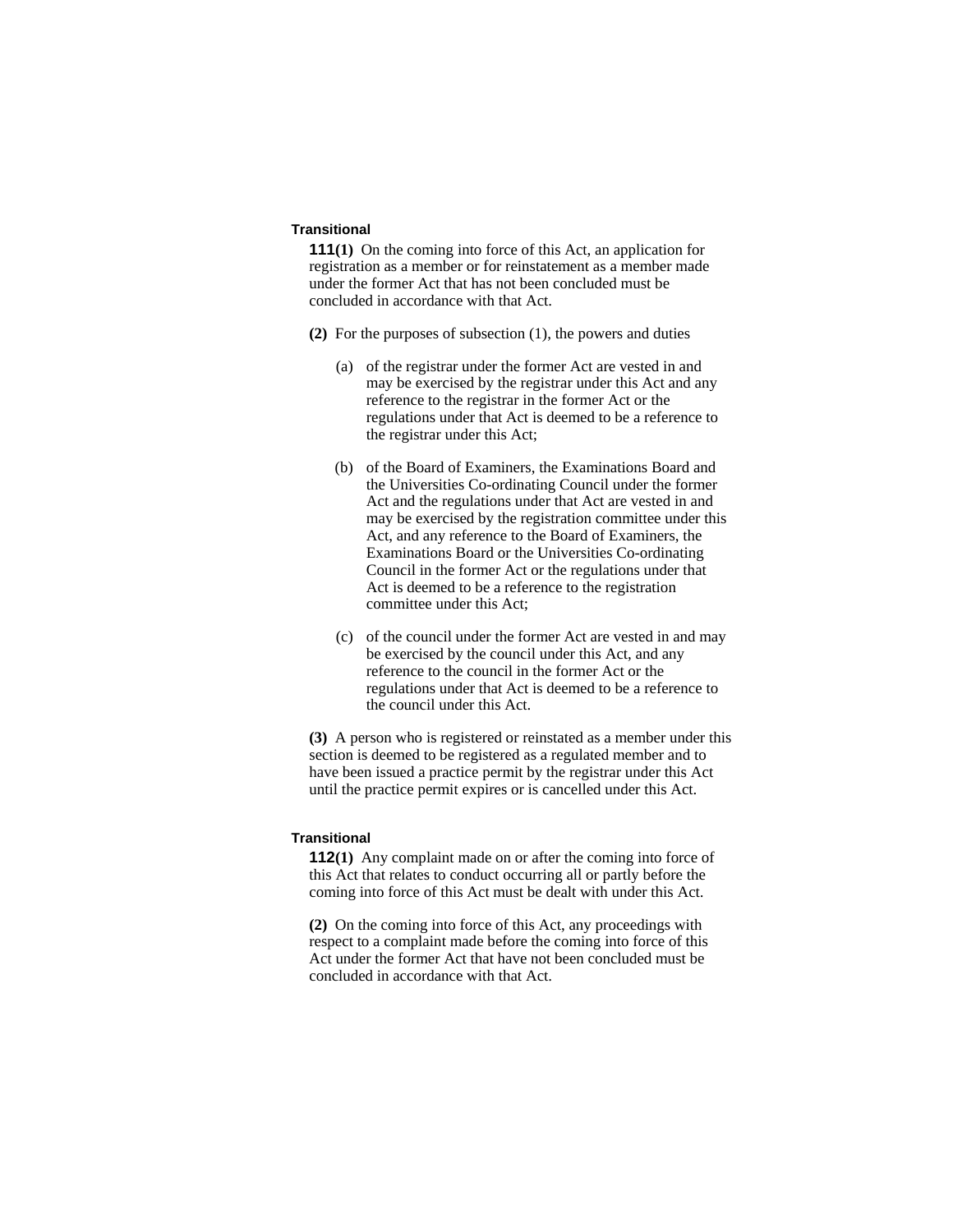**Transitional**

**111(1)** On the coming into force of this Act, an application for registration as a member or for reinstatement as a member made under the former Act that has not been concluded must be concluded in accordance with that Act.

**(2)** For the purposes of subsection (1), the powers and duties

(a) of the registrar under the former Act are vested in and may be exercised by the registrar under this Act and any reference to the registrar in the former Act or the regulations under that Act is deemed to be a reference to the registrar under this Act;

(b) of the Board of Examiners, the Examinations Board and the Universities Co-ordinating Council under the former Act and the regulations under that Act are vested in and may be exercised by the registration committee under this Act, and any reference to the Board of Examiners, the Examinations Board or the Universities Co-ordinating Council in the former Act or the regulations under that Act is deemed to be a reference to the registration committee under this Act;

(c) of the council under the former Act are vested in and may be exercised by the council under this Act, and any reference to the council in the former Act or the regulations under that Act is deemed to be a reference to the council under this Act.

**(3)** A person who is registered or reinstated as a member under this section is deemed to be registered as a regulated member and to have been issued a practice permit by the registrar under this Act until the practice permit expires or is cancelled under this Act.

**Transitional**

**112(1)** Any complaint made on or after the coming into force of this Act that relates to conduct occurring all or partly before the coming into force of this Act must be dealt with under this Act.

**(2)** On the coming into force of this Act, any proceedings with respect to a complaint made before the coming into force of this Act under the former Act that have not been concluded must be concluded in accordance with that Act.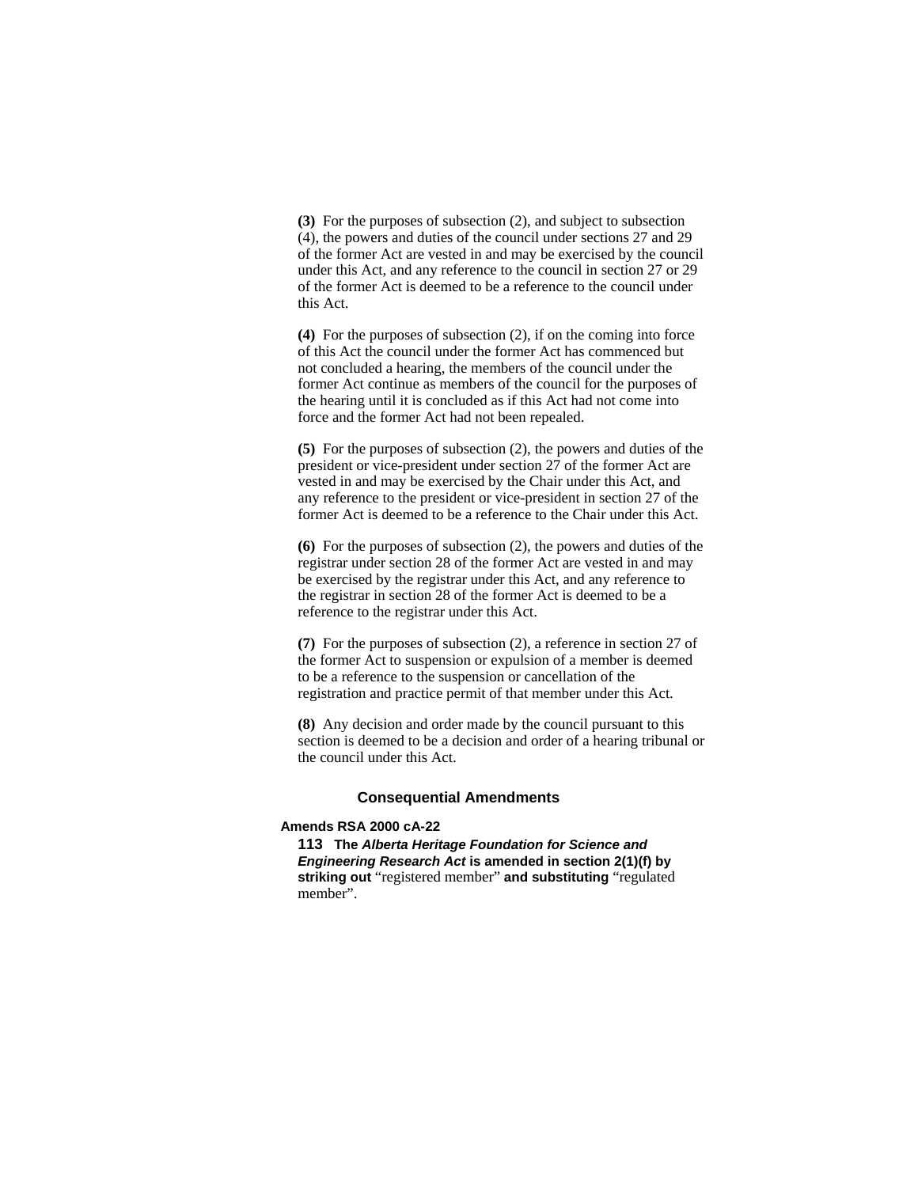**(3)** For the purposes of subsection (2), and subject to subsection (4), the powers and duties of the council under sections 27 and 29 of the former Act are vested in and may be exercised by the council under this Act, and any reference to the council in section 27 or 29 of the former Act is deemed to be a reference to the council under this Act.

**(4)** For the purposes of subsection (2), if on the coming into force of this Act the council under the former Act has commenced but not concluded a hearing, the members of the council under the former Act continue as members of the council for the purposes of the hearing until it is concluded as if this Act had not come into force and the former Act had not been repealed.

**(5)** For the purposes of subsection (2), the powers and duties of the president or vice-president under section 27 of the former Act are vested in and may be exercised by the Chair under this Act, and any reference to the president or vice-president in section 27 of the former Act is deemed to be a reference to the Chair under this Act.

**(6)** For the purposes of subsection (2), the powers and duties of the registrar under section 28 of the former Act are vested in and may be exercised by the registrar under this Act, and any reference to the registrar in section 28 of the former Act is deemed to be a reference to the registrar under this Act.

**(7)** For the purposes of subsection (2), a reference in section 27 of the former Act to suspension or expulsion of a member is deemed to be a reference to the suspension or cancellation of the registration and practice permit of that member under this Act.

**(8)** Any decision and order made by the council pursuant to this section is deemed to be a decision and order of a hearing tribunal or the council under this Act.

## Consequential Amendments

**Amends RSA 2000 cA-22**

**113** **The *Alberta Heritage Foundation for Science and Engineering Research Act* is amended in section 2(1)(f) by striking out** "registered member" **and substituting** "regulated member".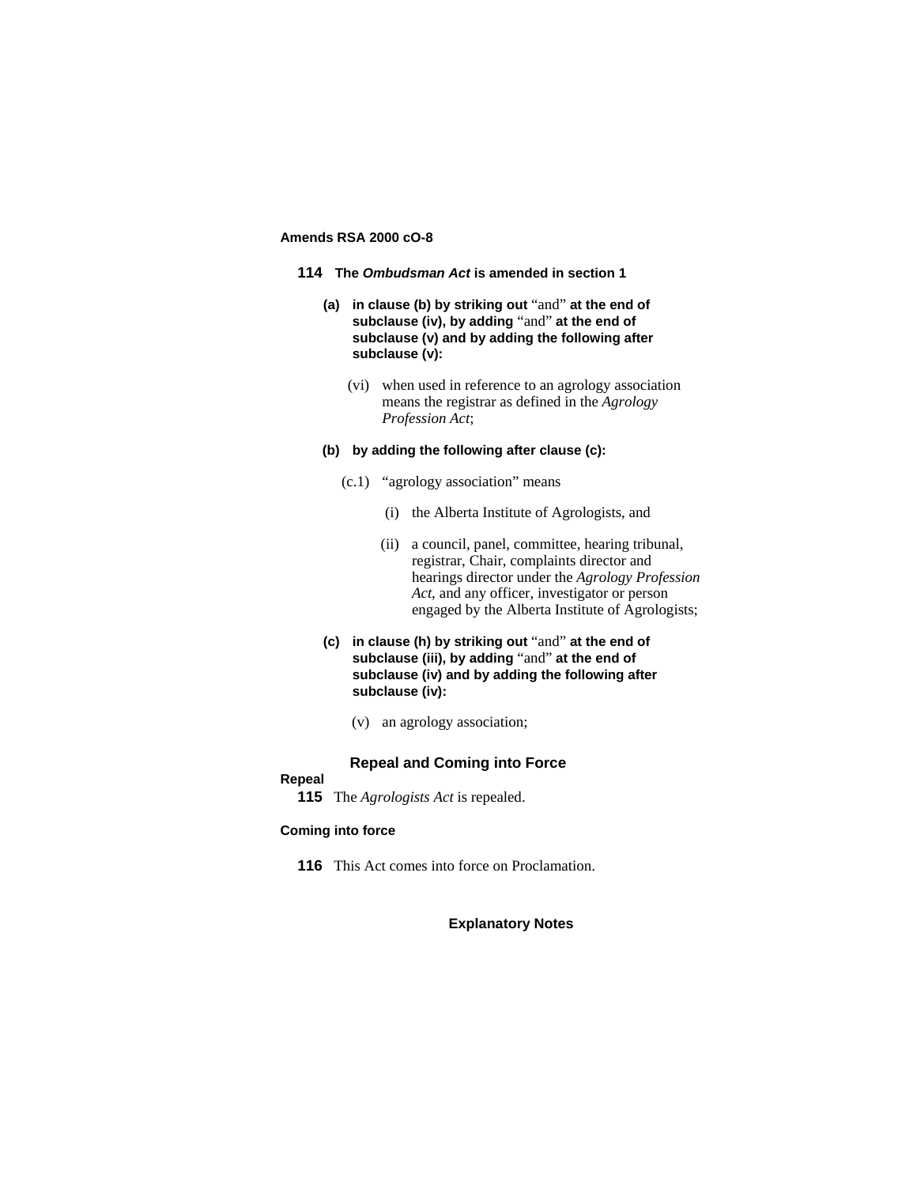**Amends RSA 2000 cO-8**

**114 The *Ombudsman Act* is amended in section 1**

**(a) in clause (b) by striking out** "and" **at the end of subclause (iv), by adding** "and" **at the end of subclause (v) and by adding the following after subclause (v):**

(vi) when used in reference to an agrology association means the registrar as defined in the *Agrology Profession Act*;

**(b) by adding the following after clause (c):**

(c.1) "agrology association" means

(i) the Alberta Institute of Agrologists, and

(ii) a council, panel, committee, hearing tribunal, registrar, Chair, complaints director and hearings director under the *Agrology Profession Act*, and any officer, investigator or person engaged by the Alberta Institute of Agrologists;

**(c) in clause (h) by striking out** "and" **at the end of subclause (iii), by adding** "and" **at the end of subclause (iv) and by adding the following after subclause (iv):**

(v) an agrology association;

## Repeal and Coming into Force

**Repeal**

**115** The *Agrologists Act* is repealed.

**Coming into force**

**116** This Act comes into force on Proclamation.

**Explanatory Notes**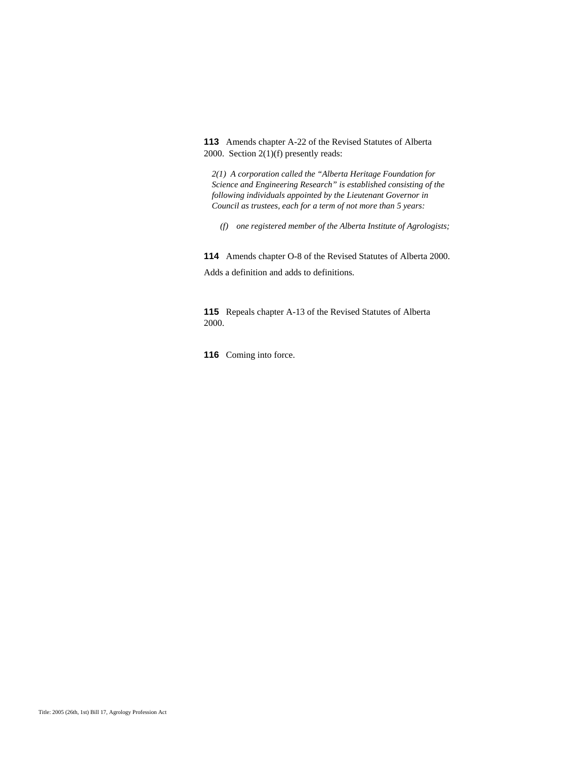**113** Amends chapter A-22 of the Revised Statutes of Alberta 2000. Section 2(1)(f) presently reads:

> *2(1) A corporation called the "Alberta Heritage Foundation for Science and Engineering Research" is established consisting of the following individuals appointed by the Lieutenant Governor in Council as trustees, each for a term of not more than 5 years:*
>
> *(f) one registered member of the Alberta Institute of Agrologists;*

**114** Amends chapter O-8 of the Revised Statutes of Alberta 2000.

Adds a definition and adds to definitions.

**115** Repeals chapter A-13 of the Revised Statutes of Alberta 2000.

**116** Coming into force.